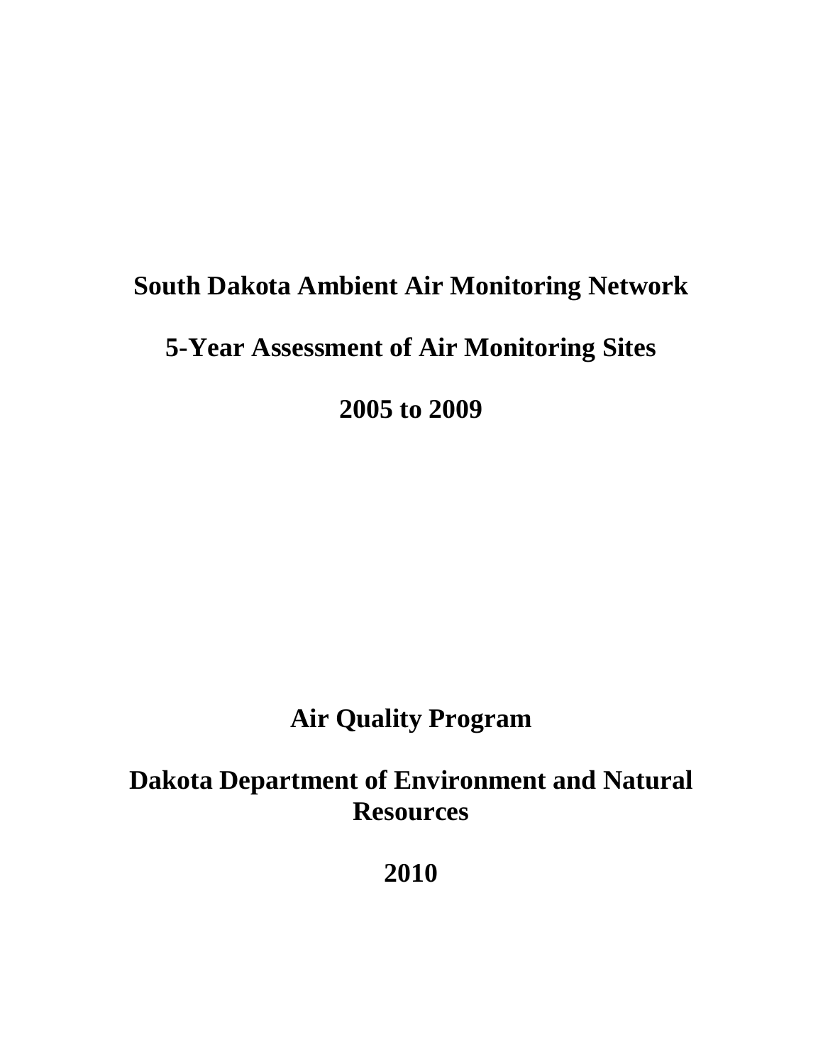# South Dakota Ambient Air Monitoring Network

# 5-Year Assessment of Air Monitoring Sites

# 2005 to 2009

## Air Quality Program

## Dakota Department of Environment and Natural Resources

## 2010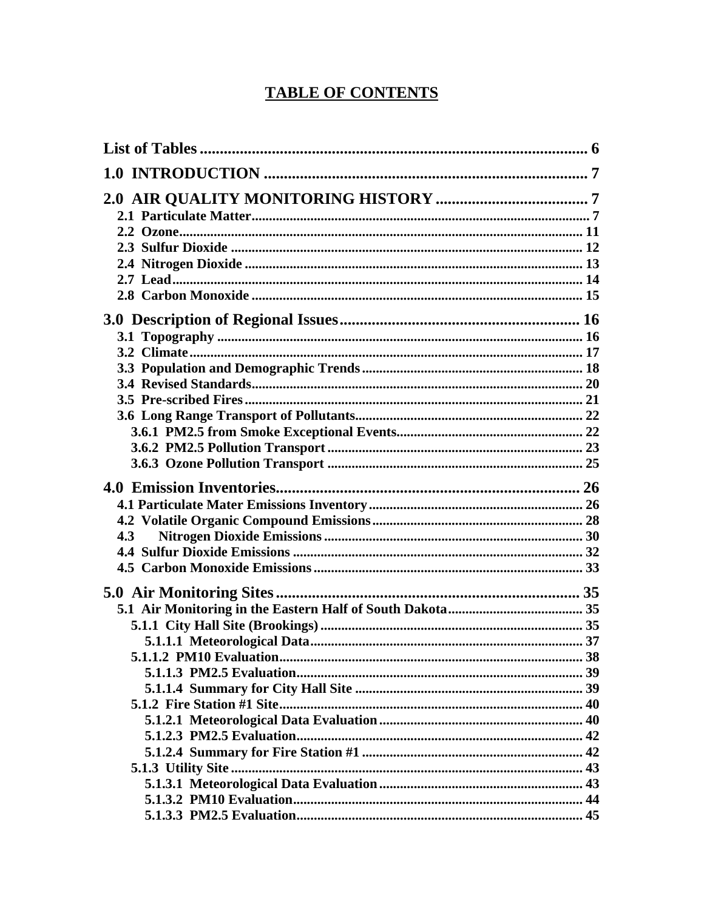# TABLE OF CONTENTS

List of Tables ... 6

1.0 INTRODUCTION ... 7

2.0 AIR QUALITY MONITORING HISTORY ... 7
- 2.1 Particulate Matter ... 7
- 2.2 Ozone ... 11
- 2.3 Sulfur Dioxide ... 12
- 2.4 Nitrogen Dioxide ... 13
- 2.7 Lead ... 14
- 2.8 Carbon Monoxide ... 15

3.0 Description of Regional Issues ... 16
- 3.1 Topography ... 16
- 3.2 Climate ... 17
- 3.3 Population and Demographic Trends ... 18
- 3.4 Revised Standards ... 20
- 3.5 Pre-scribed Fires ... 21
- 3.6 Long Range Transport of Pollutants ... 22
  - 3.6.1 PM2.5 from Smoke Exceptional Events ... 22
  - 3.6.2 PM2.5 Pollution Transport ... 23
  - 3.6.3 Ozone Pollution Transport ... 25

4.0 Emission Inventories ... 26
- 4.1 Particulate Mater Emissions Inventory ... 26
- 4.2 Volatile Organic Compound Emissions ... 28
- 4.3 Nitrogen Dioxide Emissions ... 30
- 4.4 Sulfur Dioxide Emissions ... 32
- 4.5 Carbon Monoxide Emissions ... 33

5.0 Air Monitoring Sites ... 35
- 5.1 Air Monitoring in the Eastern Half of South Dakota ... 35
  - 5.1.1 City Hall Site (Brookings) ... 35
    - 5.1.1.1 Meteorological Data ... 37
  - 5.1.1.2 PM10 Evaluation ... 38
    - 5.1.1.3 PM2.5 Evaluation ... 39
    - 5.1.1.4 Summary for City Hall Site ... 39
  - 5.1.2 Fire Station #1 Site ... 40
    - 5.1.2.1 Meteorological Data Evaluation ... 40
    - 5.1.2.3 PM2.5 Evaluation ... 42
    - 5.1.2.4 Summary for Fire Station #1 ... 42
  - 5.1.3 Utility Site ... 43
    - 5.1.3.1 Meteorological Data Evaluation ... 43
    - 5.1.3.2 PM10 Evaluation ... 44
    - 5.1.3.3 PM2.5 Evaluation ... 45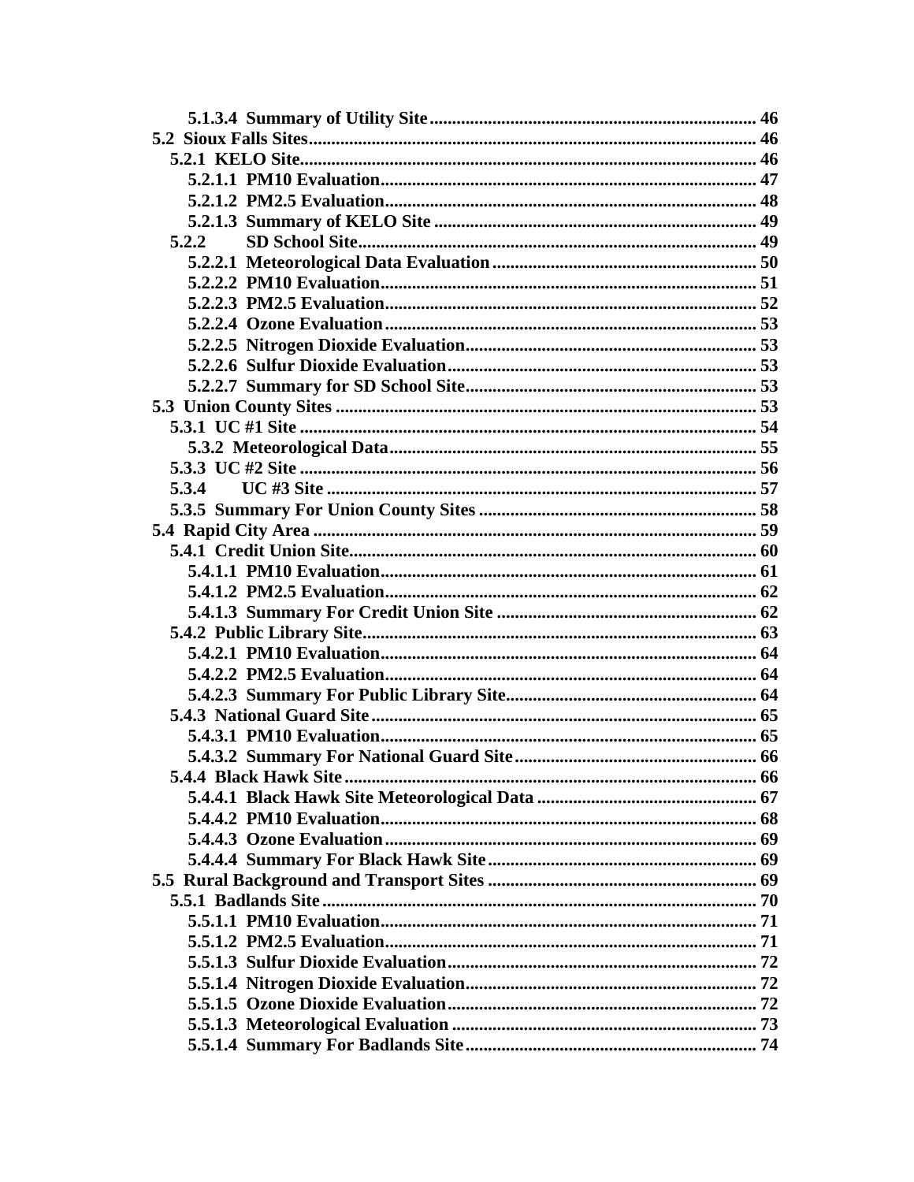5.1.3.4 Summary of Utility Site ........................................................................ 46
5.2 Sioux Falls Sites.................................................................................................. 46
5.2.1 KELO Site..................................................................................................... 46
5.2.1.1 PM10 Evaluation.................................................................................. 47
5.2.1.2 PM2.5 Evaluation................................................................................. 48
5.2.1.3 Summary of KELO Site ...................................................................... 49
5.2.2 SD School Site........................................................................................ 49
5.2.2.1 Meteorological Data Evaluation .......................................................... 50
5.2.2.2 PM10 Evaluation.................................................................................. 51
5.2.2.3 PM2.5 Evaluation................................................................................. 52
5.2.2.4 Ozone Evaluation ................................................................................. 53
5.2.2.5 Nitrogen Dioxide Evaluation................................................................ 53
5.2.2.6 Sulfur Dioxide Evaluation.................................................................... 53
5.2.2.7 Summary for SD School Site............................................................... 53
5.3 Union County Sites ............................................................................................ 53
5.3.1 UC #1 Site .................................................................................................... 54
5.3.2 Meteorological Data................................................................................. 55
5.3.3 UC #2 Site .................................................................................................... 56
5.3.4 UC #3 Site .............................................................................................. 57
5.3.5 Summary For Union County Sites ............................................................. 58
5.4 Rapid City Area ................................................................................................. 59
5.4.1 Credit Union Site......................................................................................... 60
5.4.1.1 PM10 Evaluation.................................................................................. 61
5.4.1.2 PM2.5 Evaluation................................................................................. 62
5.4.1.3 Summary For Credit Union Site ......................................................... 62
5.4.2 Public Library Site...................................................................................... 63
5.4.2.1 PM10 Evaluation.................................................................................. 64
5.4.2.2 PM2.5 Evaluation................................................................................. 64
5.4.2.3 Summary For Public Library Site....................................................... 64
5.4.3 National Guard Site .................................................................................... 65
5.4.3.1 PM10 Evaluation.................................................................................. 65
5.4.3.2 Summary For National Guard Site ..................................................... 66
5.4.4 Black Hawk Site .......................................................................................... 66
5.4.4.1 Black Hawk Site Meteorological Data ................................................ 67
5.4.4.2 PM10 Evaluation.................................................................................. 68
5.4.4.3 Ozone Evaluation ................................................................................. 69
5.4.4.4 Summary For Black Hawk Site ........................................................... 69
5.5 Rural Background and Transport Sites ........................................................... 69
5.5.1 Badlands Site ............................................................................................... 70
5.5.1.1 PM10 Evaluation.................................................................................. 71
5.5.1.2 PM2.5 Evaluation................................................................................. 71
5.5.1.3 Sulfur Dioxide Evaluation.................................................................... 72
5.5.1.4 Nitrogen Dioxide Evaluation................................................................ 72
5.5.1.5 Ozone Dioxide Evaluation.................................................................... 72
5.5.1.3 Meteorological Evaluation .................................................................. 73
5.5.1.4 Summary For Badlands Site ................................................................ 74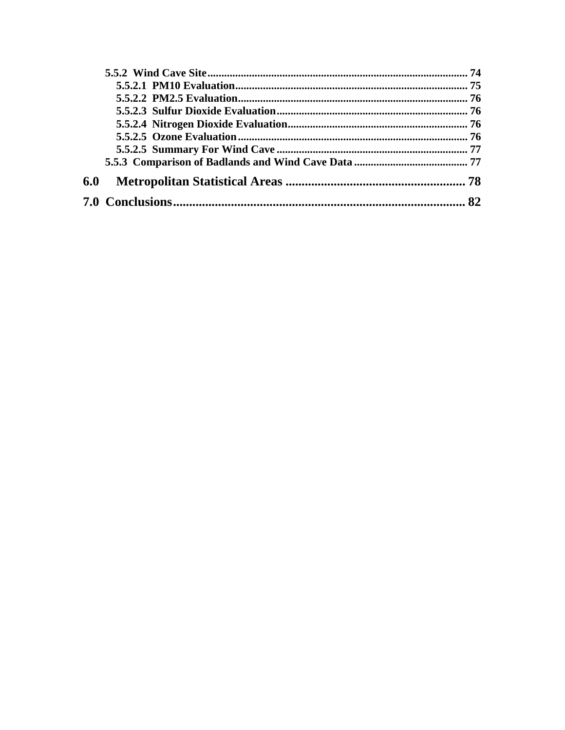5.5.2 Wind Cave Site ........................................................................................... 74
5.5.2.1 PM10 Evaluation ........................................................................... 75
5.5.2.2 PM2.5 Evaluation ........................................................................... 76
5.5.2.3 Sulfur Dioxide Evaluation ............................................................ 76
5.5.2.4 Nitrogen Dioxide Evaluation ....................................................... 76
5.5.2.5 Ozone Evaluation ......................................................................... 76
5.5.2.5 Summary For Wind Cave ............................................................ 77
5.5.3 Comparison of Badlands and Wind Cave Data ......................................... 77

**6.0 Metropolitan Statistical Areas ........................................................ 78**

**7.0 Conclusions ........................................................................................ 82**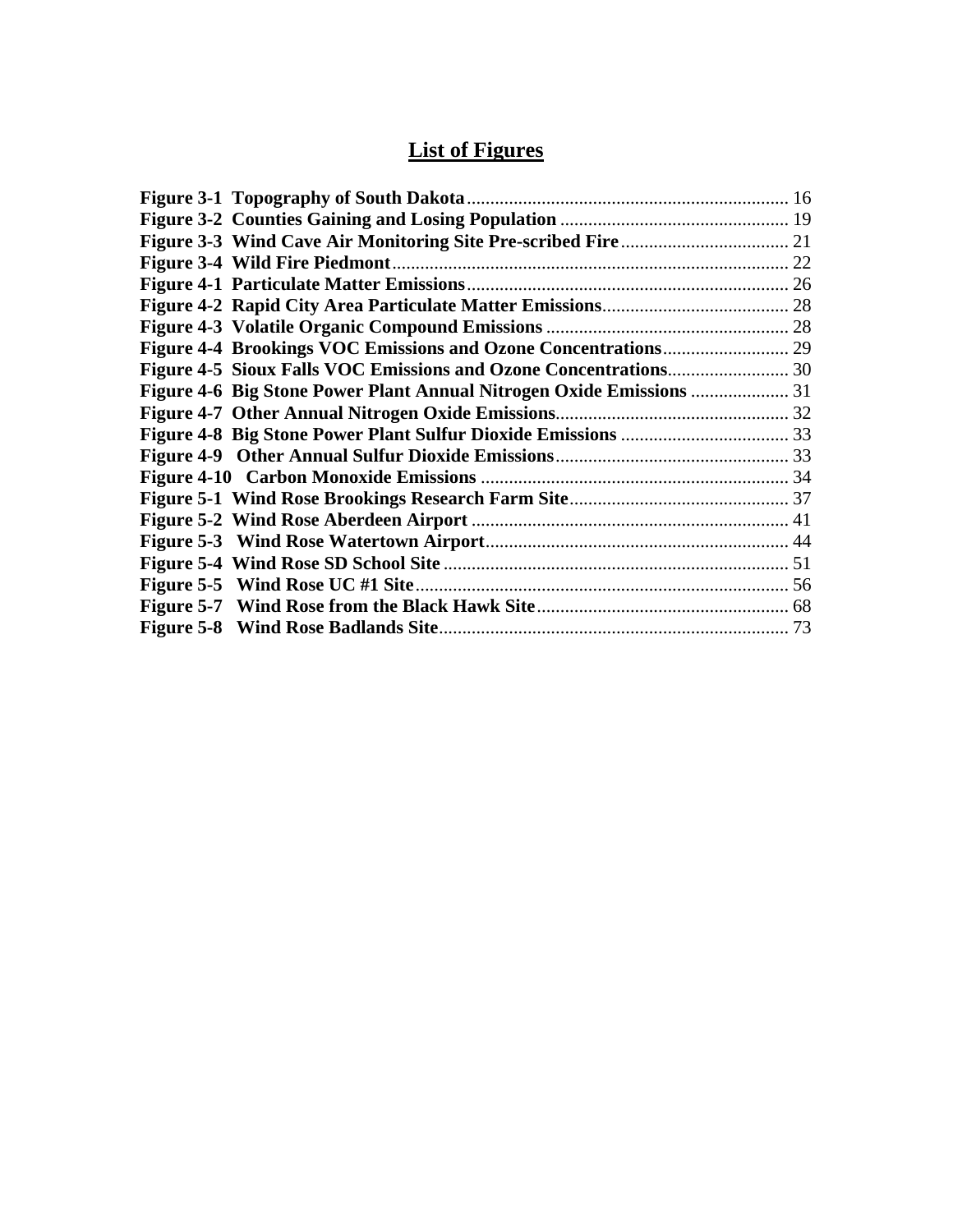# List of Figures

**Figure 3-1 Topography of South Dakota** .................... 16
**Figure 3-2 Counties Gaining and Losing Population** .................... 19
**Figure 3-3 Wind Cave Air Monitoring Site Pre-scribed Fire** .................... 21
**Figure 3-4 Wild Fire Piedmont** .................... 22
**Figure 4-1 Particulate Matter Emissions** .................... 26
**Figure 4-2 Rapid City Area Particulate Matter Emissions** .................... 28
**Figure 4-3 Volatile Organic Compound Emissions** .................... 28
**Figure 4-4 Brookings VOC Emissions and Ozone Concentrations** .................... 29
**Figure 4-5 Sioux Falls VOC Emissions and Ozone Concentrations** .................... 30
**Figure 4-6 Big Stone Power Plant Annual Nitrogen Oxide Emissions** .................... 31
**Figure 4-7 Other Annual Nitrogen Oxide Emissions** .................... 32
**Figure 4-8 Big Stone Power Plant Sulfur Dioxide Emissions** .................... 33
**Figure 4-9 Other Annual Sulfur Dioxide Emissions** .................... 33
**Figure 4-10 Carbon Monoxide Emissions** .................... 34
**Figure 5-1 Wind Rose Brookings Research Farm Site** .................... 37
**Figure 5-2 Wind Rose Aberdeen Airport** .................... 41
**Figure 5-3 Wind Rose Watertown Airport** .................... 44
**Figure 5-4 Wind Rose SD School Site** .................... 51
**Figure 5-5 Wind Rose UC #1 Site** .................... 56
**Figure 5-7 Wind Rose from the Black Hawk Site** .................... 68
**Figure 5-8 Wind Rose Badlands Site** .................... 73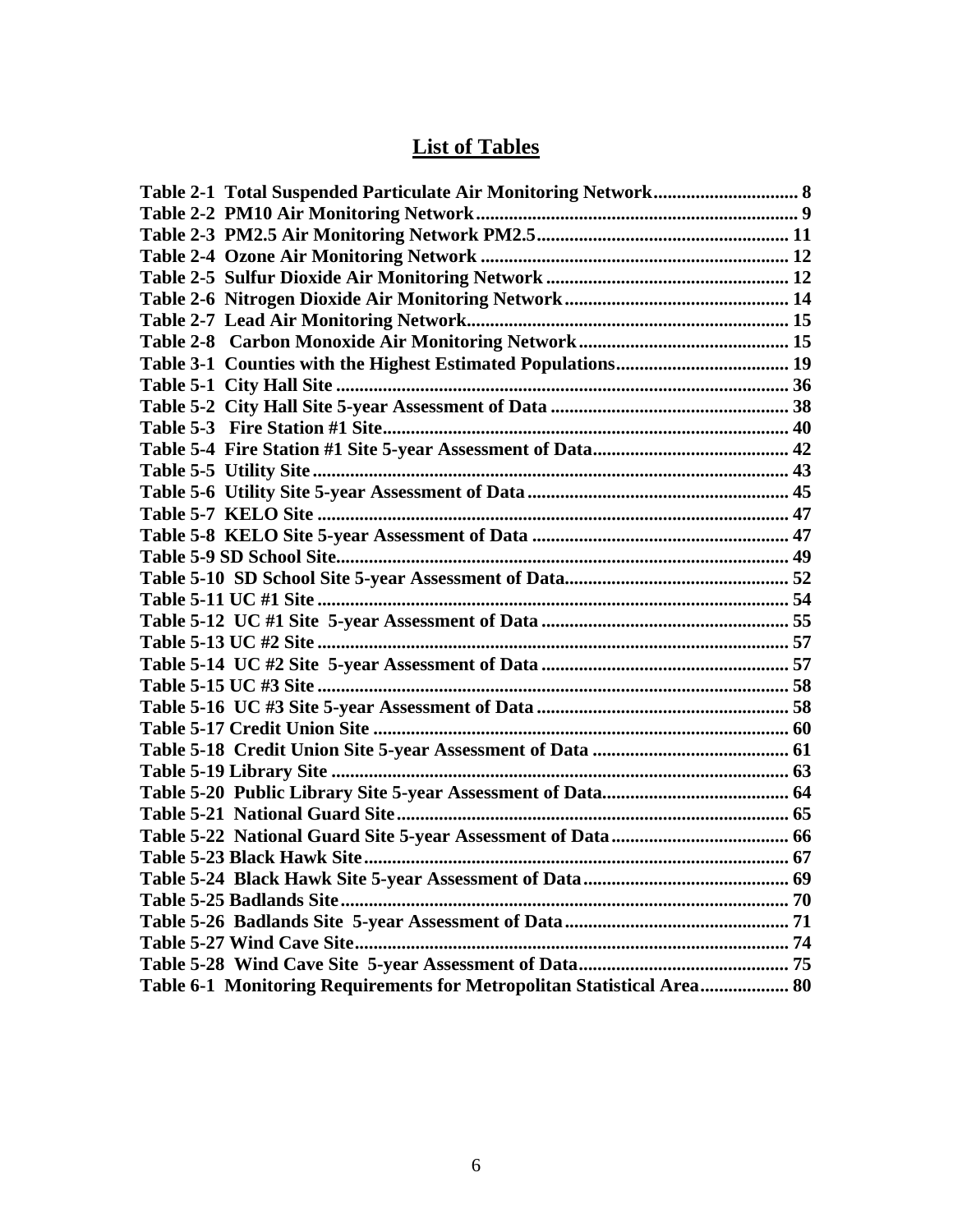# List of Tables

**Table 2-1 Total Suspended Particulate Air Monitoring Network............................... 8**
**Table 2-2 PM10 Air Monitoring Network.................................................................... 9**
**Table 2-3 PM2.5 Air Monitoring Network PM2.5...................................................... 11**
**Table 2-4 Ozone Air Monitoring Network ................................................................. 12**
**Table 2-5 Sulfur Dioxide Air Monitoring Network .................................................... 12**
**Table 2-6 Nitrogen Dioxide Air Monitoring Network ................................................ 14**
**Table 2-7 Lead Air Monitoring Network.................................................................... 15**
**Table 2-8 Carbon Monoxide Air Monitoring Network ............................................. 15**
**Table 3-1 Counties with the Highest Estimated Populations..................................... 19**
**Table 5-1 City Hall Site ................................................................................................ 36**
**Table 5-2 City Hall Site 5-year Assessment of Data ................................................... 38**
**Table 5-3 Fire Station #1 Site...................................................................................... 40**
**Table 5-4 Fire Station #1 Site 5-year Assessment of Data.......................................... 42**
**Table 5-5 Utility Site ..................................................................................................... 43**
**Table 5-6 Utility Site 5-year Assessment of Data ........................................................ 45**
**Table 5-7 KELO Site ..................................................................................................... 47**
**Table 5-8 KELO Site 5-year Assessment of Data ....................................................... 47**
**Table 5-9 SD School Site................................................................................................ 49**
**Table 5-10 SD School Site 5-year Assessment of Data................................................ 52**
**Table 5-11 UC #1 Site .................................................................................................... 54**
**Table 5-12 UC #1 Site 5-year Assessment of Data ..................................................... 55**
**Table 5-13 UC #2 Site .................................................................................................... 57**
**Table 5-14 UC #2 Site 5-year Assessment of Data ..................................................... 57**
**Table 5-15 UC #3 Site .................................................................................................... 58**
**Table 5-16 UC #3 Site 5-year Assessment of Data ...................................................... 58**
**Table 5-17 Credit Union Site ........................................................................................ 60**
**Table 5-18 Credit Union Site 5-year Assessment of Data .......................................... 61**
**Table 5-19 Library Site ................................................................................................. 63**
**Table 5-20 Public Library Site 5-year Assessment of Data........................................ 64**
**Table 5-21 National Guard Site.................................................................................... 65**
**Table 5-22 National Guard Site 5-year Assessment of Data...................................... 66**
**Table 5-23 Black Hawk Site........................................................................................... 67**
**Table 5-24 Black Hawk Site 5-year Assessment of Data............................................ 69**
**Table 5-25 Badlands Site............................................................................................... 70**
**Table 5-26 Badlands Site 5-year Assessment of Data................................................ 71**
**Table 5-27 Wind Cave Site............................................................................................ 74**
**Table 5-28 Wind Cave Site 5-year Assessment of Data............................................. 75**
**Table 6-1 Monitoring Requirements for Metropolitan Statistical Area................... 80**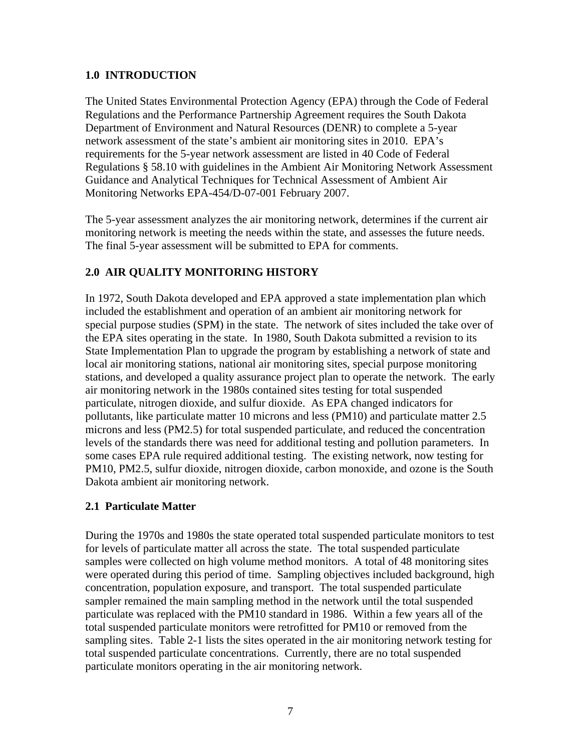## 1.0 INTRODUCTION

The United States Environmental Protection Agency (EPA) through the Code of Federal Regulations and the Performance Partnership Agreement requires the South Dakota Department of Environment and Natural Resources (DENR) to complete a 5-year network assessment of the state's ambient air monitoring sites in 2010. EPA's requirements for the 5-year network assessment are listed in 40 Code of Federal Regulations § 58.10 with guidelines in the Ambient Air Monitoring Network Assessment Guidance and Analytical Techniques for Technical Assessment of Ambient Air Monitoring Networks EPA-454/D-07-001 February 2007.

The 5-year assessment analyzes the air monitoring network, determines if the current air monitoring network is meeting the needs within the state, and assesses the future needs. The final 5-year assessment will be submitted to EPA for comments.

## 2.0 AIR QUALITY MONITORING HISTORY

In 1972, South Dakota developed and EPA approved a state implementation plan which included the establishment and operation of an ambient air monitoring network for special purpose studies (SPM) in the state. The network of sites included the take over of the EPA sites operating in the state. In 1980, South Dakota submitted a revision to its State Implementation Plan to upgrade the program by establishing a network of state and local air monitoring stations, national air monitoring sites, special purpose monitoring stations, and developed a quality assurance project plan to operate the network. The early air monitoring network in the 1980s contained sites testing for total suspended particulate, nitrogen dioxide, and sulfur dioxide. As EPA changed indicators for pollutants, like particulate matter 10 microns and less (PM10) and particulate matter 2.5 microns and less (PM2.5) for total suspended particulate, and reduced the concentration levels of the standards there was need for additional testing and pollution parameters. In some cases EPA rule required additional testing. The existing network, now testing for PM10, PM2.5, sulfur dioxide, nitrogen dioxide, carbon monoxide, and ozone is the South Dakota ambient air monitoring network.

### 2.1 Particulate Matter

During the 1970s and 1980s the state operated total suspended particulate monitors to test for levels of particulate matter all across the state. The total suspended particulate samples were collected on high volume method monitors. A total of 48 monitoring sites were operated during this period of time. Sampling objectives included background, high concentration, population exposure, and transport. The total suspended particulate sampler remained the main sampling method in the network until the total suspended particulate was replaced with the PM10 standard in 1986. Within a few years all of the total suspended particulate monitors were retrofitted for PM10 or removed from the sampling sites. Table 2-1 lists the sites operated in the air monitoring network testing for total suspended particulate concentrations. Currently, there are no total suspended particulate monitors operating in the air monitoring network.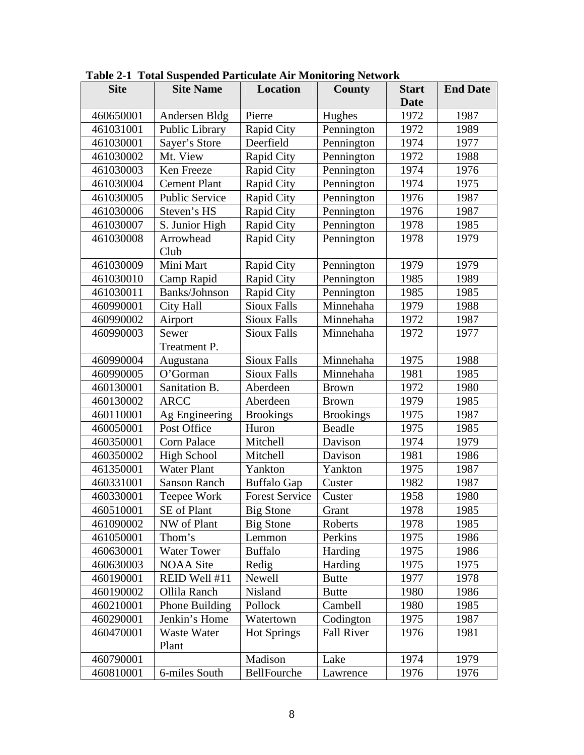**Table 2-1 Total Suspended Particulate Air Monitoring Network**

| Site | Site Name | Location | County | Start Date | End Date |
|---|---|---|---|---|---|
| 460650001 | Andersen Bldg | Pierre | Hughes | 1972 | 1987 |
| 461031001 | Public Library | Rapid City | Pennington | 1972 | 1989 |
| 461030001 | Sayer's Store | Deerfield | Pennington | 1974 | 1977 |
| 461030002 | Mt. View | Rapid City | Pennington | 1972 | 1988 |
| 461030003 | Ken Freeze | Rapid City | Pennington | 1974 | 1976 |
| 461030004 | Cement Plant | Rapid City | Pennington | 1974 | 1975 |
| 461030005 | Public Service | Rapid City | Pennington | 1976 | 1987 |
| 461030006 | Steven's HS | Rapid City | Pennington | 1976 | 1987 |
| 461030007 | S. Junior High | Rapid City | Pennington | 1978 | 1985 |
| 461030008 | Arrowhead Club | Rapid City | Pennington | 1978 | 1979 |
| 461030009 | Mini Mart | Rapid City | Pennington | 1979 | 1979 |
| 461030010 | Camp Rapid | Rapid City | Pennington | 1985 | 1989 |
| 461030011 | Banks/Johnson | Rapid City | Pennington | 1985 | 1985 |
| 460990001 | City Hall | Sioux Falls | Minnehaha | 1979 | 1988 |
| 460990002 | Airport | Sioux Falls | Minnehaha | 1972 | 1987 |
| 460990003 | Sewer Treatment P. | Sioux Falls | Minnehaha | 1972 | 1977 |
| 460990004 | Augustana | Sioux Falls | Minnehaha | 1975 | 1988 |
| 460990005 | O'Gorman | Sioux Falls | Minnehaha | 1981 | 1985 |
| 460130001 | Sanitation B. | Aberdeen | Brown | 1972 | 1980 |
| 460130002 | ARCC | Aberdeen | Brown | 1979 | 1985 |
| 460110001 | Ag Engineering | Brookings | Brookings | 1975 | 1987 |
| 460050001 | Post Office | Huron | Beadle | 1975 | 1985 |
| 460350001 | Corn Palace | Mitchell | Davison | 1974 | 1979 |
| 460350002 | High School | Mitchell | Davison | 1981 | 1986 |
| 461350001 | Water Plant | Yankton | Yankton | 1975 | 1987 |
| 460331001 | Sanson Ranch | Buffalo Gap | Custer | 1982 | 1987 |
| 460330001 | Teepee Work | Forest Service | Custer | 1958 | 1980 |
| 460510001 | SE of Plant | Big Stone | Grant | 1978 | 1985 |
| 461090002 | NW of Plant | Big Stone | Roberts | 1978 | 1985 |
| 461050001 | Thom's | Lemmon | Perkins | 1975 | 1986 |
| 460630001 | Water Tower | Buffalo | Harding | 1975 | 1986 |
| 460630003 | NOAA Site | Redig | Harding | 1975 | 1975 |
| 460190001 | REID Well #11 | Newell | Butte | 1977 | 1978 |
| 460190002 | Ollila Ranch | Nisland | Butte | 1980 | 1986 |
| 460210001 | Phone Building | Pollock | Cambell | 1980 | 1985 |
| 460290001 | Jenkin's Home | Watertown | Codington | 1975 | 1987 |
| 460470001 | Waste Water Plant | Hot Springs | Fall River | 1976 | 1981 |
| 460790001 | | Madison | Lake | 1974 | 1979 |
| 460810001 | 6-miles South | BellFourche | Lawrence | 1976 | 1976 |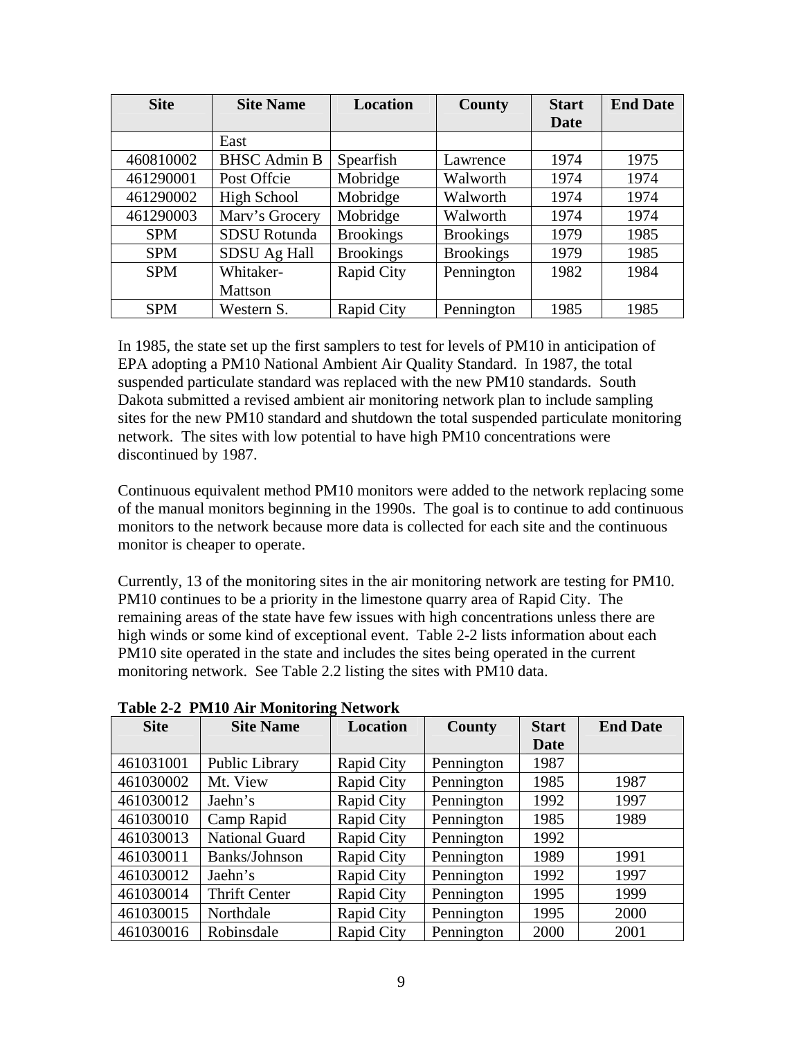| Site | Site Name | Location | County | Start Date | End Date |
|---|---|---|---|---|---|
| | East | | | | |
| 460810002 | BHSC Admin B | Spearfish | Lawrence | 1974 | 1975 |
| 461290001 | Post Offcie | Mobridge | Walworth | 1974 | 1974 |
| 461290002 | High School | Mobridge | Walworth | 1974 | 1974 |
| 461290003 | Marv's Grocery | Mobridge | Walworth | 1974 | 1974 |
| SPM | SDSU Rotunda | Brookings | Brookings | 1979 | 1985 |
| SPM | SDSU Ag Hall | Brookings | Brookings | 1979 | 1985 |
| SPM | Whitaker-Mattson | Rapid City | Pennington | 1982 | 1984 |
| SPM | Western S. | Rapid City | Pennington | 1985 | 1985 |

In 1985, the state set up the first samplers to test for levels of PM10 in anticipation of EPA adopting a PM10 National Ambient Air Quality Standard. In 1987, the total suspended particulate standard was replaced with the new PM10 standards. South Dakota submitted a revised ambient air monitoring network plan to include sampling sites for the new PM10 standard and shutdown the total suspended particulate monitoring network. The sites with low potential to have high PM10 concentrations were discontinued by 1987.

Continuous equivalent method PM10 monitors were added to the network replacing some of the manual monitors beginning in the 1990s. The goal is to continue to add continuous monitors to the network because more data is collected for each site and the continuous monitor is cheaper to operate.

Currently, 13 of the monitoring sites in the air monitoring network are testing for PM10. PM10 continues to be a priority in the limestone quarry area of Rapid City. The remaining areas of the state have few issues with high concentrations unless there are high winds or some kind of exceptional event. Table 2-2 lists information about each PM10 site operated in the state and includes the sites being operated in the current monitoring network. See Table 2.2 listing the sites with PM10 data.

**Table 2-2 PM10 Air Monitoring Network**

| Site | Site Name | Location | County | Start Date | End Date |
|---|---|---|---|---|---|
| 461031001 | Public Library | Rapid City | Pennington | 1987 | |
| 461030002 | Mt. View | Rapid City | Pennington | 1985 | 1987 |
| 461030012 | Jaehn's | Rapid City | Pennington | 1992 | 1997 |
| 461030010 | Camp Rapid | Rapid City | Pennington | 1985 | 1989 |
| 461030013 | National Guard | Rapid City | Pennington | 1992 | |
| 461030011 | Banks/Johnson | Rapid City | Pennington | 1989 | 1991 |
| 461030012 | Jaehn's | Rapid City | Pennington | 1992 | 1997 |
| 461030014 | Thrift Center | Rapid City | Pennington | 1995 | 1999 |
| 461030015 | Northdale | Rapid City | Pennington | 1995 | 2000 |
| 461030016 | Robinsdale | Rapid City | Pennington | 2000 | 2001 |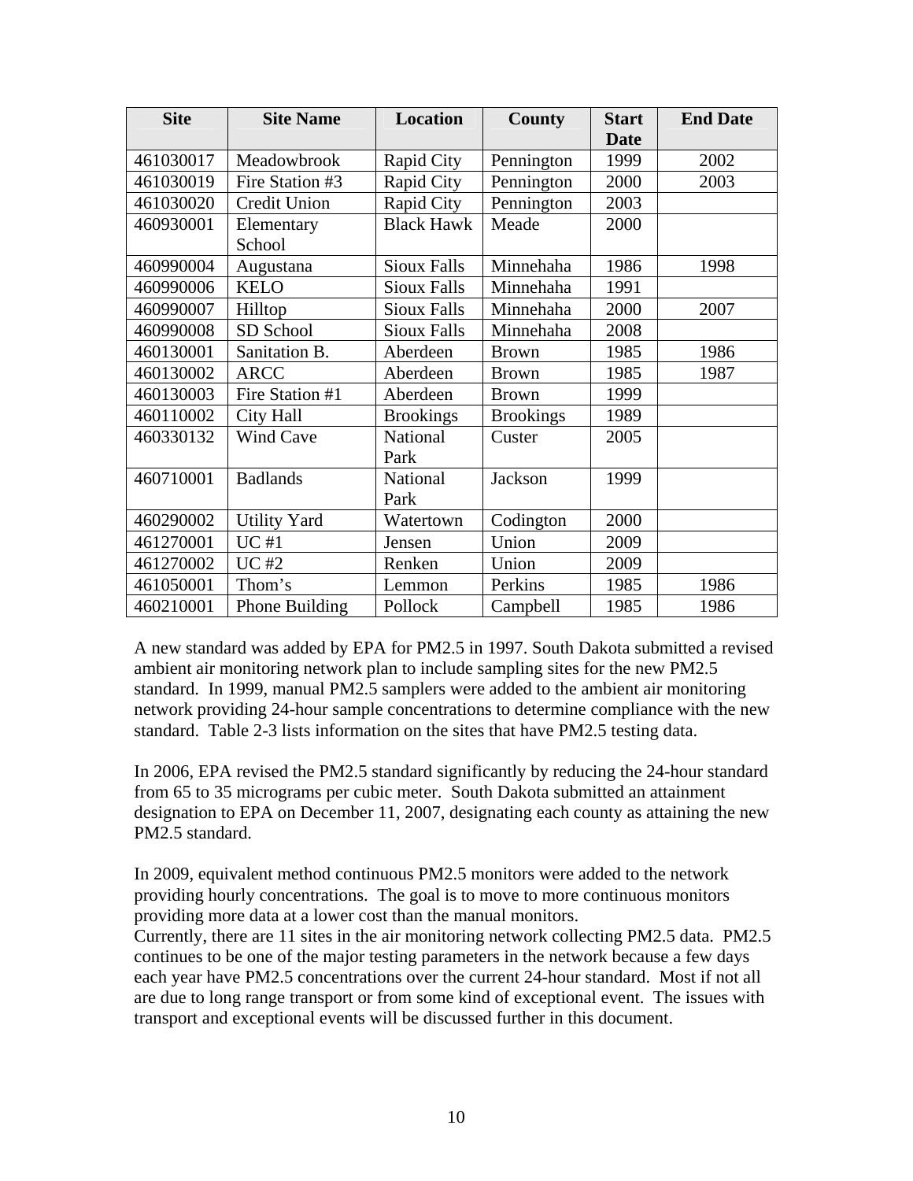| Site | Site Name | Location | County | Start Date | End Date |
| --- | --- | --- | --- | --- | --- |
| 461030017 | Meadowbrook | Rapid City | Pennington | 1999 | 2002 |
| 461030019 | Fire Station #3 | Rapid City | Pennington | 2000 | 2003 |
| 461030020 | Credit Union | Rapid City | Pennington | 2003 | |
| 460930001 | Elementary School | Black Hawk | Meade | 2000 | |
| 460990004 | Augustana | Sioux Falls | Minnehaha | 1986 | 1998 |
| 460990006 | KELO | Sioux Falls | Minnehaha | 1991 | |
| 460990007 | Hilltop | Sioux Falls | Minnehaha | 2000 | 2007 |
| 460990008 | SD School | Sioux Falls | Minnehaha | 2008 | |
| 460130001 | Sanitation B. | Aberdeen | Brown | 1985 | 1986 |
| 460130002 | ARCC | Aberdeen | Brown | 1985 | 1987 |
| 460130003 | Fire Station #1 | Aberdeen | Brown | 1999 | |
| 460110002 | City Hall | Brookings | Brookings | 1989 | |
| 460330132 | Wind Cave | National Park | Custer | 2005 | |
| 460710001 | Badlands | National Park | Jackson | 1999 | |
| 460290002 | Utility Yard | Watertown | Codington | 2000 | |
| 461270001 | UC #1 | Jensen | Union | 2009 | |
| 461270002 | UC #2 | Renken | Union | 2009 | |
| 461050001 | Thom's | Lemmon | Perkins | 1985 | 1986 |
| 460210001 | Phone Building | Pollock | Campbell | 1985 | 1986 |

A new standard was added by EPA for PM2.5 in 1997. South Dakota submitted a revised ambient air monitoring network plan to include sampling sites for the new PM2.5 standard. In 1999, manual PM2.5 samplers were added to the ambient air monitoring network providing 24-hour sample concentrations to determine compliance with the new standard. Table 2-3 lists information on the sites that have PM2.5 testing data.

In 2006, EPA revised the PM2.5 standard significantly by reducing the 24-hour standard from 65 to 35 micrograms per cubic meter. South Dakota submitted an attainment designation to EPA on December 11, 2007, designating each county as attaining the new PM2.5 standard.

In 2009, equivalent method continuous PM2.5 monitors were added to the network providing hourly concentrations. The goal is to move to more continuous monitors providing more data at a lower cost than the manual monitors.
Currently, there are 11 sites in the air monitoring network collecting PM2.5 data. PM2.5 continues to be one of the major testing parameters in the network because a few days each year have PM2.5 concentrations over the current 24-hour standard. Most if not all are due to long range transport or from some kind of exceptional event. The issues with transport and exceptional events will be discussed further in this document.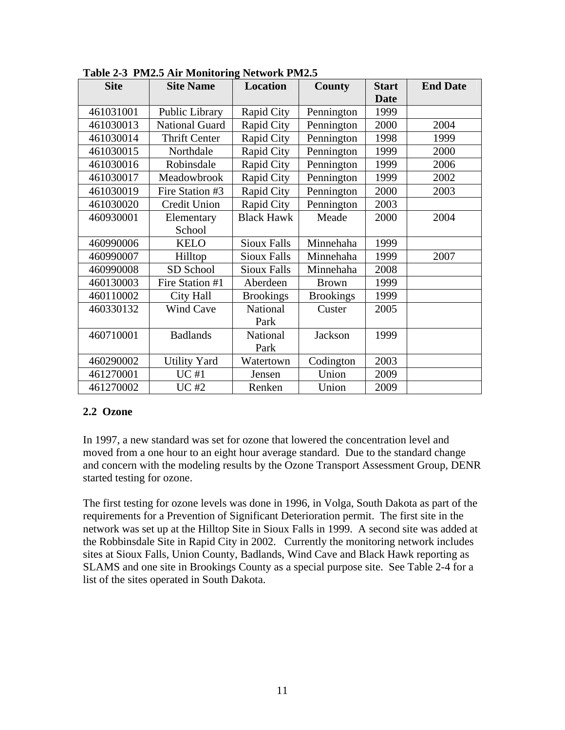**Table 2-3 PM2.5 Air Monitoring Network PM2.5**

| Site | Site Name | Location | County | Start Date | End Date |
|---|---|---|---|---|---|
| 461031001 | Public Library | Rapid City | Pennington | 1999 | |
| 461030013 | National Guard | Rapid City | Pennington | 2000 | 2004 |
| 461030014 | Thrift Center | Rapid City | Pennington | 1998 | 1999 |
| 461030015 | Northdale | Rapid City | Pennington | 1999 | 2000 |
| 461030016 | Robinsdale | Rapid City | Pennington | 1999 | 2006 |
| 461030017 | Meadowbrook | Rapid City | Pennington | 1999 | 2002 |
| 461030019 | Fire Station #3 | Rapid City | Pennington | 2000 | 2003 |
| 461030020 | Credit Union | Rapid City | Pennington | 2003 | |
| 460930001 | Elementary School | Black Hawk | Meade | 2000 | 2004 |
| 460990006 | KELO | Sioux Falls | Minnehaha | 1999 | |
| 460990007 | Hilltop | Sioux Falls | Minnehaha | 1999 | 2007 |
| 460990008 | SD School | Sioux Falls | Minnehaha | 2008 | |
| 460130003 | Fire Station #1 | Aberdeen | Brown | 1999 | |
| 460110002 | City Hall | Brookings | Brookings | 1999 | |
| 460330132 | Wind Cave | National Park | Custer | 2005 | |
| 460710001 | Badlands | National Park | Jackson | 1999 | |
| 460290002 | Utility Yard | Watertown | Codington | 2003 | |
| 461270001 | UC #1 | Jensen | Union | 2009 | |
| 461270002 | UC #2 | Renken | Union | 2009 | |

## 2.2 Ozone

In 1997, a new standard was set for ozone that lowered the concentration level and moved from a one hour to an eight hour average standard. Due to the standard change and concern with the modeling results by the Ozone Transport Assessment Group, DENR started testing for ozone.

The first testing for ozone levels was done in 1996, in Volga, South Dakota as part of the requirements for a Prevention of Significant Deterioration permit. The first site in the network was set up at the Hilltop Site in Sioux Falls in 1999. A second site was added at the Robbinsdale Site in Rapid City in 2002. Currently the monitoring network includes sites at Sioux Falls, Union County, Badlands, Wind Cave and Black Hawk reporting as SLAMS and one site in Brookings County as a special purpose site. See Table 2-4 for a list of the sites operated in South Dakota.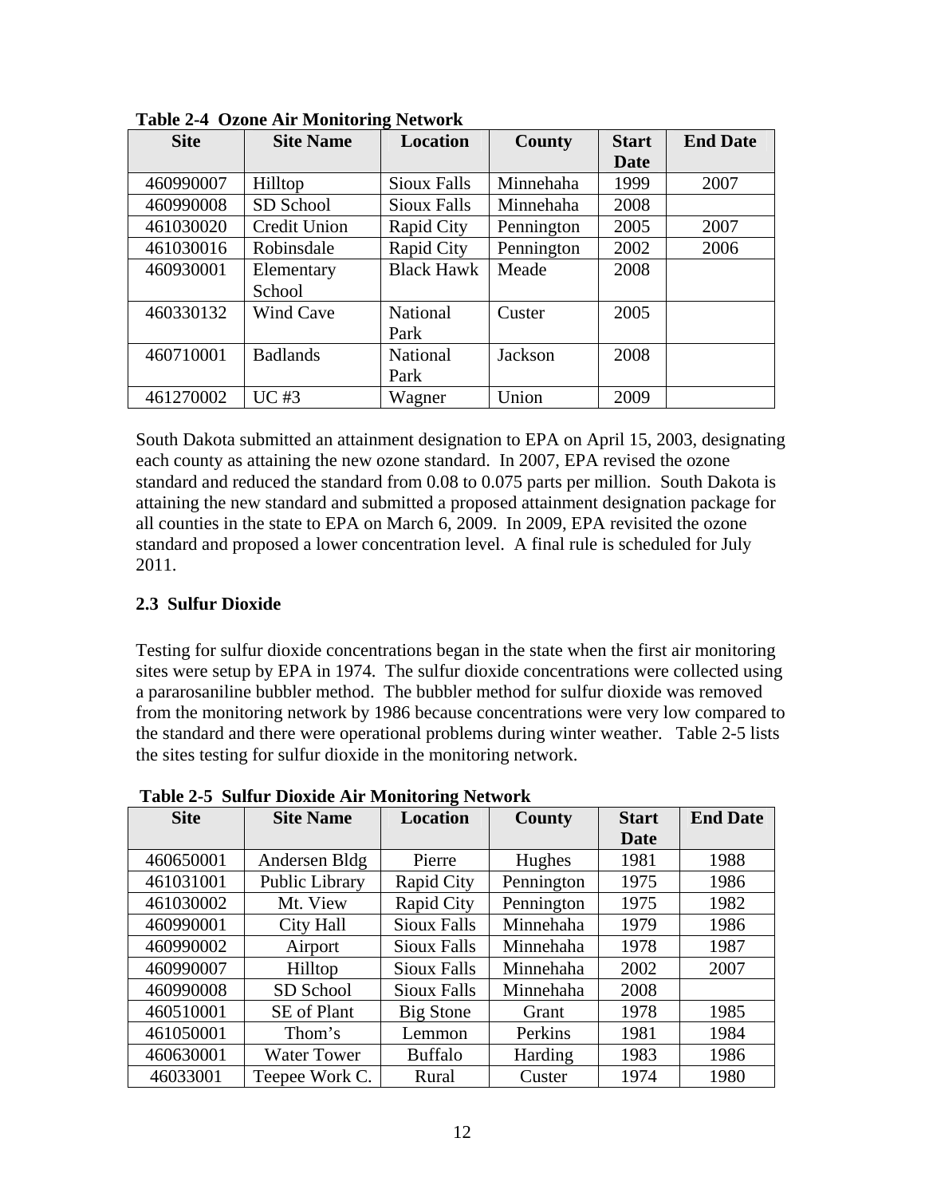**Table 2-4 Ozone Air Monitoring Network**

| Site | Site Name | Location | County | Start Date | End Date |
|---|---|---|---|---|---|
| 460990007 | Hilltop | Sioux Falls | Minnehaha | 1999 | 2007 |
| 460990008 | SD School | Sioux Falls | Minnehaha | 2008 | |
| 461030020 | Credit Union | Rapid City | Pennington | 2005 | 2007 |
| 461030016 | Robinsdale | Rapid City | Pennington | 2002 | 2006 |
| 460930001 | Elementary School | Black Hawk | Meade | 2008 | |
| 460330132 | Wind Cave | National Park | Custer | 2005 | |
| 460710001 | Badlands | National Park | Jackson | 2008 | |
| 461270002 | UC #3 | Wagner | Union | 2009 | |

South Dakota submitted an attainment designation to EPA on April 15, 2003, designating each county as attaining the new ozone standard. In 2007, EPA revised the ozone standard and reduced the standard from 0.08 to 0.075 parts per million. South Dakota is attaining the new standard and submitted a proposed attainment designation package for all counties in the state to EPA on March 6, 2009. In 2009, EPA revisited the ozone standard and proposed a lower concentration level. A final rule is scheduled for July 2011.

### 2.3 Sulfur Dioxide

Testing for sulfur dioxide concentrations began in the state when the first air monitoring sites were setup by EPA in 1974. The sulfur dioxide concentrations were collected using a pararosaniline bubbler method. The bubbler method for sulfur dioxide was removed from the monitoring network by 1986 because concentrations were very low compared to the standard and there were operational problems during winter weather. Table 2-5 lists the sites testing for sulfur dioxide in the monitoring network.

**Table 2-5 Sulfur Dioxide Air Monitoring Network**

| Site | Site Name | Location | County | Start Date | End Date |
|---|---|---|---|---|---|
| 460650001 | Andersen Bldg | Pierre | Hughes | 1981 | 1988 |
| 461031001 | Public Library | Rapid City | Pennington | 1975 | 1986 |
| 461030002 | Mt. View | Rapid City | Pennington | 1975 | 1982 |
| 460990001 | City Hall | Sioux Falls | Minnehaha | 1979 | 1986 |
| 460990002 | Airport | Sioux Falls | Minnehaha | 1978 | 1987 |
| 460990007 | Hilltop | Sioux Falls | Minnehaha | 2002 | 2007 |
| 460990008 | SD School | Sioux Falls | Minnehaha | 2008 | |
| 460510001 | SE of Plant | Big Stone | Grant | 1978 | 1985 |
| 461050001 | Thom's | Lemmon | Perkins | 1981 | 1984 |
| 460630001 | Water Tower | Buffalo | Harding | 1983 | 1986 |
| 46033001 | Teepee Work C. | Rural | Custer | 1974 | 1980 |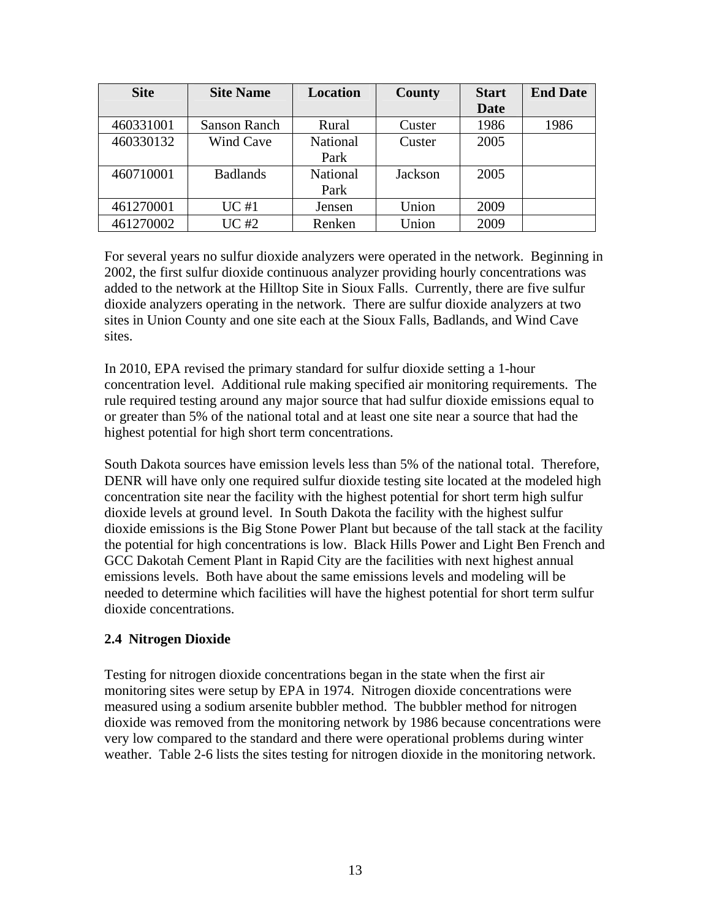| Site | Site Name | Location | County | Start Date | End Date |
|---|---|---|---|---|---|
| 460331001 | Sanson Ranch | Rural | Custer | 1986 | 1986 |
| 460330132 | Wind Cave | National Park | Custer | 2005 | |
| 460710001 | Badlands | National Park | Jackson | 2005 | |
| 461270001 | UC #1 | Jensen | Union | 2009 | |
| 461270002 | UC #2 | Renken | Union | 2009 | |

For several years no sulfur dioxide analyzers were operated in the network. Beginning in 2002, the first sulfur dioxide continuous analyzer providing hourly concentrations was added to the network at the Hilltop Site in Sioux Falls. Currently, there are five sulfur dioxide analyzers operating in the network. There are sulfur dioxide analyzers at two sites in Union County and one site each at the Sioux Falls, Badlands, and Wind Cave sites.

In 2010, EPA revised the primary standard for sulfur dioxide setting a 1-hour concentration level. Additional rule making specified air monitoring requirements. The rule required testing around any major source that had sulfur dioxide emissions equal to or greater than 5% of the national total and at least one site near a source that had the highest potential for high short term concentrations.

South Dakota sources have emission levels less than 5% of the national total. Therefore, DENR will have only one required sulfur dioxide testing site located at the modeled high concentration site near the facility with the highest potential for short term high sulfur dioxide levels at ground level. In South Dakota the facility with the highest sulfur dioxide emissions is the Big Stone Power Plant but because of the tall stack at the facility the potential for high concentrations is low. Black Hills Power and Light Ben French and GCC Dakotah Cement Plant in Rapid City are the facilities with next highest annual emissions levels. Both have about the same emissions levels and modeling will be needed to determine which facilities will have the highest potential for short term sulfur dioxide concentrations.

### 2.4 Nitrogen Dioxide

Testing for nitrogen dioxide concentrations began in the state when the first air monitoring sites were setup by EPA in 1974. Nitrogen dioxide concentrations were measured using a sodium arsenite bubbler method. The bubbler method for nitrogen dioxide was removed from the monitoring network by 1986 because concentrations were very low compared to the standard and there were operational problems during winter weather. Table 2-6 lists the sites testing for nitrogen dioxide in the monitoring network.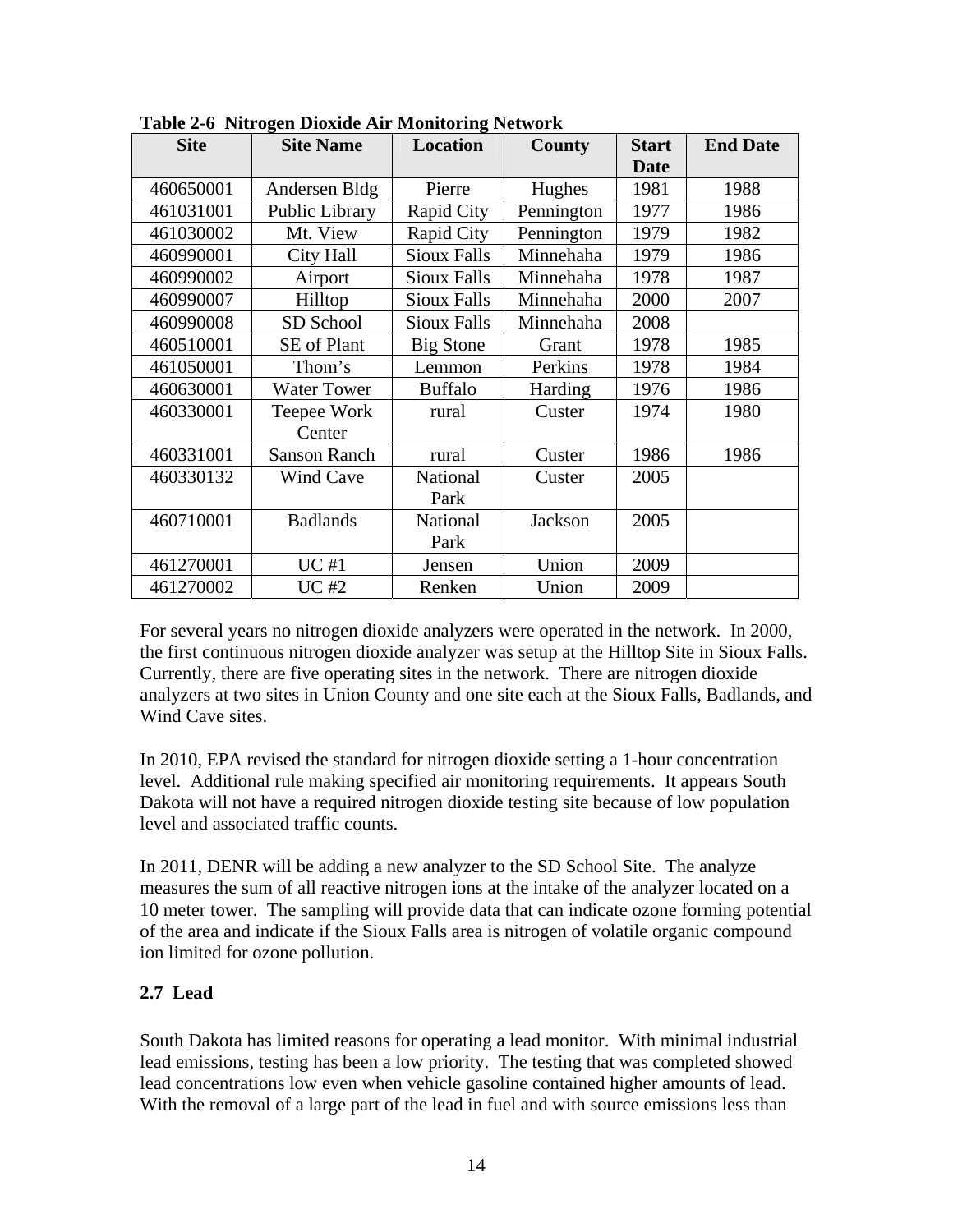**Table 2-6 Nitrogen Dioxide Air Monitoring Network**

| Site | Site Name | Location | County | Start Date | End Date |
|---|---|---|---|---|---|
| 460650001 | Andersen Bldg | Pierre | Hughes | 1981 | 1988 |
| 461031001 | Public Library | Rapid City | Pennington | 1977 | 1986 |
| 461030002 | Mt. View | Rapid City | Pennington | 1979 | 1982 |
| 460990001 | City Hall | Sioux Falls | Minnehaha | 1979 | 1986 |
| 460990002 | Airport | Sioux Falls | Minnehaha | 1978 | 1987 |
| 460990007 | Hilltop | Sioux Falls | Minnehaha | 2000 | 2007 |
| 460990008 | SD School | Sioux Falls | Minnehaha | 2008 | |
| 460510001 | SE of Plant | Big Stone | Grant | 1978 | 1985 |
| 461050001 | Thom's | Lemmon | Perkins | 1978 | 1984 |
| 460630001 | Water Tower | Buffalo | Harding | 1976 | 1986 |
| 460330001 | Teepee Work Center | rural | Custer | 1974 | 1980 |
| 460331001 | Sanson Ranch | rural | Custer | 1986 | 1986 |
| 460330132 | Wind Cave | National Park | Custer | 2005 | |
| 460710001 | Badlands | National Park | Jackson | 2005 | |
| 461270001 | UC #1 | Jensen | Union | 2009 | |
| 461270002 | UC #2 | Renken | Union | 2009 | |

For several years no nitrogen dioxide analyzers were operated in the network. In 2000, the first continuous nitrogen dioxide analyzer was setup at the Hilltop Site in Sioux Falls. Currently, there are five operating sites in the network. There are nitrogen dioxide analyzers at two sites in Union County and one site each at the Sioux Falls, Badlands, and Wind Cave sites.

In 2010, EPA revised the standard for nitrogen dioxide setting a 1-hour concentration level. Additional rule making specified air monitoring requirements. It appears South Dakota will not have a required nitrogen dioxide testing site because of low population level and associated traffic counts.

In 2011, DENR will be adding a new analyzer to the SD School Site. The analyze measures the sum of all reactive nitrogen ions at the intake of the analyzer located on a 10 meter tower. The sampling will provide data that can indicate ozone forming potential of the area and indicate if the Sioux Falls area is nitrogen of volatile organic compound ion limited for ozone pollution.

## 2.7 Lead

South Dakota has limited reasons for operating a lead monitor. With minimal industrial lead emissions, testing has been a low priority. The testing that was completed showed lead concentrations low even when vehicle gasoline contained higher amounts of lead. With the removal of a large part of the lead in fuel and with source emissions less than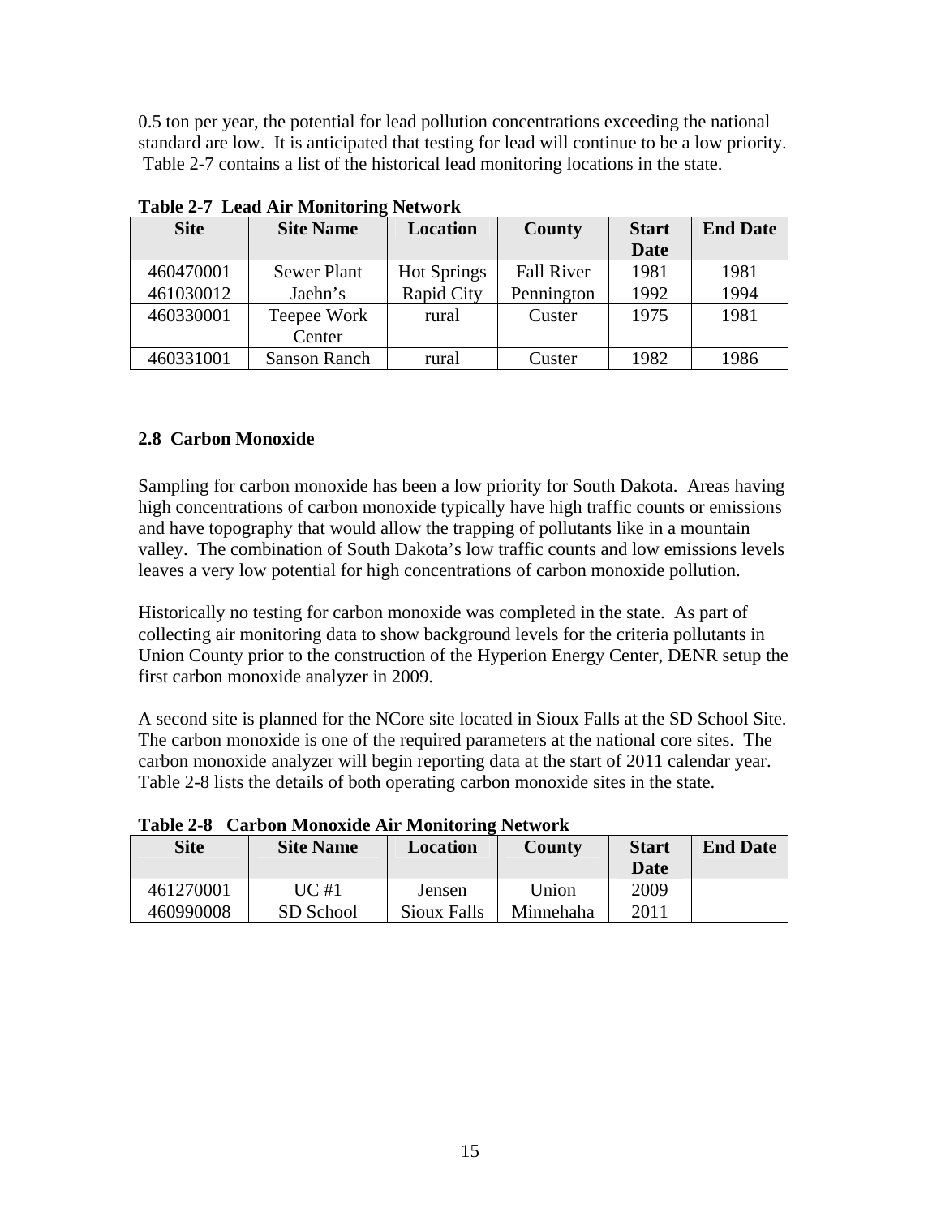0.5 ton per year, the potential for lead pollution concentrations exceeding the national standard are low. It is anticipated that testing for lead will continue to be a low priority. Table 2-7 contains a list of the historical lead monitoring locations in the state.

**Table 2-7 Lead Air Monitoring Network**

| Site | Site Name | Location | County | Start Date | End Date |
|---|---|---|---|---|---|
| 460470001 | Sewer Plant | Hot Springs | Fall River | 1981 | 1981 |
| 461030012 | Jaehn's | Rapid City | Pennington | 1992 | 1994 |
| 460330001 | Teepee Work Center | rural | Custer | 1975 | 1981 |
| 460331001 | Sanson Ranch | rural | Custer | 1982 | 1986 |

## 2.8 Carbon Monoxide

Sampling for carbon monoxide has been a low priority for South Dakota. Areas having high concentrations of carbon monoxide typically have high traffic counts or emissions and have topography that would allow the trapping of pollutants like in a mountain valley. The combination of South Dakota's low traffic counts and low emissions levels leaves a very low potential for high concentrations of carbon monoxide pollution.

Historically no testing for carbon monoxide was completed in the state. As part of collecting air monitoring data to show background levels for the criteria pollutants in Union County prior to the construction of the Hyperion Energy Center, DENR setup the first carbon monoxide analyzer in 2009.

A second site is planned for the NCore site located in Sioux Falls at the SD School Site. The carbon monoxide is one of the required parameters at the national core sites. The carbon monoxide analyzer will begin reporting data at the start of 2011 calendar year. Table 2-8 lists the details of both operating carbon monoxide sites in the state.

**Table 2-8 Carbon Monoxide Air Monitoring Network**

| Site | Site Name | Location | County | Start Date | End Date |
|---|---|---|---|---|---|
| 461270001 | UC #1 | Jensen | Union | 2009 | |
| 460990008 | SD School | Sioux Falls | Minnehaha | 2011 | |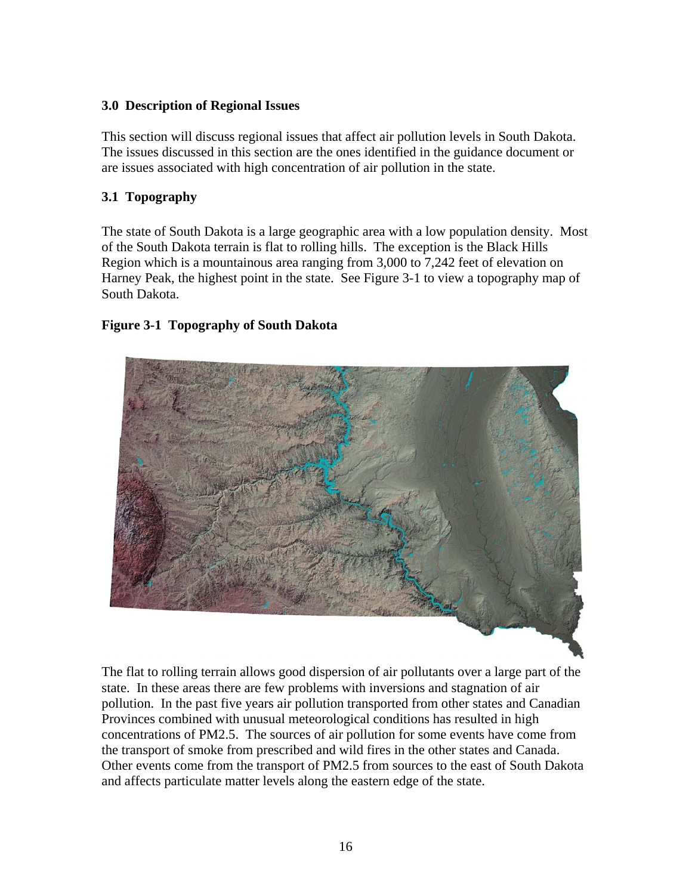### 3.0 Description of Regional Issues

This section will discuss regional issues that affect air pollution levels in South Dakota. The issues discussed in this section are the ones identified in the guidance document or are issues associated with high concentration of air pollution in the state.

### 3.1 Topography

The state of South Dakota is a large geographic area with a low population density. Most of the South Dakota terrain is flat to rolling hills. The exception is the Black Hills Region which is a mountainous area ranging from 3,000 to 7,242 feet of elevation on Harney Peak, the highest point in the state. See Figure 3-1 to view a topography map of South Dakota.

**Figure 3-1 Topography of South Dakota**

The flat to rolling terrain allows good dispersion of air pollutants over a large part of the state. In these areas there are few problems with inversions and stagnation of air pollution. In the past five years air pollution transported from other states and Canadian Provinces combined with unusual meteorological conditions has resulted in high concentrations of PM2.5. The sources of air pollution for some events have come from the transport of smoke from prescribed and wild fires in the other states and Canada. Other events come from the transport of PM2.5 from sources to the east of South Dakota and affects particulate matter levels along the eastern edge of the state.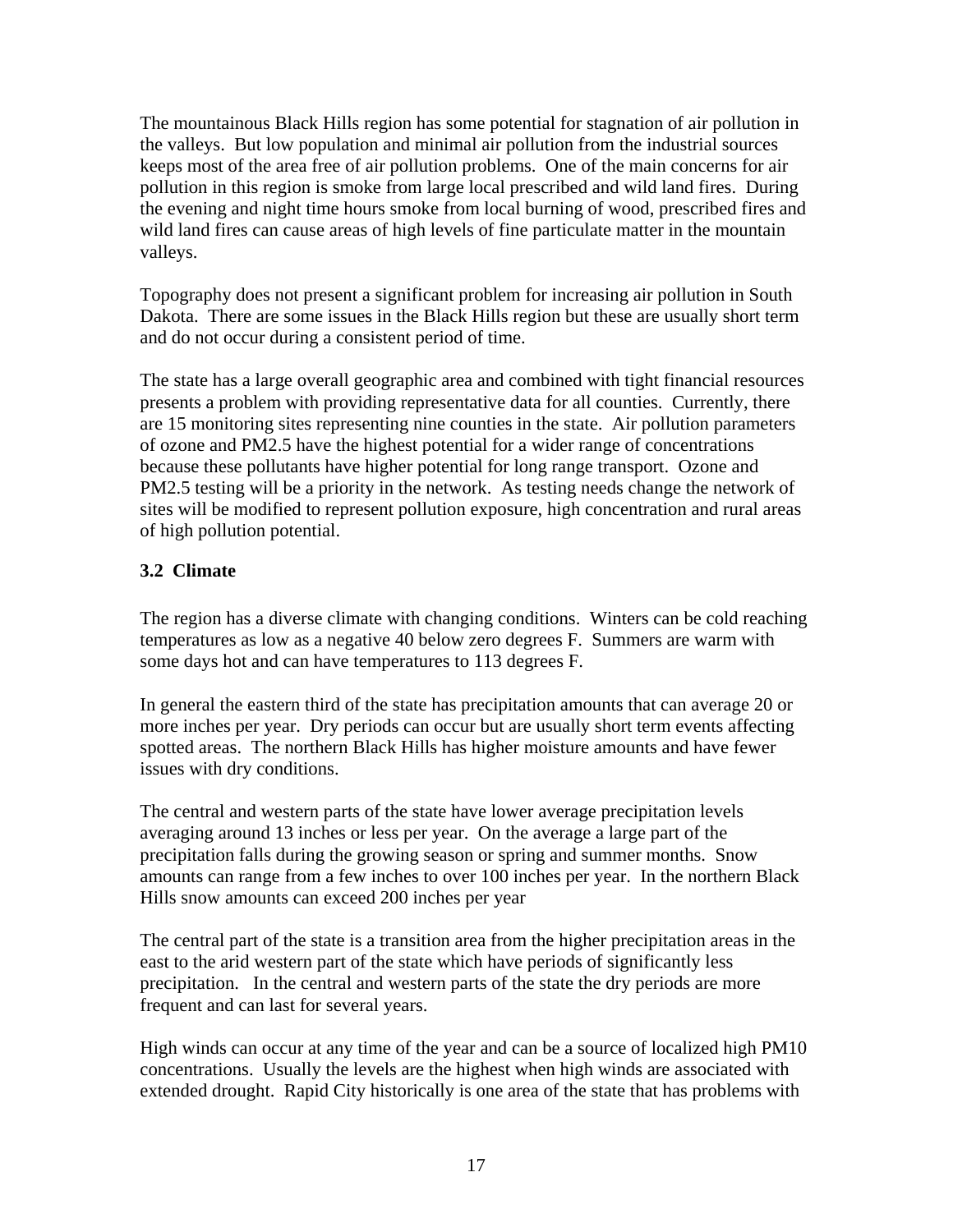The mountainous Black Hills region has some potential for stagnation of air pollution in the valleys. But low population and minimal air pollution from the industrial sources keeps most of the area free of air pollution problems. One of the main concerns for air pollution in this region is smoke from large local prescribed and wild land fires. During the evening and night time hours smoke from local burning of wood, prescribed fires and wild land fires can cause areas of high levels of fine particulate matter in the mountain valleys.

Topography does not present a significant problem for increasing air pollution in South Dakota. There are some issues in the Black Hills region but these are usually short term and do not occur during a consistent period of time.

The state has a large overall geographic area and combined with tight financial resources presents a problem with providing representative data for all counties. Currently, there are 15 monitoring sites representing nine counties in the state. Air pollution parameters of ozone and PM2.5 have the highest potential for a wider range of concentrations because these pollutants have higher potential for long range transport. Ozone and PM2.5 testing will be a priority in the network. As testing needs change the network of sites will be modified to represent pollution exposure, high concentration and rural areas of high pollution potential.

### 3.2 Climate

The region has a diverse climate with changing conditions. Winters can be cold reaching temperatures as low as a negative 40 below zero degrees F. Summers are warm with some days hot and can have temperatures to 113 degrees F.

In general the eastern third of the state has precipitation amounts that can average 20 or more inches per year. Dry periods can occur but are usually short term events affecting spotted areas. The northern Black Hills has higher moisture amounts and have fewer issues with dry conditions.

The central and western parts of the state have lower average precipitation levels averaging around 13 inches or less per year. On the average a large part of the precipitation falls during the growing season or spring and summer months. Snow amounts can range from a few inches to over 100 inches per year. In the northern Black Hills snow amounts can exceed 200 inches per year

The central part of the state is a transition area from the higher precipitation areas in the east to the arid western part of the state which have periods of significantly less precipitation. In the central and western parts of the state the dry periods are more frequent and can last for several years.

High winds can occur at any time of the year and can be a source of localized high PM10 concentrations. Usually the levels are the highest when high winds are associated with extended drought. Rapid City historically is one area of the state that has problems with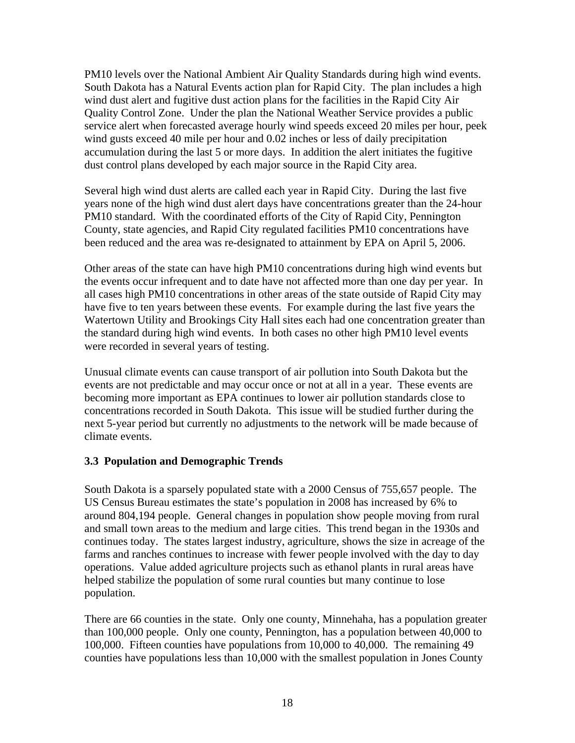PM10 levels over the National Ambient Air Quality Standards during high wind events. South Dakota has a Natural Events action plan for Rapid City. The plan includes a high wind dust alert and fugitive dust action plans for the facilities in the Rapid City Air Quality Control Zone. Under the plan the National Weather Service provides a public service alert when forecasted average hourly wind speeds exceed 20 miles per hour, peek wind gusts exceed 40 mile per hour and 0.02 inches or less of daily precipitation accumulation during the last 5 or more days. In addition the alert initiates the fugitive dust control plans developed by each major source in the Rapid City area.

Several high wind dust alerts are called each year in Rapid City. During the last five years none of the high wind dust alert days have concentrations greater than the 24-hour PM10 standard. With the coordinated efforts of the City of Rapid City, Pennington County, state agencies, and Rapid City regulated facilities PM10 concentrations have been reduced and the area was re-designated to attainment by EPA on April 5, 2006.

Other areas of the state can have high PM10 concentrations during high wind events but the events occur infrequent and to date have not affected more than one day per year. In all cases high PM10 concentrations in other areas of the state outside of Rapid City may have five to ten years between these events. For example during the last five years the Watertown Utility and Brookings City Hall sites each had one concentration greater than the standard during high wind events. In both cases no other high PM10 level events were recorded in several years of testing.

Unusual climate events can cause transport of air pollution into South Dakota but the events are not predictable and may occur once or not at all in a year. These events are becoming more important as EPA continues to lower air pollution standards close to concentrations recorded in South Dakota. This issue will be studied further during the next 5-year period but currently no adjustments to the network will be made because of climate events.

### 3.3 Population and Demographic Trends

South Dakota is a sparsely populated state with a 2000 Census of 755,657 people. The US Census Bureau estimates the state's population in 2008 has increased by 6% to around 804,194 people. General changes in population show people moving from rural and small town areas to the medium and large cities. This trend began in the 1930s and continues today. The states largest industry, agriculture, shows the size in acreage of the farms and ranches continues to increase with fewer people involved with the day to day operations. Value added agriculture projects such as ethanol plants in rural areas have helped stabilize the population of some rural counties but many continue to lose population.

There are 66 counties in the state. Only one county, Minnehaha, has a population greater than 100,000 people. Only one county, Pennington, has a population between 40,000 to 100,000. Fifteen counties have populations from 10,000 to 40,000. The remaining 49 counties have populations less than 10,000 with the smallest population in Jones County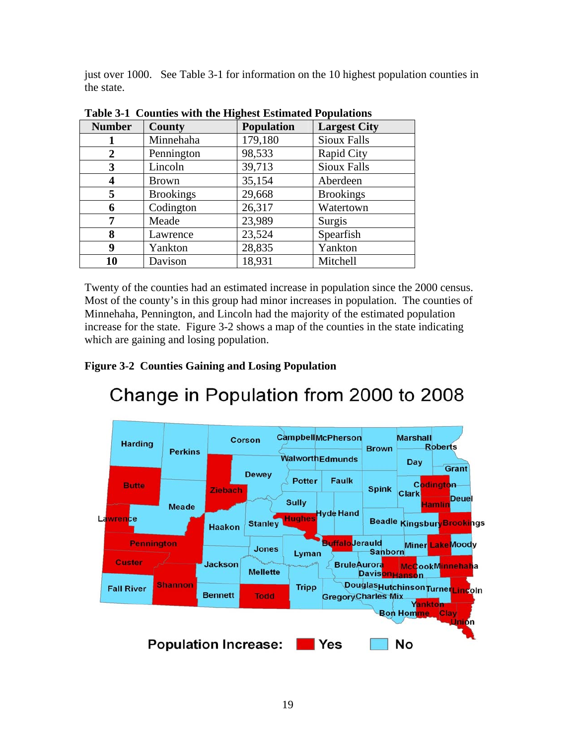just over 1000. See Table 3-1 for information on the 10 highest population counties in the state.

**Table 3-1 Counties with the Highest Estimated Populations**

| Number | County | Population | Largest City |
|---|---|---|---|
| **1** | Minnehaha | 179,180 | Sioux Falls |
| **2** | Pennington | 98,533 | Rapid City |
| **3** | Lincoln | 39,713 | Sioux Falls |
| **4** | Brown | 35,154 | Aberdeen |
| **5** | Brookings | 29,668 | Brookings |
| **6** | Codington | 26,317 | Watertown |
| **7** | Meade | 23,989 | Surgis |
| **8** | Lawrence | 23,524 | Spearfish |
| **9** | Yankton | 28,835 | Yankton |
| **10** | Davison | 18,931 | Mitchell |

Twenty of the counties had an estimated increase in population since the 2000 census. Most of the county's in this group had minor increases in population. The counties of Minnehaha, Pennington, and Lincoln had the majority of the estimated population increase for the state. Figure 3-2 shows a map of the counties in the state indicating which are gaining and losing population.

**Figure 3-2 Counties Gaining and Losing Population**

Change in Population from 2000 to 2008

Population Increase: Yes No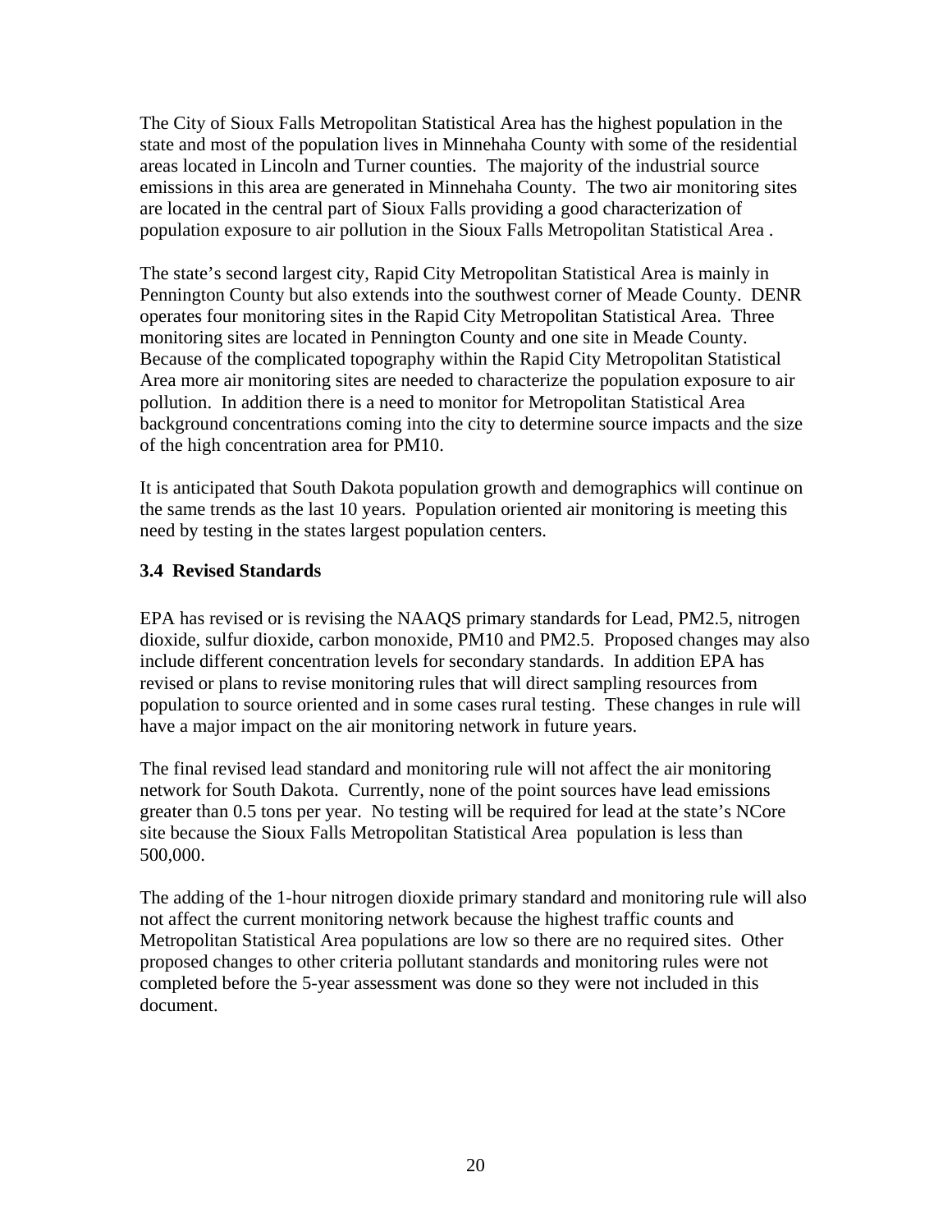The City of Sioux Falls Metropolitan Statistical Area has the highest population in the state and most of the population lives in Minnehaha County with some of the residential areas located in Lincoln and Turner counties. The majority of the industrial source emissions in this area are generated in Minnehaha County. The two air monitoring sites are located in the central part of Sioux Falls providing a good characterization of population exposure to air pollution in the Sioux Falls Metropolitan Statistical Area .

The state's second largest city, Rapid City Metropolitan Statistical Area is mainly in Pennington County but also extends into the southwest corner of Meade County. DENR operates four monitoring sites in the Rapid City Metropolitan Statistical Area. Three monitoring sites are located in Pennington County and one site in Meade County. Because of the complicated topography within the Rapid City Metropolitan Statistical Area more air monitoring sites are needed to characterize the population exposure to air pollution. In addition there is a need to monitor for Metropolitan Statistical Area background concentrations coming into the city to determine source impacts and the size of the high concentration area for PM10.

It is anticipated that South Dakota population growth and demographics will continue on the same trends as the last 10 years. Population oriented air monitoring is meeting this need by testing in the states largest population centers.

### 3.4 Revised Standards

EPA has revised or is revising the NAAQS primary standards for Lead, PM2.5, nitrogen dioxide, sulfur dioxide, carbon monoxide, PM10 and PM2.5. Proposed changes may also include different concentration levels for secondary standards. In addition EPA has revised or plans to revise monitoring rules that will direct sampling resources from population to source oriented and in some cases rural testing. These changes in rule will have a major impact on the air monitoring network in future years.

The final revised lead standard and monitoring rule will not affect the air monitoring network for South Dakota. Currently, none of the point sources have lead emissions greater than 0.5 tons per year. No testing will be required for lead at the state's NCore site because the Sioux Falls Metropolitan Statistical Area population is less than 500,000.

The adding of the 1-hour nitrogen dioxide primary standard and monitoring rule will also not affect the current monitoring network because the highest traffic counts and Metropolitan Statistical Area populations are low so there are no required sites. Other proposed changes to other criteria pollutant standards and monitoring rules were not completed before the 5-year assessment was done so they were not included in this document.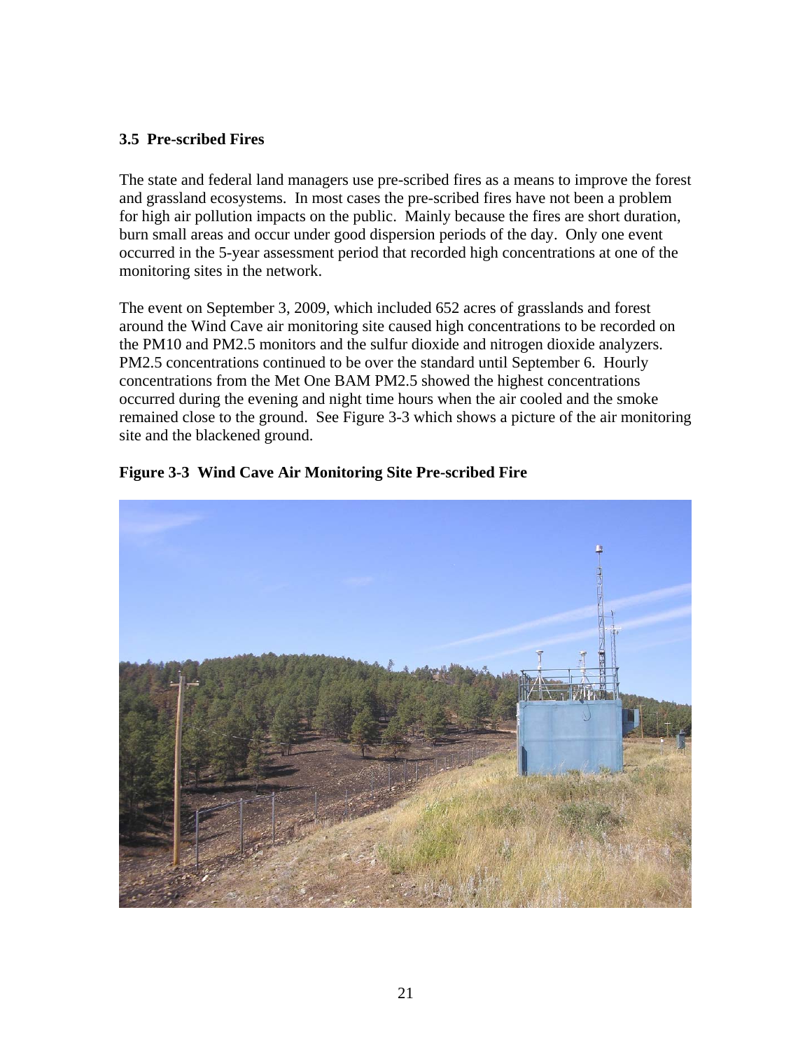### 3.5 Pre-scribed Fires

The state and federal land managers use pre-scribed fires as a means to improve the forest and grassland ecosystems. In most cases the pre-scribed fires have not been a problem for high air pollution impacts on the public. Mainly because the fires are short duration, burn small areas and occur under good dispersion periods of the day. Only one event occurred in the 5-year assessment period that recorded high concentrations at one of the monitoring sites in the network.

The event on September 3, 2009, which included 652 acres of grasslands and forest around the Wind Cave air monitoring site caused high concentrations to be recorded on the PM10 and PM2.5 monitors and the sulfur dioxide and nitrogen dioxide analyzers. PM2.5 concentrations continued to be over the standard until September 6. Hourly concentrations from the Met One BAM PM2.5 showed the highest concentrations occurred during the evening and night time hours when the air cooled and the smoke remained close to the ground. See Figure 3-3 which shows a picture of the air monitoring site and the blackened ground.

**Figure 3-3 Wind Cave Air Monitoring Site Pre-scribed Fire**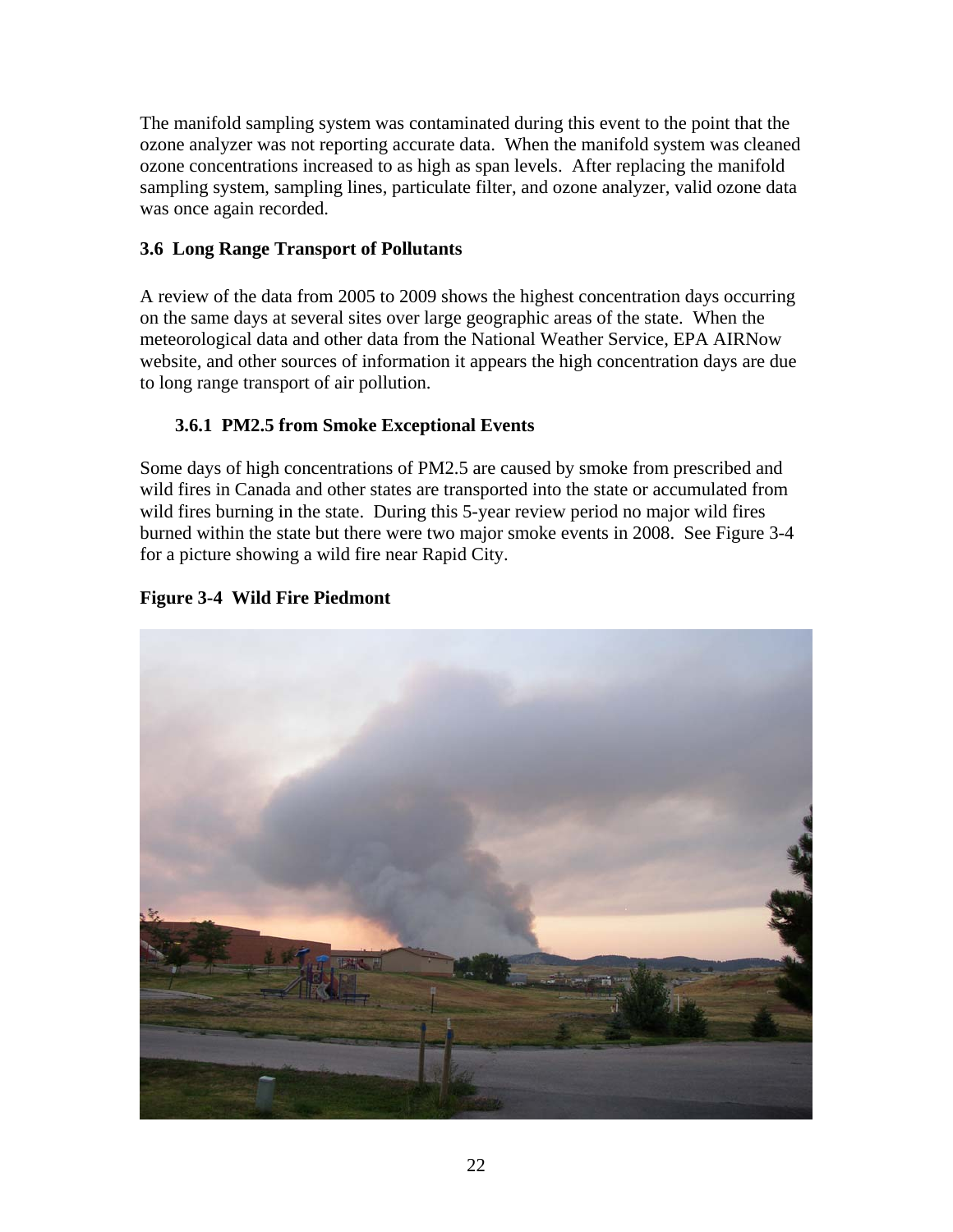The manifold sampling system was contaminated during this event to the point that the ozone analyzer was not reporting accurate data. When the manifold system was cleaned ozone concentrations increased to as high as span levels. After replacing the manifold sampling system, sampling lines, particulate filter, and ozone analyzer, valid ozone data was once again recorded.

### 3.6 Long Range Transport of Pollutants

A review of the data from 2005 to 2009 shows the highest concentration days occurring on the same days at several sites over large geographic areas of the state. When the meteorological data and other data from the National Weather Service, EPA AIRNow website, and other sources of information it appears the high concentration days are due to long range transport of air pollution.

#### 3.6.1 PM2.5 from Smoke Exceptional Events

Some days of high concentrations of PM2.5 are caused by smoke from prescribed and wild fires in Canada and other states are transported into the state or accumulated from wild fires burning in the state. During this 5-year review period no major wild fires burned within the state but there were two major smoke events in 2008. See Figure 3-4 for a picture showing a wild fire near Rapid City.

**Figure 3-4 Wild Fire Piedmont**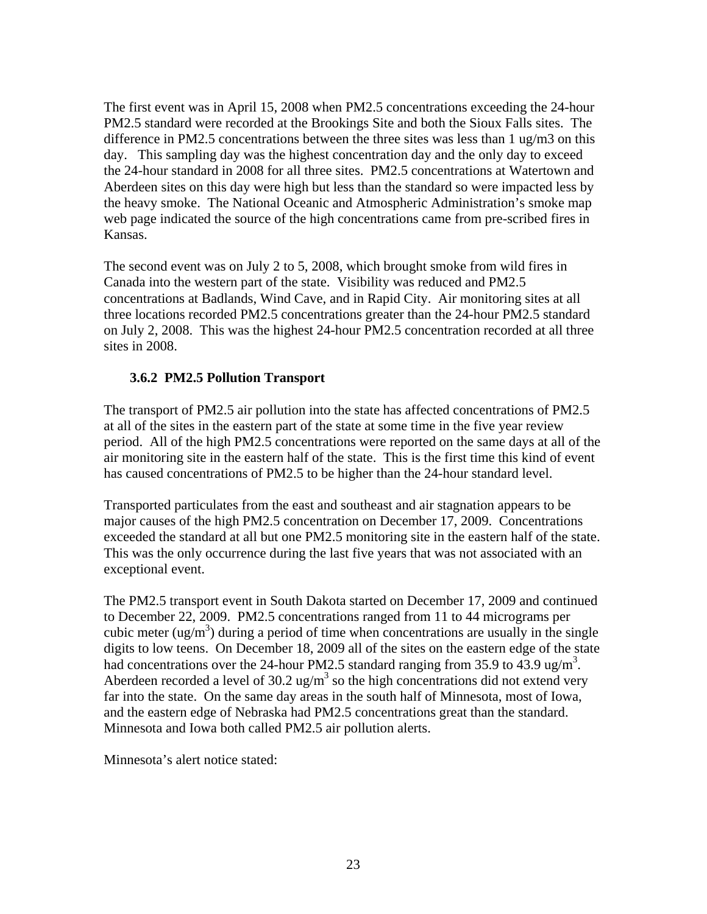The first event was in April 15, 2008 when PM2.5 concentrations exceeding the 24-hour PM2.5 standard were recorded at the Brookings Site and both the Sioux Falls sites. The difference in PM2.5 concentrations between the three sites was less than 1 ug/m3 on this day. This sampling day was the highest concentration day and the only day to exceed the 24-hour standard in 2008 for all three sites. PM2.5 concentrations at Watertown and Aberdeen sites on this day were high but less than the standard so were impacted less by the heavy smoke. The National Oceanic and Atmospheric Administration's smoke map web page indicated the source of the high concentrations came from pre-scribed fires in Kansas.

The second event was on July 2 to 5, 2008, which brought smoke from wild fires in Canada into the western part of the state. Visibility was reduced and PM2.5 concentrations at Badlands, Wind Cave, and in Rapid City. Air monitoring sites at all three locations recorded PM2.5 concentrations greater than the 24-hour PM2.5 standard on July 2, 2008. This was the highest 24-hour PM2.5 concentration recorded at all three sites in 2008.

### 3.6.2 PM2.5 Pollution Transport

The transport of PM2.5 air pollution into the state has affected concentrations of PM2.5 at all of the sites in the eastern part of the state at some time in the five year review period. All of the high PM2.5 concentrations were reported on the same days at all of the air monitoring site in the eastern half of the state. This is the first time this kind of event has caused concentrations of PM2.5 to be higher than the 24-hour standard level.

Transported particulates from the east and southeast and air stagnation appears to be major causes of the high PM2.5 concentration on December 17, 2009. Concentrations exceeded the standard at all but one PM2.5 monitoring site in the eastern half of the state. This was the only occurrence during the last five years that was not associated with an exceptional event.

The PM2.5 transport event in South Dakota started on December 17, 2009 and continued to December 22, 2009. PM2.5 concentrations ranged from 11 to 44 micrograms per cubic meter (ug/m$^3$) during a period of time when concentrations are usually in the single digits to low teens. On December 18, 2009 all of the sites on the eastern edge of the state had concentrations over the 24-hour PM2.5 standard ranging from 35.9 to 43.9 ug/m$^3$. Aberdeen recorded a level of 30.2 ug/m$^3$ so the high concentrations did not extend very far into the state. On the same day areas in the south half of Minnesota, most of Iowa, and the eastern edge of Nebraska had PM2.5 concentrations great than the standard. Minnesota and Iowa both called PM2.5 air pollution alerts.

Minnesota's alert notice stated: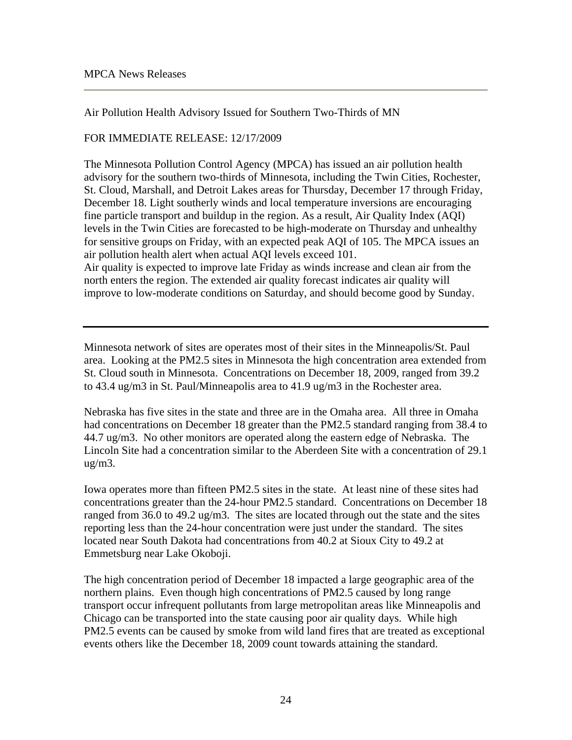MPCA News Releases

---

Air Pollution Health Advisory Issued for Southern Two-Thirds of MN

FOR IMMEDIATE RELEASE: 12/17/2009

The Minnesota Pollution Control Agency (MPCA) has issued an air pollution health advisory for the southern two-thirds of Minnesota, including the Twin Cities, Rochester, St. Cloud, Marshall, and Detroit Lakes areas for Thursday, December 17 through Friday, December 18. Light southerly winds and local temperature inversions are encouraging fine particle transport and buildup in the region. As a result, Air Quality Index (AQI) levels in the Twin Cities are forecasted to be high-moderate on Thursday and unhealthy for sensitive groups on Friday, with an expected peak AQI of 105. The MPCA issues an air pollution health alert when actual AQI levels exceed 101.
Air quality is expected to improve late Friday as winds increase and clean air from the north enters the region. The extended air quality forecast indicates air quality will improve to low-moderate conditions on Saturday, and should become good by Sunday.

---

Minnesota network of sites are operates most of their sites in the Minneapolis/St. Paul area. Looking at the PM2.5 sites in Minnesota the high concentration area extended from St. Cloud south in Minnesota. Concentrations on December 18, 2009, ranged from 39.2 to 43.4 ug/m3 in St. Paul/Minneapolis area to 41.9 ug/m3 in the Rochester area.

Nebraska has five sites in the state and three are in the Omaha area. All three in Omaha had concentrations on December 18 greater than the PM2.5 standard ranging from 38.4 to 44.7 ug/m3. No other monitors are operated along the eastern edge of Nebraska. The Lincoln Site had a concentration similar to the Aberdeen Site with a concentration of 29.1 ug/m3.

Iowa operates more than fifteen PM2.5 sites in the state. At least nine of these sites had concentrations greater than the 24-hour PM2.5 standard. Concentrations on December 18 ranged from 36.0 to 49.2 ug/m3. The sites are located through out the state and the sites reporting less than the 24-hour concentration were just under the standard. The sites located near South Dakota had concentrations from 40.2 at Sioux City to 49.2 at Emmetsburg near Lake Okoboji.

The high concentration period of December 18 impacted a large geographic area of the northern plains. Even though high concentrations of PM2.5 caused by long range transport occur infrequent pollutants from large metropolitan areas like Minneapolis and Chicago can be transported into the state causing poor air quality days. While high PM2.5 events can be caused by smoke from wild land fires that are treated as exceptional events others like the December 18, 2009 count towards attaining the standard.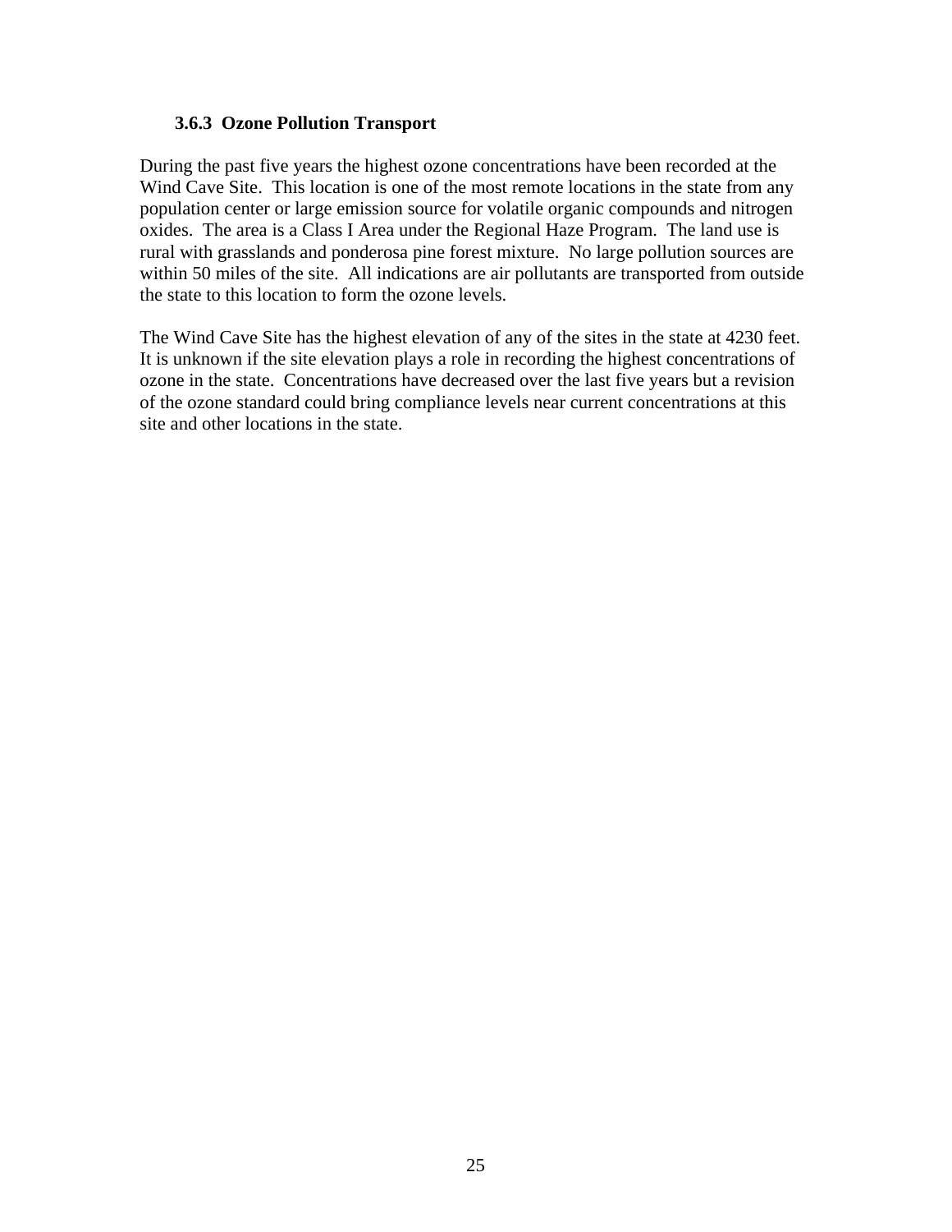### 3.6.3 Ozone Pollution Transport

During the past five years the highest ozone concentrations have been recorded at the Wind Cave Site. This location is one of the most remote locations in the state from any population center or large emission source for volatile organic compounds and nitrogen oxides. The area is a Class I Area under the Regional Haze Program. The land use is rural with grasslands and ponderosa pine forest mixture. No large pollution sources are within 50 miles of the site. All indications are air pollutants are transported from outside the state to this location to form the ozone levels.

The Wind Cave Site has the highest elevation of any of the sites in the state at 4230 feet. It is unknown if the site elevation plays a role in recording the highest concentrations of ozone in the state. Concentrations have decreased over the last five years but a revision of the ozone standard could bring compliance levels near current concentrations at this site and other locations in the state.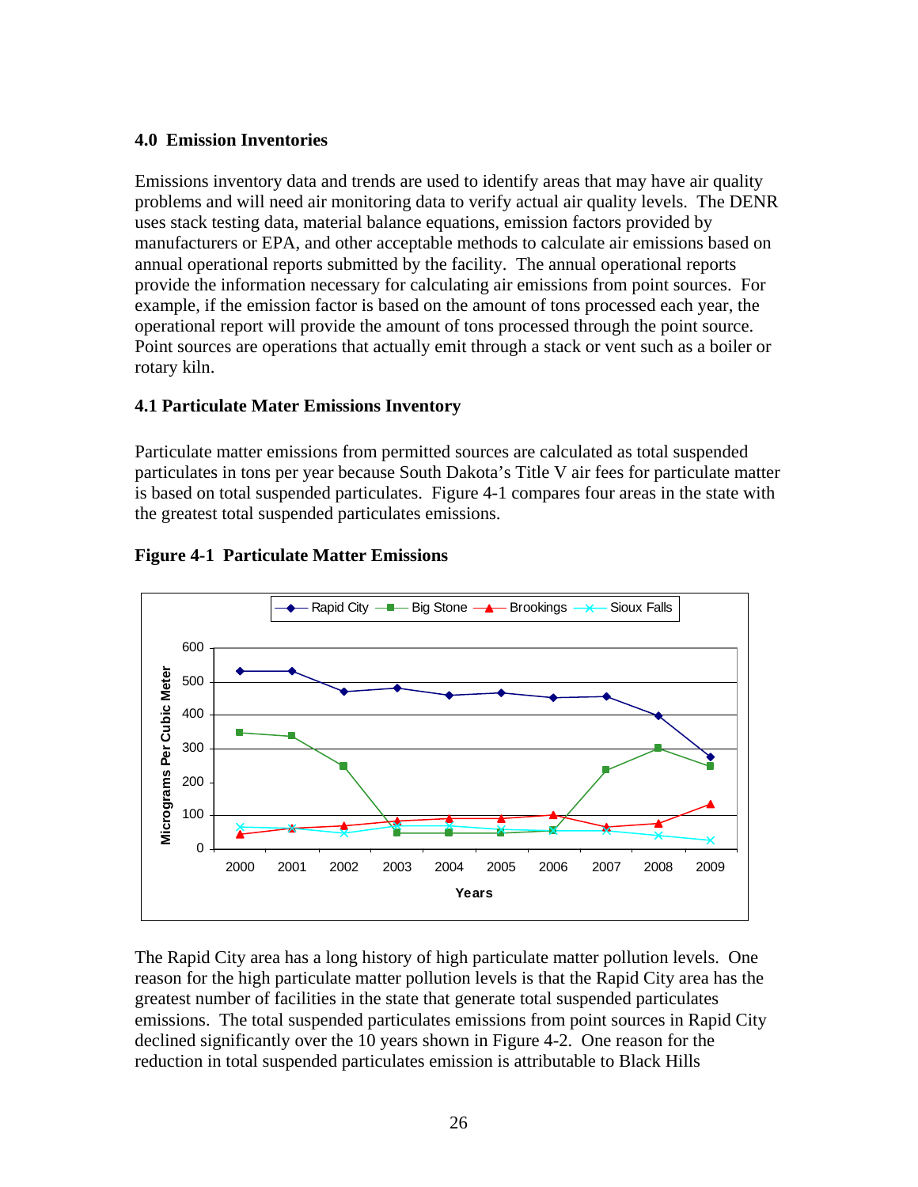## 4.0 Emission Inventories

Emissions inventory data and trends are used to identify areas that may have air quality problems and will need air monitoring data to verify actual air quality levels. The DENR uses stack testing data, material balance equations, emission factors provided by manufacturers or EPA, and other acceptable methods to calculate air emissions based on annual operational reports submitted by the facility. The annual operational reports provide the information necessary for calculating air emissions from point sources. For example, if the emission factor is based on the amount of tons processed each year, the operational report will provide the amount of tons processed through the point source. Point sources are operations that actually emit through a stack or vent such as a boiler or rotary kiln.

### 4.1 Particulate Mater Emissions Inventory

Particulate matter emissions from permitted sources are calculated as total suspended particulates in tons per year because South Dakota's Title V air fees for particulate matter is based on total suspended particulates. Figure 4-1 compares four areas in the state with the greatest total suspended particulates emissions.

**Figure 4-1 Particulate Matter Emissions**

The Rapid City area has a long history of high particulate matter pollution levels. One reason for the high particulate matter pollution levels is that the Rapid City area has the greatest number of facilities in the state that generate total suspended particulates emissions. The total suspended particulates emissions from point sources in Rapid City declined significantly over the 10 years shown in Figure 4-2. One reason for the reduction in total suspended particulates emission is attributable to Black Hills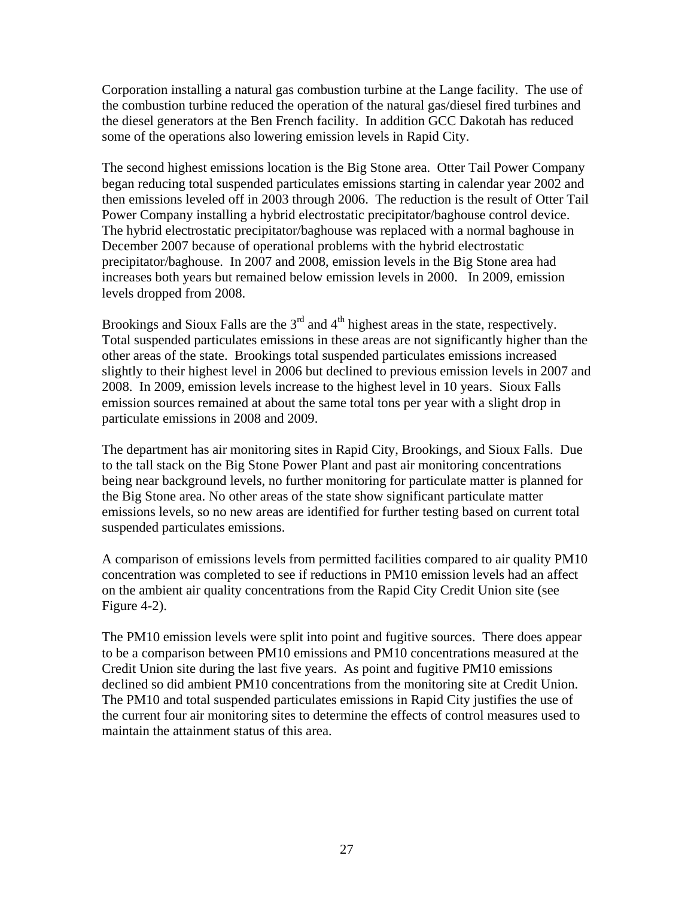Corporation installing a natural gas combustion turbine at the Lange facility. The use of the combustion turbine reduced the operation of the natural gas/diesel fired turbines and the diesel generators at the Ben French facility. In addition GCC Dakotah has reduced some of the operations also lowering emission levels in Rapid City.

The second highest emissions location is the Big Stone area. Otter Tail Power Company began reducing total suspended particulates emissions starting in calendar year 2002 and then emissions leveled off in 2003 through 2006. The reduction is the result of Otter Tail Power Company installing a hybrid electrostatic precipitator/baghouse control device. The hybrid electrostatic precipitator/baghouse was replaced with a normal baghouse in December 2007 because of operational problems with the hybrid electrostatic precipitator/baghouse. In 2007 and 2008, emission levels in the Big Stone area had increases both years but remained below emission levels in 2000. In 2009, emission levels dropped from 2008.

Brookings and Sioux Falls are the 3rd and 4th highest areas in the state, respectively. Total suspended particulates emissions in these areas are not significantly higher than the other areas of the state. Brookings total suspended particulates emissions increased slightly to their highest level in 2006 but declined to previous emission levels in 2007 and 2008. In 2009, emission levels increase to the highest level in 10 years. Sioux Falls emission sources remained at about the same total tons per year with a slight drop in particulate emissions in 2008 and 2009.

The department has air monitoring sites in Rapid City, Brookings, and Sioux Falls. Due to the tall stack on the Big Stone Power Plant and past air monitoring concentrations being near background levels, no further monitoring for particulate matter is planned for the Big Stone area. No other areas of the state show significant particulate matter emissions levels, so no new areas are identified for further testing based on current total suspended particulates emissions.

A comparison of emissions levels from permitted facilities compared to air quality PM10 concentration was completed to see if reductions in PM10 emission levels had an affect on the ambient air quality concentrations from the Rapid City Credit Union site (see Figure 4-2).

The PM10 emission levels were split into point and fugitive sources. There does appear to be a comparison between PM10 emissions and PM10 concentrations measured at the Credit Union site during the last five years. As point and fugitive PM10 emissions declined so did ambient PM10 concentrations from the monitoring site at Credit Union. The PM10 and total suspended particulates emissions in Rapid City justifies the use of the current four air monitoring sites to determine the effects of control measures used to maintain the attainment status of this area.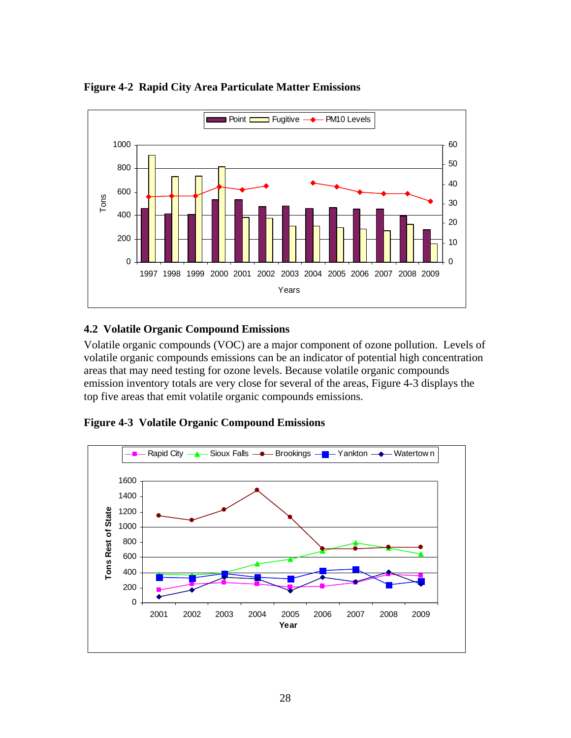**Figure 4-2 Rapid City Area Particulate Matter Emissions**

## 4.2 Volatile Organic Compound Emissions

Volatile organic compounds (VOC) are a major component of ozone pollution. Levels of volatile organic compounds emissions can be an indicator of potential high concentration areas that may need testing for ozone levels. Because volatile organic compounds emission inventory totals are very close for several of the areas, Figure 4-3 displays the top five areas that emit volatile organic compounds emissions.

**Figure 4-3 Volatile Organic Compound Emissions**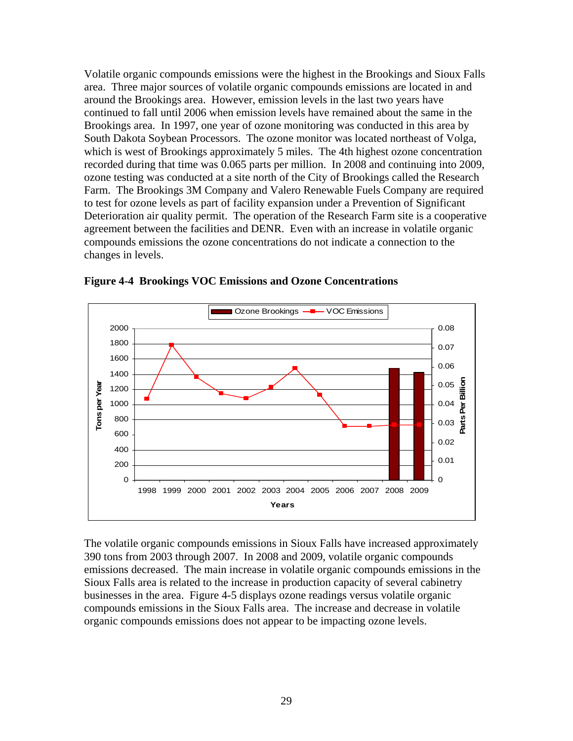Volatile organic compounds emissions were the highest in the Brookings and Sioux Falls area. Three major sources of volatile organic compounds emissions are located in and around the Brookings area. However, emission levels in the last two years have continued to fall until 2006 when emission levels have remained about the same in the Brookings area. In 1997, one year of ozone monitoring was conducted in this area by South Dakota Soybean Processors. The ozone monitor was located northeast of Volga, which is west of Brookings approximately 5 miles. The 4th highest ozone concentration recorded during that time was 0.065 parts per million. In 2008 and continuing into 2009, ozone testing was conducted at a site north of the City of Brookings called the Research Farm. The Brookings 3M Company and Valero Renewable Fuels Company are required to test for ozone levels as part of facility expansion under a Prevention of Significant Deterioration air quality permit. The operation of the Research Farm site is a cooperative agreement between the facilities and DENR. Even with an increase in volatile organic compounds emissions the ozone concentrations do not indicate a connection to the changes in levels.

**Figure 4-4 Brookings VOC Emissions and Ozone Concentrations**

The volatile organic compounds emissions in Sioux Falls have increased approximately 390 tons from 2003 through 2007. In 2008 and 2009, volatile organic compounds emissions decreased. The main increase in volatile organic compounds emissions in the Sioux Falls area is related to the increase in production capacity of several cabinetry businesses in the area. Figure 4-5 displays ozone readings versus volatile organic compounds emissions in the Sioux Falls area. The increase and decrease in volatile organic compounds emissions does not appear to be impacting ozone levels.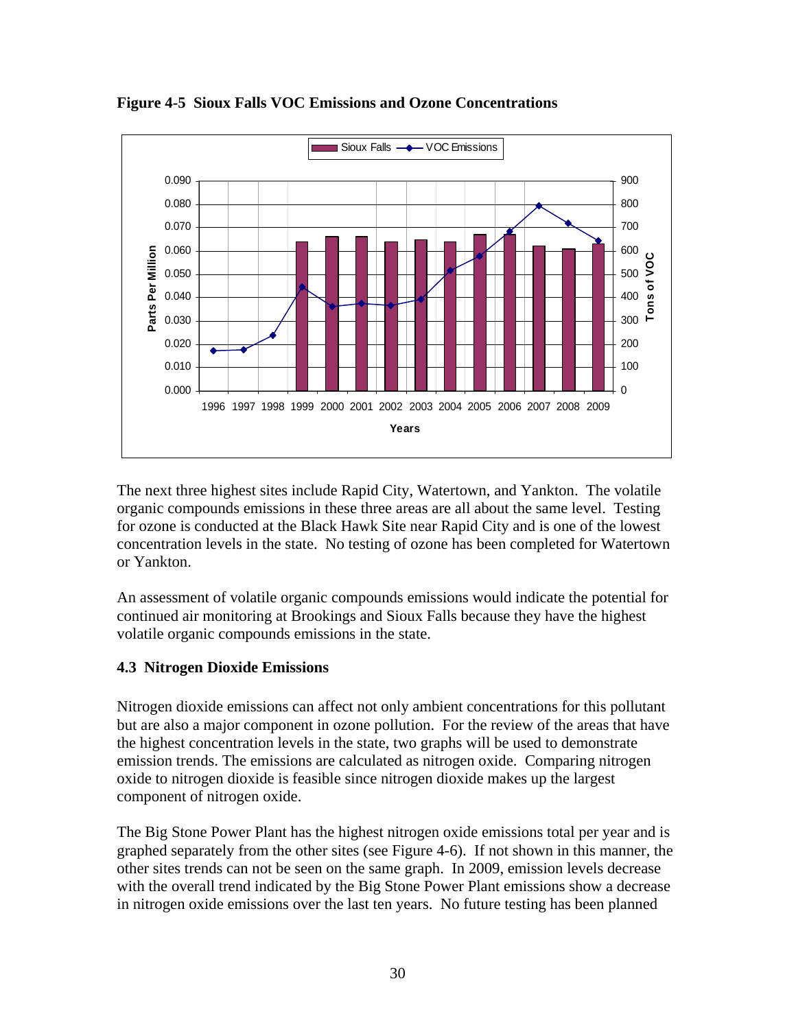**Figure 4-5 Sioux Falls VOC Emissions and Ozone Concentrations**

The next three highest sites include Rapid City, Watertown, and Yankton. The volatile organic compounds emissions in these three areas are all about the same level. Testing for ozone is conducted at the Black Hawk Site near Rapid City and is one of the lowest concentration levels in the state. No testing of ozone has been completed for Watertown or Yankton.

An assessment of volatile organic compounds emissions would indicate the potential for continued air monitoring at Brookings and Sioux Falls because they have the highest volatile organic compounds emissions in the state.

### 4.3 Nitrogen Dioxide Emissions

Nitrogen dioxide emissions can affect not only ambient concentrations for this pollutant but are also a major component in ozone pollution. For the review of the areas that have the highest concentration levels in the state, two graphs will be used to demonstrate emission trends. The emissions are calculated as nitrogen oxide. Comparing nitrogen oxide to nitrogen dioxide is feasible since nitrogen dioxide makes up the largest component of nitrogen oxide.

The Big Stone Power Plant has the highest nitrogen oxide emissions total per year and is graphed separately from the other sites (see Figure 4-6). If not shown in this manner, the other sites trends can not be seen on the same graph. In 2009, emission levels decrease with the overall trend indicated by the Big Stone Power Plant emissions show a decrease in nitrogen oxide emissions over the last ten years. No future testing has been planned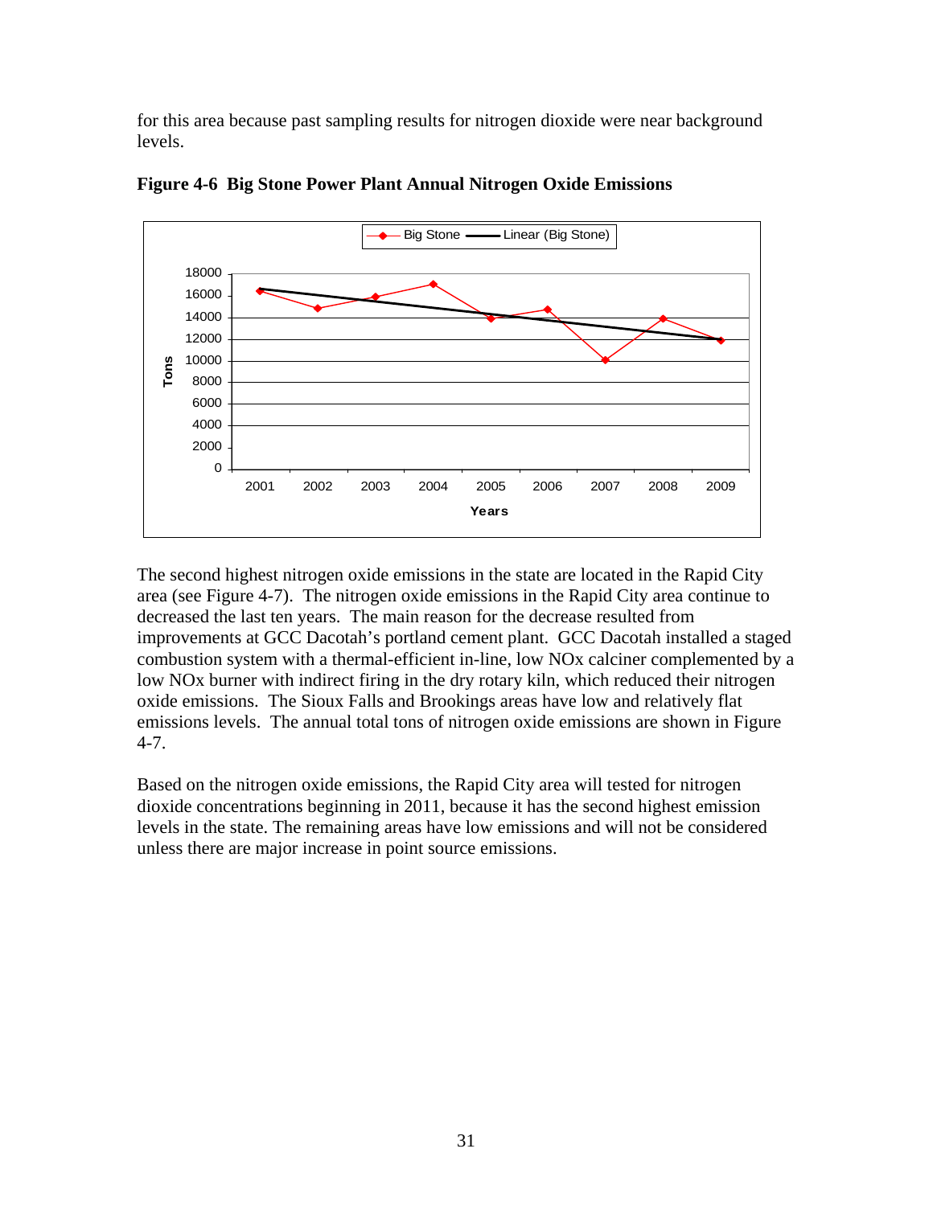for this area because past sampling results for nitrogen dioxide were near background levels.

**Figure 4-6 Big Stone Power Plant Annual Nitrogen Oxide Emissions**

The second highest nitrogen oxide emissions in the state are located in the Rapid City area (see Figure 4-7). The nitrogen oxide emissions in the Rapid City area continue to decreased the last ten years. The main reason for the decrease resulted from improvements at GCC Dacotah's portland cement plant. GCC Dacotah installed a staged combustion system with a thermal-efficient in-line, low NOx calciner complemented by a low NOx burner with indirect firing in the dry rotary kiln, which reduced their nitrogen oxide emissions. The Sioux Falls and Brookings areas have low and relatively flat emissions levels. The annual total tons of nitrogen oxide emissions are shown in Figure 4-7.

Based on the nitrogen oxide emissions, the Rapid City area will tested for nitrogen dioxide concentrations beginning in 2011, because it has the second highest emission levels in the state. The remaining areas have low emissions and will not be considered unless there are major increase in point source emissions.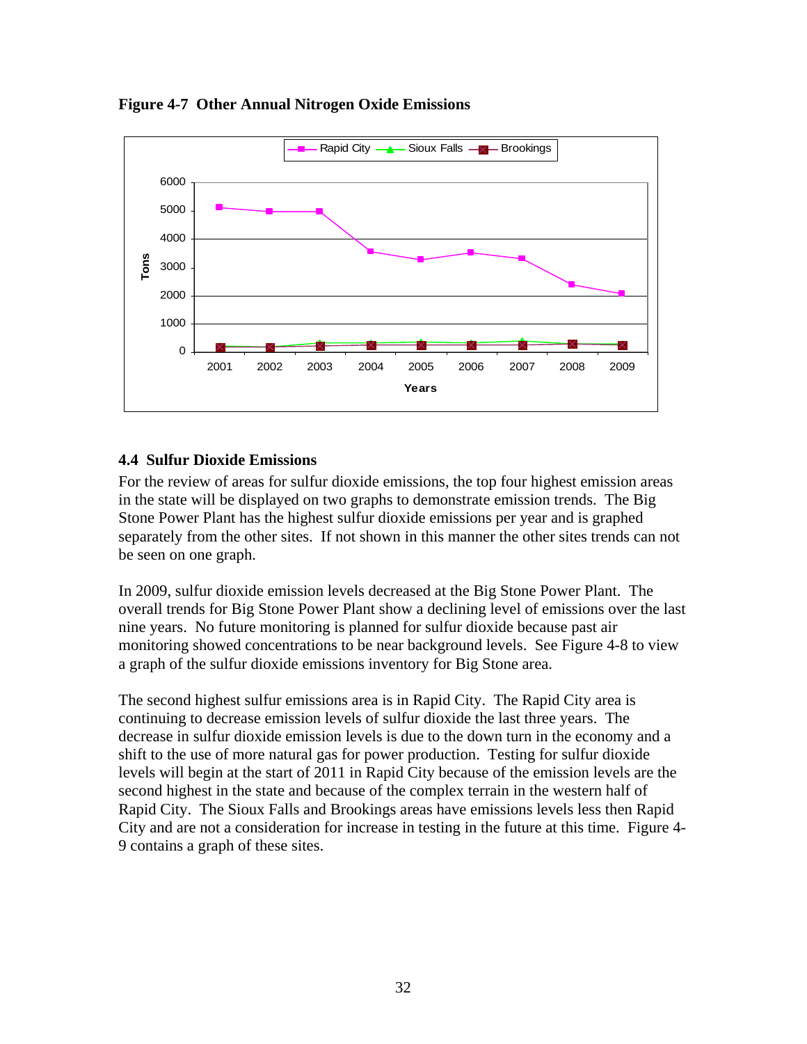**Figure 4-7 Other Annual Nitrogen Oxide Emissions**

### 4.4 Sulfur Dioxide Emissions

For the review of areas for sulfur dioxide emissions, the top four highest emission areas in the state will be displayed on two graphs to demonstrate emission trends. The Big Stone Power Plant has the highest sulfur dioxide emissions per year and is graphed separately from the other sites. If not shown in this manner the other sites trends can not be seen on one graph.

In 2009, sulfur dioxide emission levels decreased at the Big Stone Power Plant. The overall trends for Big Stone Power Plant show a declining level of emissions over the last nine years. No future monitoring is planned for sulfur dioxide because past air monitoring showed concentrations to be near background levels. See Figure 4-8 to view a graph of the sulfur dioxide emissions inventory for Big Stone area.

The second highest sulfur emissions area is in Rapid City. The Rapid City area is continuing to decrease emission levels of sulfur dioxide the last three years. The decrease in sulfur dioxide emission levels is due to the down turn in the economy and a shift to the use of more natural gas for power production. Testing for sulfur dioxide levels will begin at the start of 2011 in Rapid City because of the emission levels are the second highest in the state and because of the complex terrain in the western half of Rapid City. The Sioux Falls and Brookings areas have emissions levels less then Rapid City and are not a consideration for increase in testing in the future at this time. Figure 4-9 contains a graph of these sites.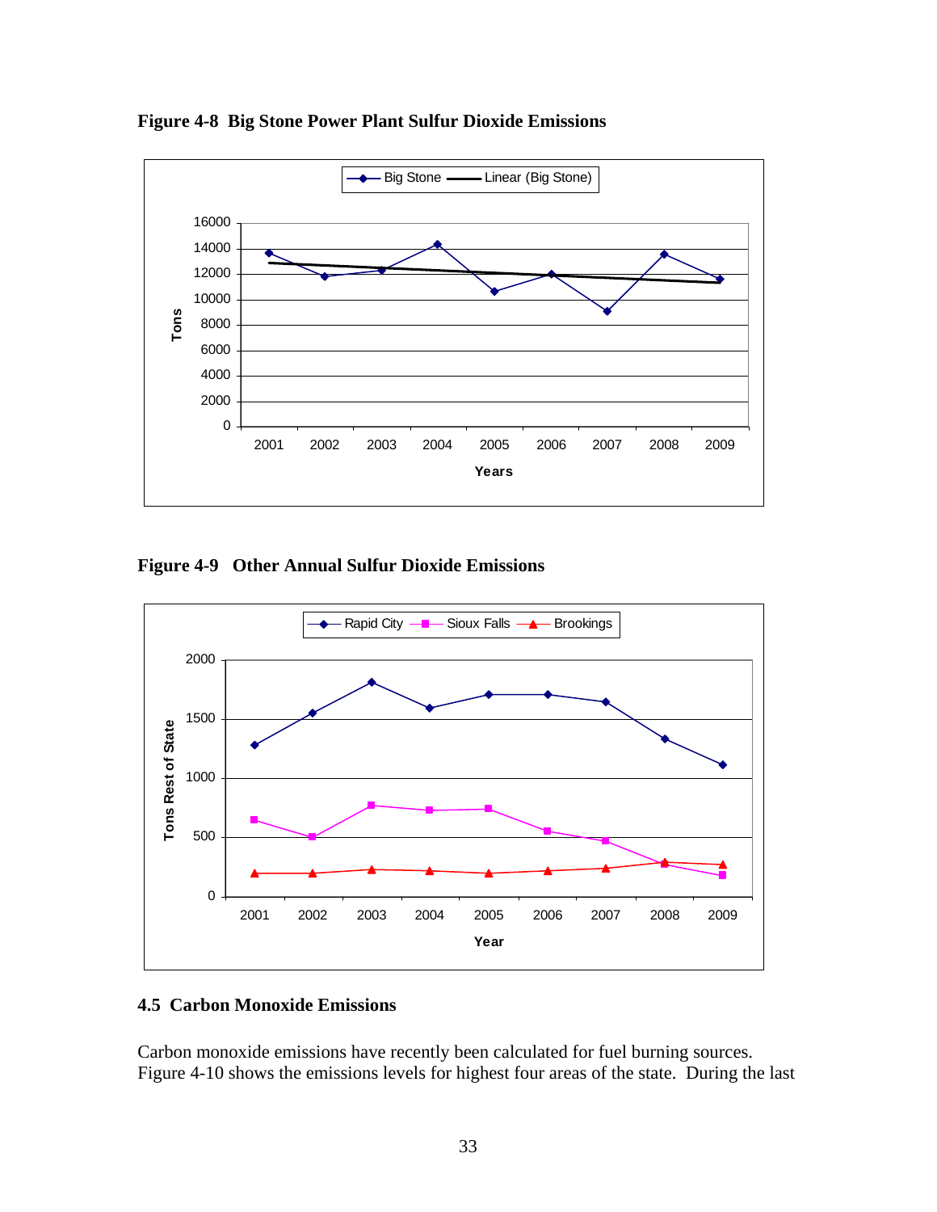**Figure 4-8 Big Stone Power Plant Sulfur Dioxide Emissions**

**Figure 4-9 Other Annual Sulfur Dioxide Emissions**

## 4.5 Carbon Monoxide Emissions

Carbon monoxide emissions have recently been calculated for fuel burning sources. Figure 4-10 shows the emissions levels for highest four areas of the state. During the last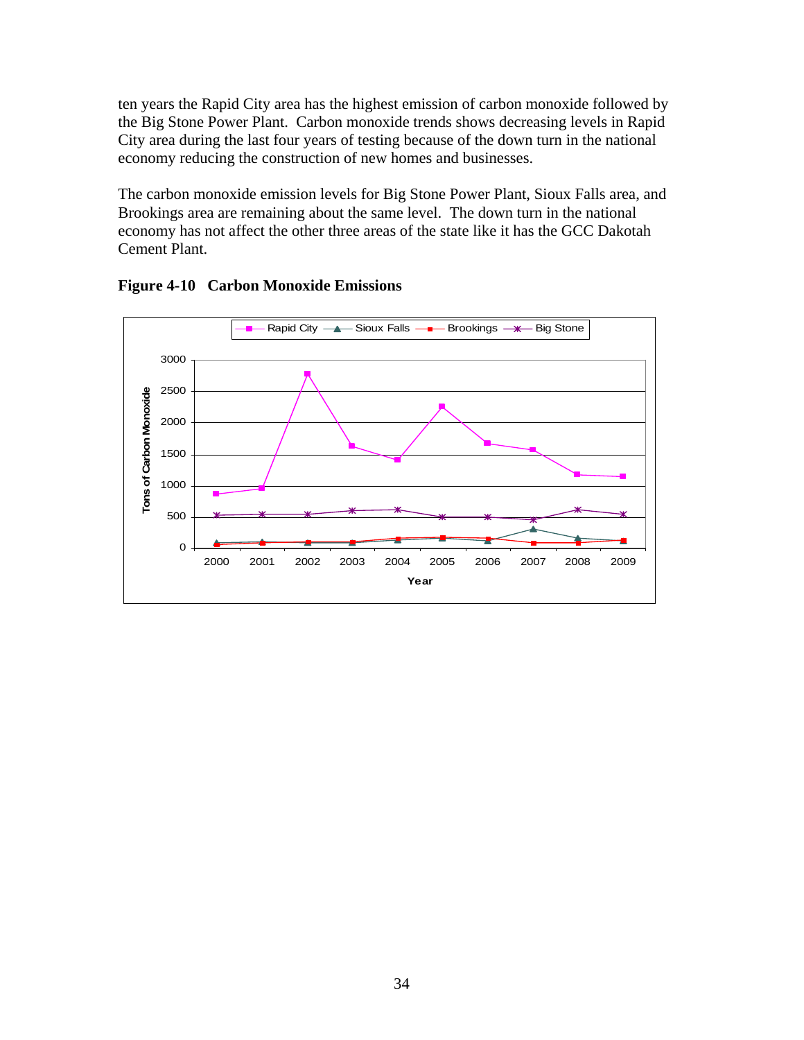ten years the Rapid City area has the highest emission of carbon monoxide followed by the Big Stone Power Plant. Carbon monoxide trends shows decreasing levels in Rapid City area during the last four years of testing because of the down turn in the national economy reducing the construction of new homes and businesses.

The carbon monoxide emission levels for Big Stone Power Plant, Sioux Falls area, and Brookings area are remaining about the same level. The down turn in the national economy has not affect the other three areas of the state like it has the GCC Dakotah Cement Plant.

**Figure 4-10 Carbon Monoxide Emissions**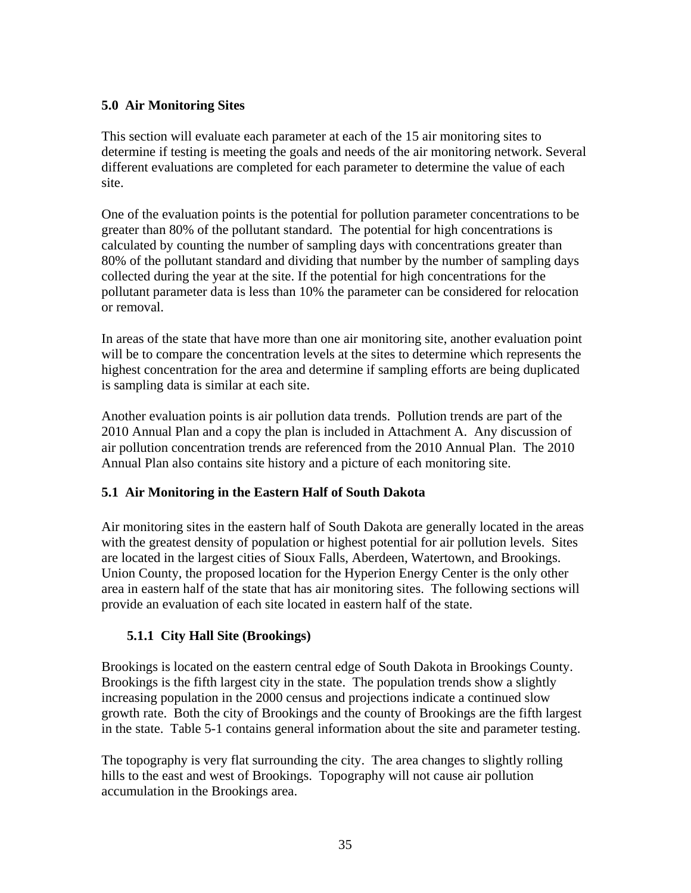## 5.0 Air Monitoring Sites

This section will evaluate each parameter at each of the 15 air monitoring sites to determine if testing is meeting the goals and needs of the air monitoring network. Several different evaluations are completed for each parameter to determine the value of each site.

One of the evaluation points is the potential for pollution parameter concentrations to be greater than 80% of the pollutant standard. The potential for high concentrations is calculated by counting the number of sampling days with concentrations greater than 80% of the pollutant standard and dividing that number by the number of sampling days collected during the year at the site. If the potential for high concentrations for the pollutant parameter data is less than 10% the parameter can be considered for relocation or removal.

In areas of the state that have more than one air monitoring site, another evaluation point will be to compare the concentration levels at the sites to determine which represents the highest concentration for the area and determine if sampling efforts are being duplicated is sampling data is similar at each site.

Another evaluation points is air pollution data trends. Pollution trends are part of the 2010 Annual Plan and a copy the plan is included in Attachment A. Any discussion of air pollution concentration trends are referenced from the 2010 Annual Plan. The 2010 Annual Plan also contains site history and a picture of each monitoring site.

### 5.1 Air Monitoring in the Eastern Half of South Dakota

Air monitoring sites in the eastern half of South Dakota are generally located in the areas with the greatest density of population or highest potential for air pollution levels. Sites are located in the largest cities of Sioux Falls, Aberdeen, Watertown, and Brookings. Union County, the proposed location for the Hyperion Energy Center is the only other area in eastern half of the state that has air monitoring sites. The following sections will provide an evaluation of each site located in eastern half of the state.

#### 5.1.1 City Hall Site (Brookings)

Brookings is located on the eastern central edge of South Dakota in Brookings County. Brookings is the fifth largest city in the state. The population trends show a slightly increasing population in the 2000 census and projections indicate a continued slow growth rate. Both the city of Brookings and the county of Brookings are the fifth largest in the state. Table 5-1 contains general information about the site and parameter testing.

The topography is very flat surrounding the city. The area changes to slightly rolling hills to the east and west of Brookings. Topography will not cause air pollution accumulation in the Brookings area.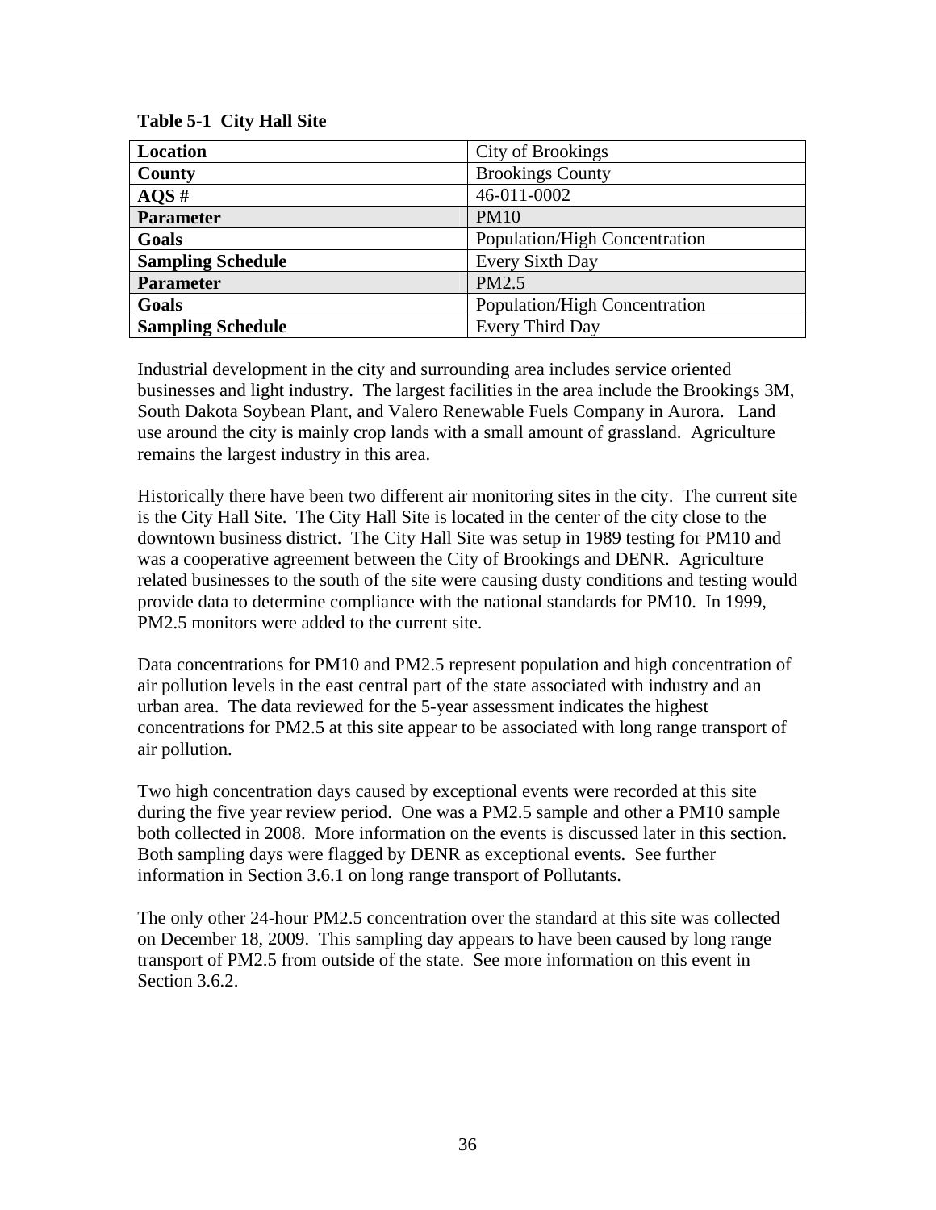**Table 5-1 City Hall Site**

| | |
|---|---|
| **Location** | City of Brookings |
| **County** | Brookings County |
| **AQS #** | 46-011-0002 |
| **Parameter** | PM10 |
| **Goals** | Population/High Concentration |
| **Sampling Schedule** | Every Sixth Day |
| **Parameter** | PM2.5 |
| **Goals** | Population/High Concentration |
| **Sampling Schedule** | Every Third Day |

Industrial development in the city and surrounding area includes service oriented businesses and light industry. The largest facilities in the area include the Brookings 3M, South Dakota Soybean Plant, and Valero Renewable Fuels Company in Aurora. Land use around the city is mainly crop lands with a small amount of grassland. Agriculture remains the largest industry in this area.

Historically there have been two different air monitoring sites in the city. The current site is the City Hall Site. The City Hall Site is located in the center of the city close to the downtown business district. The City Hall Site was setup in 1989 testing for PM10 and was a cooperative agreement between the City of Brookings and DENR. Agriculture related businesses to the south of the site were causing dusty conditions and testing would provide data to determine compliance with the national standards for PM10. In 1999, PM2.5 monitors were added to the current site.

Data concentrations for PM10 and PM2.5 represent population and high concentration of air pollution levels in the east central part of the state associated with industry and an urban area. The data reviewed for the 5-year assessment indicates the highest concentrations for PM2.5 at this site appear to be associated with long range transport of air pollution.

Two high concentration days caused by exceptional events were recorded at this site during the five year review period. One was a PM2.5 sample and other a PM10 sample both collected in 2008. More information on the events is discussed later in this section. Both sampling days were flagged by DENR as exceptional events. See further information in Section 3.6.1 on long range transport of Pollutants.

The only other 24-hour PM2.5 concentration over the standard at this site was collected on December 18, 2009. This sampling day appears to have been caused by long range transport of PM2.5 from outside of the state. See more information on this event in Section 3.6.2.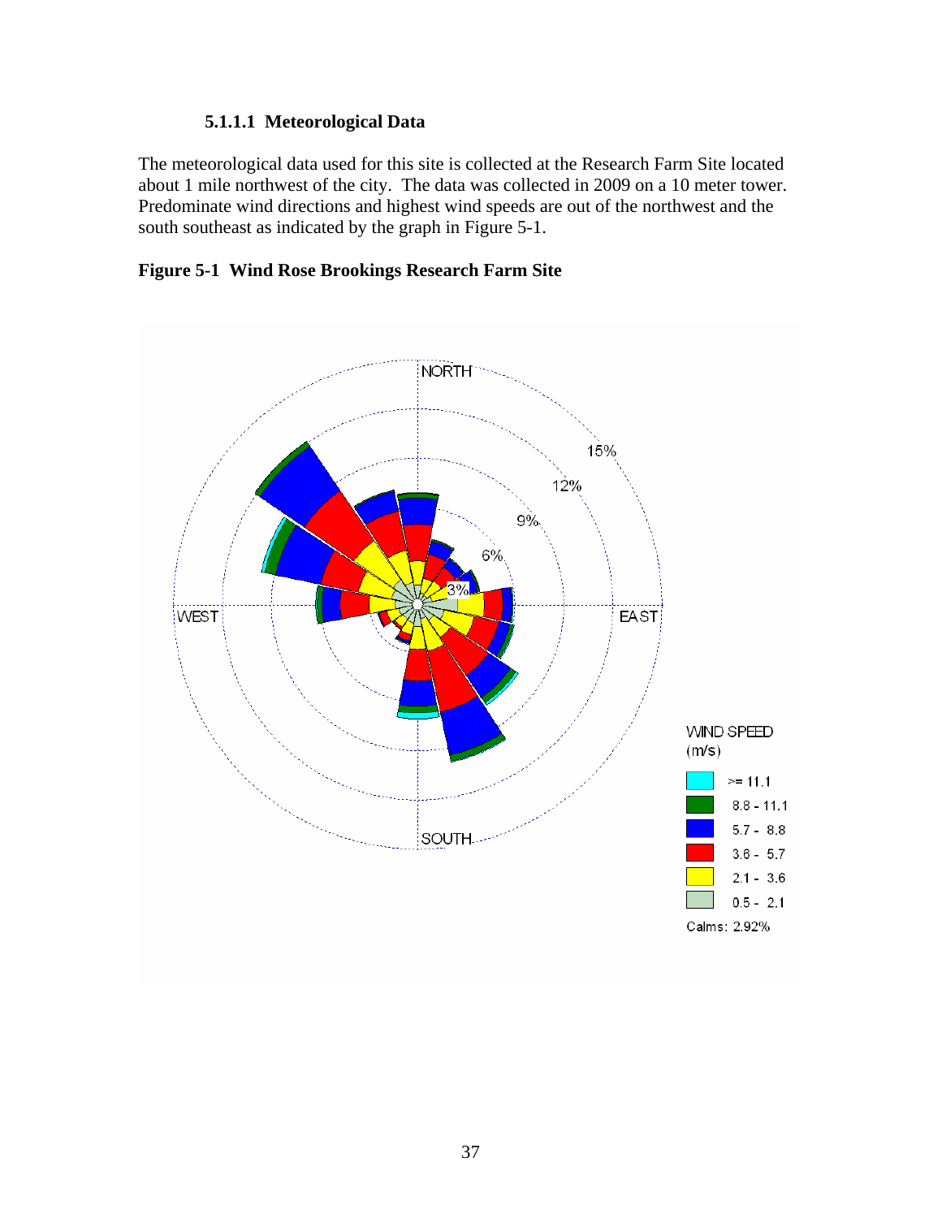#### 5.1.1.1 Meteorological Data

The meteorological data used for this site is collected at the Research Farm Site located about 1 mile northwest of the city. The data was collected in 2009 on a 10 meter tower. Predominate wind directions and highest wind speeds are out of the northwest and the south southeast as indicated by the graph in Figure 5-1.

**Figure 5-1 Wind Rose Brookings Research Farm Site**

NORTH

WEST

EAST

SOUTH

3%

6%

9%

12%

15%

WIND SPEED (m/s)

- >= 11.1
- 8.8 - 11.1
- 5.7 - 8.8
- 3.6 - 5.7
- 2.1 - 3.6
- 0.5 - 2.1

Calms: 2.92%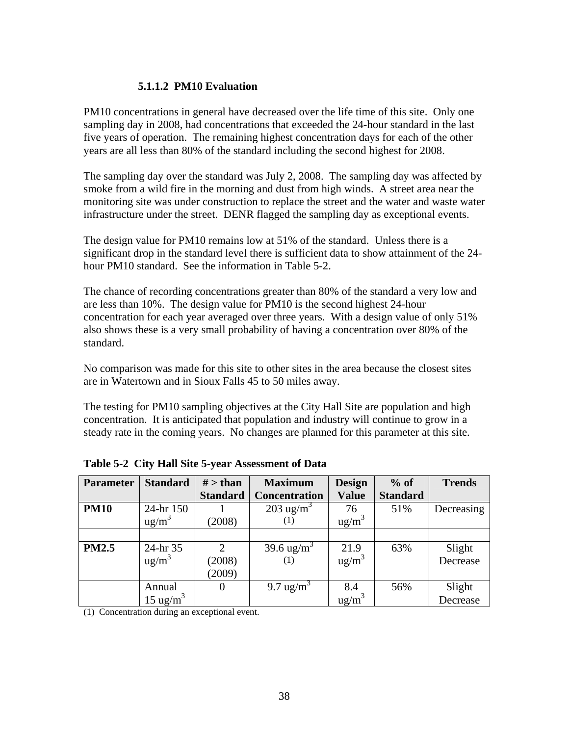#### 5.1.1.2 PM10 Evaluation

PM10 concentrations in general have decreased over the life time of this site. Only one sampling day in 2008, had concentrations that exceeded the 24-hour standard in the last five years of operation. The remaining highest concentration days for each of the other years are all less than 80% of the standard including the second highest for 2008.

The sampling day over the standard was July 2, 2008. The sampling day was affected by smoke from a wild fire in the morning and dust from high winds. A street area near the monitoring site was under construction to replace the street and the water and waste water infrastructure under the street. DENR flagged the sampling day as exceptional events.

The design value for PM10 remains low at 51% of the standard. Unless there is a significant drop in the standard level there is sufficient data to show attainment of the 24-hour PM10 standard. See the information in Table 5-2.

The chance of recording concentrations greater than 80% of the standard a very low and are less than 10%. The design value for PM10 is the second highest 24-hour concentration for each year averaged over three years. With a design value of only 51% also shows these is a very small probability of having a concentration over 80% of the standard.

No comparison was made for this site to other sites in the area because the closest sites are in Watertown and in Sioux Falls 45 to 50 miles away.

The testing for PM10 sampling objectives at the City Hall Site are population and high concentration. It is anticipated that population and industry will continue to grow in a steady rate in the coming years. No changes are planned for this parameter at this site.

**Table 5-2 City Hall Site 5-year Assessment of Data**

| Parameter | Standard | # > than Standard | Maximum Concentration | Design Value | % of Standard | Trends |
|---|---|---|---|---|---|---|
| **PM10** | 24-hr 150 $ug/m^3$ | 1 (2008) | 203 $ug/m^3$ (1) | 76 $ug/m^3$ | 51% | Decreasing |
| | | | | | | |
| **PM2.5** | 24-hr 35 $ug/m^3$ | 2 (2008) (2009) | 39.6 $ug/m^3$ (1) | 21.9 $ug/m^3$ | 63% | Slight Decrease |
| | Annual 15 $ug/m^3$ | 0 | 9.7 $ug/m^3$ | 8.4 $ug/m^3$ | 56% | Slight Decrease |

(1) Concentration during an exceptional event.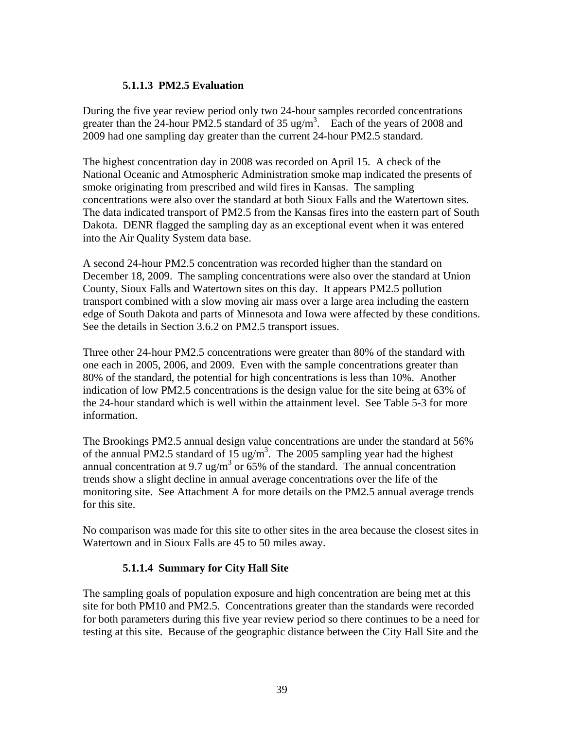#### 5.1.1.3 PM2.5 Evaluation

During the five year review period only two 24-hour samples recorded concentrations greater than the 24-hour PM2.5 standard of 35 $ug/m^3$. Each of the years of 2008 and 2009 had one sampling day greater than the current 24-hour PM2.5 standard.

The highest concentration day in 2008 was recorded on April 15. A check of the National Oceanic and Atmospheric Administration smoke map indicated the presents of smoke originating from prescribed and wild fires in Kansas. The sampling concentrations were also over the standard at both Sioux Falls and the Watertown sites. The data indicated transport of PM2.5 from the Kansas fires into the eastern part of South Dakota. DENR flagged the sampling day as an exceptional event when it was entered into the Air Quality System data base.

A second 24-hour PM2.5 concentration was recorded higher than the standard on December 18, 2009. The sampling concentrations were also over the standard at Union County, Sioux Falls and Watertown sites on this day. It appears PM2.5 pollution transport combined with a slow moving air mass over a large area including the eastern edge of South Dakota and parts of Minnesota and Iowa were affected by these conditions. See the details in Section 3.6.2 on PM2.5 transport issues.

Three other 24-hour PM2.5 concentrations were greater than 80% of the standard with one each in 2005, 2006, and 2009. Even with the sample concentrations greater than 80% of the standard, the potential for high concentrations is less than 10%. Another indication of low PM2.5 concentrations is the design value for the site being at 63% of the 24-hour standard which is well within the attainment level. See Table 5-3 for more information.

The Brookings PM2.5 annual design value concentrations are under the standard at 56% of the annual PM2.5 standard of 15 $ug/m^3$. The 2005 sampling year had the highest annual concentration at 9.7 $ug/m^3$ or 65% of the standard. The annual concentration trends show a slight decline in annual average concentrations over the life of the monitoring site. See Attachment A for more details on the PM2.5 annual average trends for this site.

No comparison was made for this site to other sites in the area because the closest sites in Watertown and in Sioux Falls are 45 to 50 miles away.

#### 5.1.1.4 Summary for City Hall Site

The sampling goals of population exposure and high concentration are being met at this site for both PM10 and PM2.5. Concentrations greater than the standards were recorded for both parameters during this five year review period so there continues to be a need for testing at this site. Because of the geographic distance between the City Hall Site and the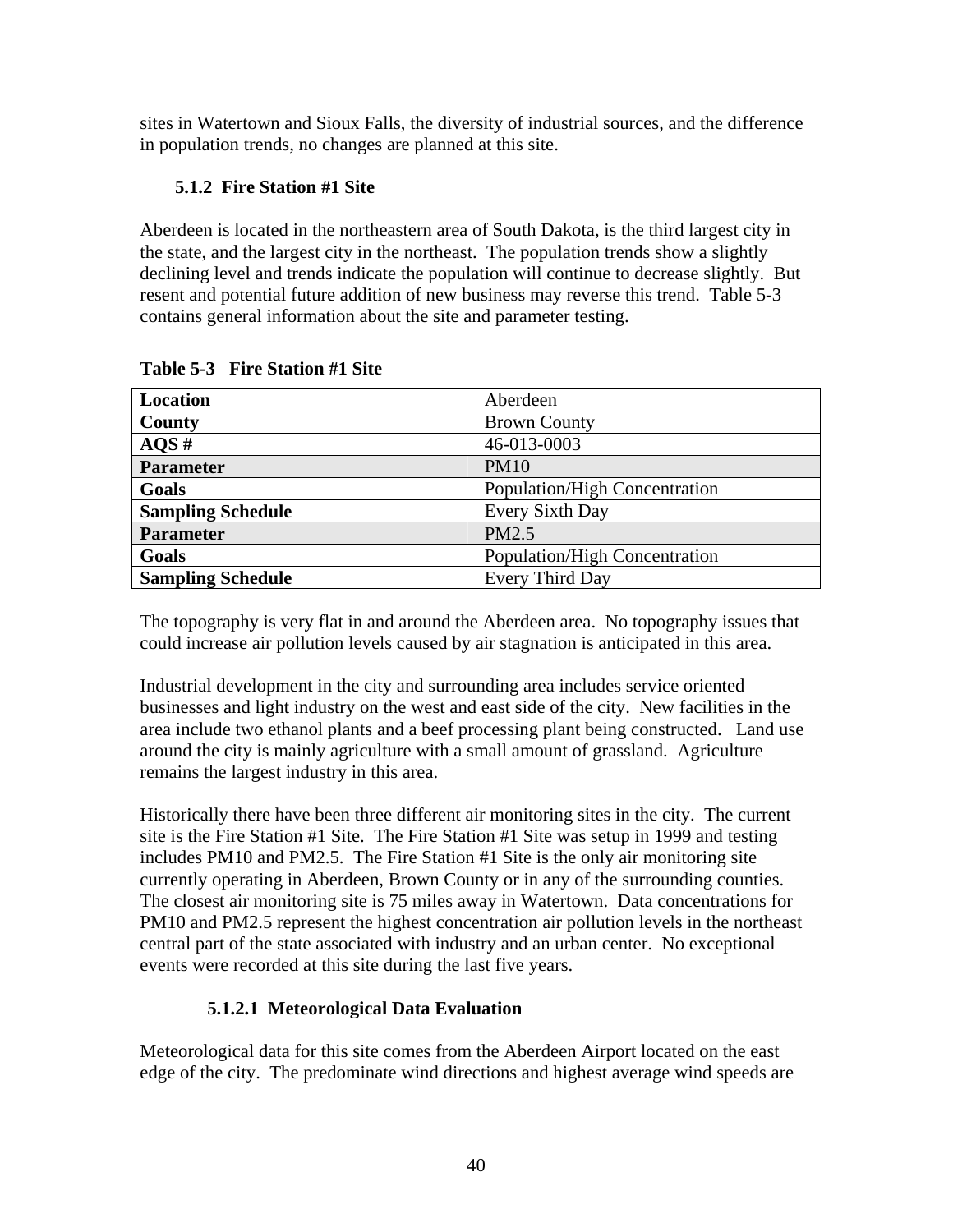sites in Watertown and Sioux Falls, the diversity of industrial sources, and the difference in population trends, no changes are planned at this site.

### 5.1.2 Fire Station #1 Site

Aberdeen is located in the northeastern area of South Dakota, is the third largest city in the state, and the largest city in the northeast. The population trends show a slightly declining level and trends indicate the population will continue to decrease slightly. But resent and potential future addition of new business may reverse this trend. Table 5-3 contains general information about the site and parameter testing.

**Table 5-3 Fire Station #1 Site**

| **Location** | Aberdeen |
|---|---|
| **County** | Brown County |
| **AQS #** | 46-013-0003 |
| **Parameter** | PM10 |
| **Goals** | Population/High Concentration |
| **Sampling Schedule** | Every Sixth Day |
| **Parameter** | PM2.5 |
| **Goals** | Population/High Concentration |
| **Sampling Schedule** | Every Third Day |

The topography is very flat in and around the Aberdeen area. No topography issues that could increase air pollution levels caused by air stagnation is anticipated in this area.

Industrial development in the city and surrounding area includes service oriented businesses and light industry on the west and east side of the city. New facilities in the area include two ethanol plants and a beef processing plant being constructed. Land use around the city is mainly agriculture with a small amount of grassland. Agriculture remains the largest industry in this area.

Historically there have been three different air monitoring sites in the city. The current site is the Fire Station #1 Site. The Fire Station #1 Site was setup in 1999 and testing includes PM10 and PM2.5. The Fire Station #1 Site is the only air monitoring site currently operating in Aberdeen, Brown County or in any of the surrounding counties. The closest air monitoring site is 75 miles away in Watertown. Data concentrations for PM10 and PM2.5 represent the highest concentration air pollution levels in the northeast central part of the state associated with industry and an urban center. No exceptional events were recorded at this site during the last five years.

#### 5.1.2.1 Meteorological Data Evaluation

Meteorological data for this site comes from the Aberdeen Airport located on the east edge of the city. The predominate wind directions and highest average wind speeds are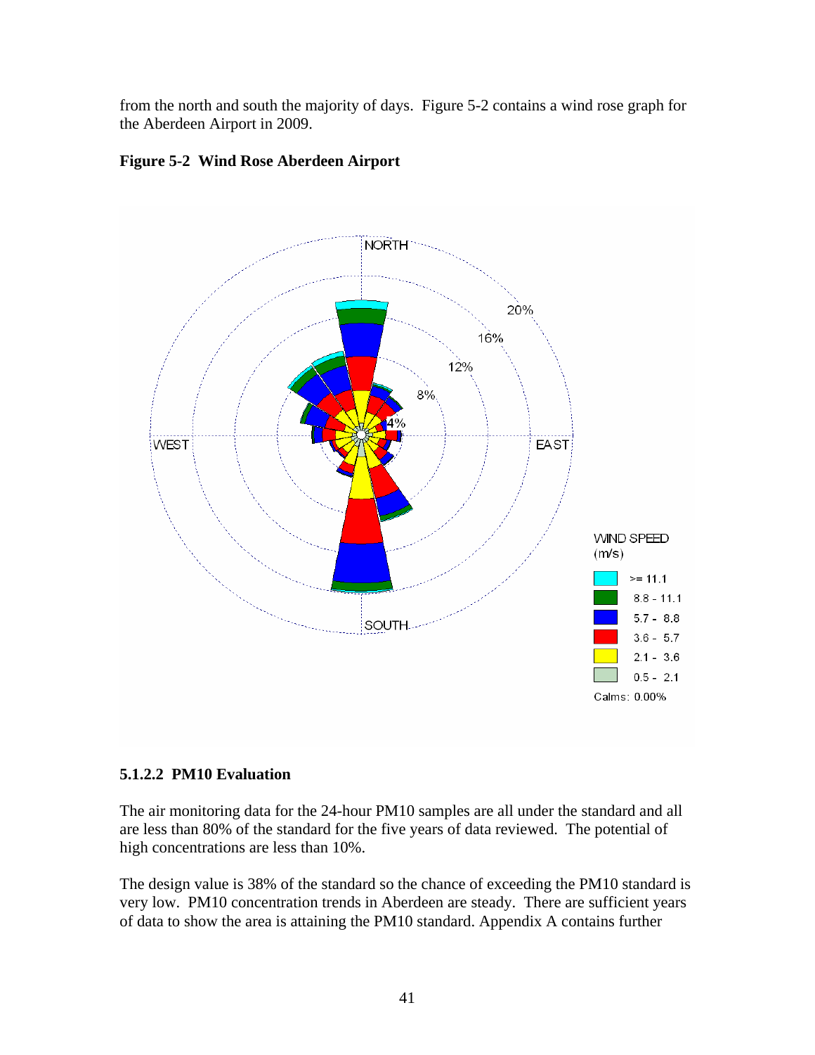from the north and south the majority of days. Figure 5-2 contains a wind rose graph for the Aberdeen Airport in 2009.

**Figure 5-2 Wind Rose Aberdeen Airport**

#### 5.1.2.2 PM10 Evaluation

The air monitoring data for the 24-hour PM10 samples are all under the standard and all are less than 80% of the standard for the five years of data reviewed. The potential of high concentrations are less than 10%.

The design value is 38% of the standard so the chance of exceeding the PM10 standard is very low. PM10 concentration trends in Aberdeen are steady. There are sufficient years of data to show the area is attaining the PM10 standard. Appendix A contains further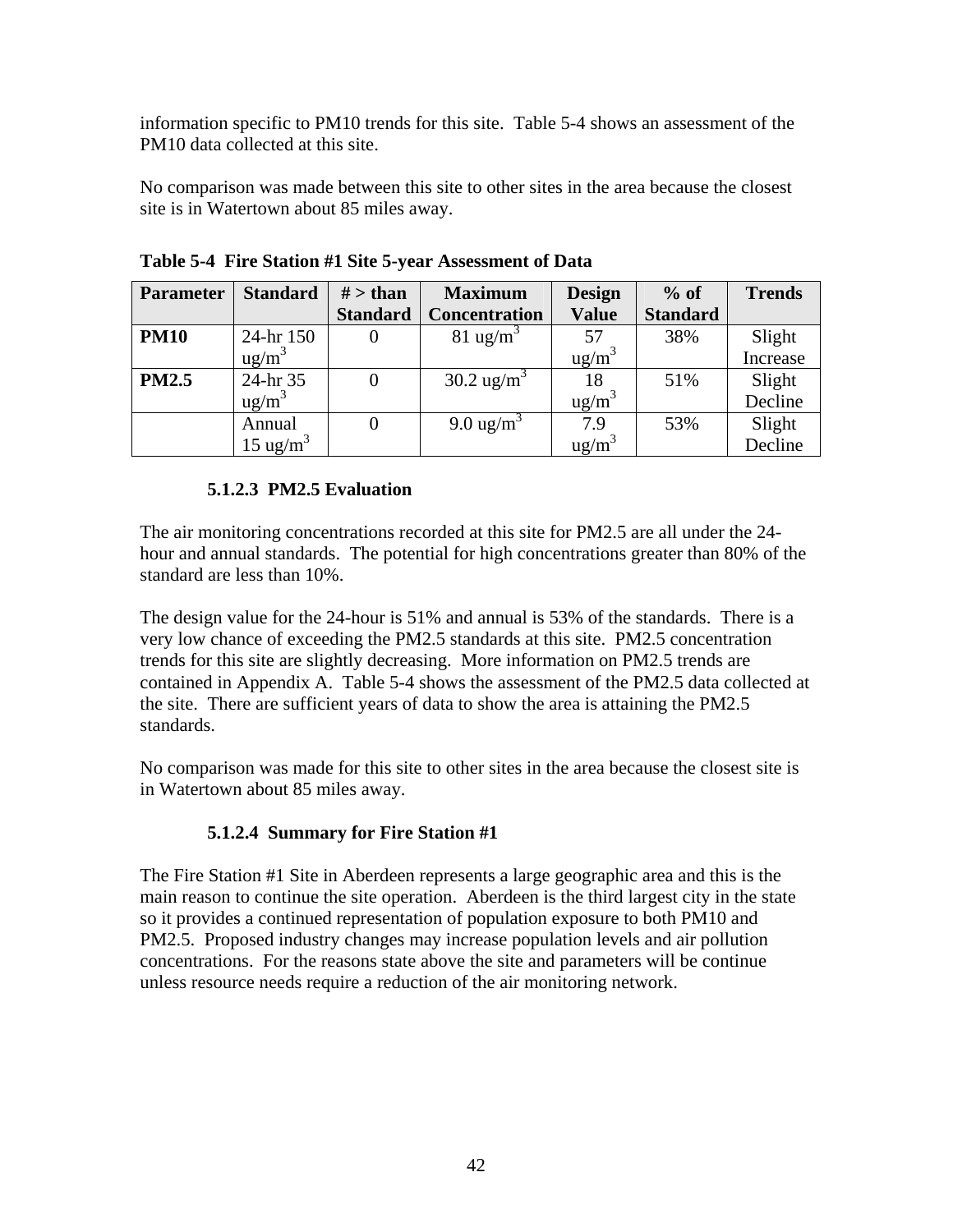information specific to PM10 trends for this site. Table 5-4 shows an assessment of the PM10 data collected at this site.

No comparison was made between this site to other sites in the area because the closest site is in Watertown about 85 miles away.

**Table 5-4 Fire Station #1 Site 5-year Assessment of Data**

| Parameter | Standard | # > than Standard | Maximum Concentration | Design Value | % of Standard | Trends |
|---|---|---|---|---|---|---|
| **PM10** | 24-hr 150 $ug/m^3$ | 0 | 81 $ug/m^3$ | 57 $ug/m^3$ | 38% | Slight Increase |
| **PM2.5** | 24-hr 35 $ug/m^3$ | 0 | 30.2 $ug/m^3$ | 18 $ug/m^3$ | 51% | Slight Decline |
| | Annual 15 $ug/m^3$ | 0 | 9.0 $ug/m^3$ | 7.9 $ug/m^3$ | 53% | Slight Decline |

#### 5.1.2.3 PM2.5 Evaluation

The air monitoring concentrations recorded at this site for PM2.5 are all under the 24-hour and annual standards. The potential for high concentrations greater than 80% of the standard are less than 10%.

The design value for the 24-hour is 51% and annual is 53% of the standards. There is a very low chance of exceeding the PM2.5 standards at this site. PM2.5 concentration trends for this site are slightly decreasing. More information on PM2.5 trends are contained in Appendix A. Table 5-4 shows the assessment of the PM2.5 data collected at the site. There are sufficient years of data to show the area is attaining the PM2.5 standards.

No comparison was made for this site to other sites in the area because the closest site is in Watertown about 85 miles away.

#### 5.1.2.4 Summary for Fire Station #1

The Fire Station #1 Site in Aberdeen represents a large geographic area and this is the main reason to continue the site operation. Aberdeen is the third largest city in the state so it provides a continued representation of population exposure to both PM10 and PM2.5. Proposed industry changes may increase population levels and air pollution concentrations. For the reasons state above the site and parameters will be continue unless resource needs require a reduction of the air monitoring network.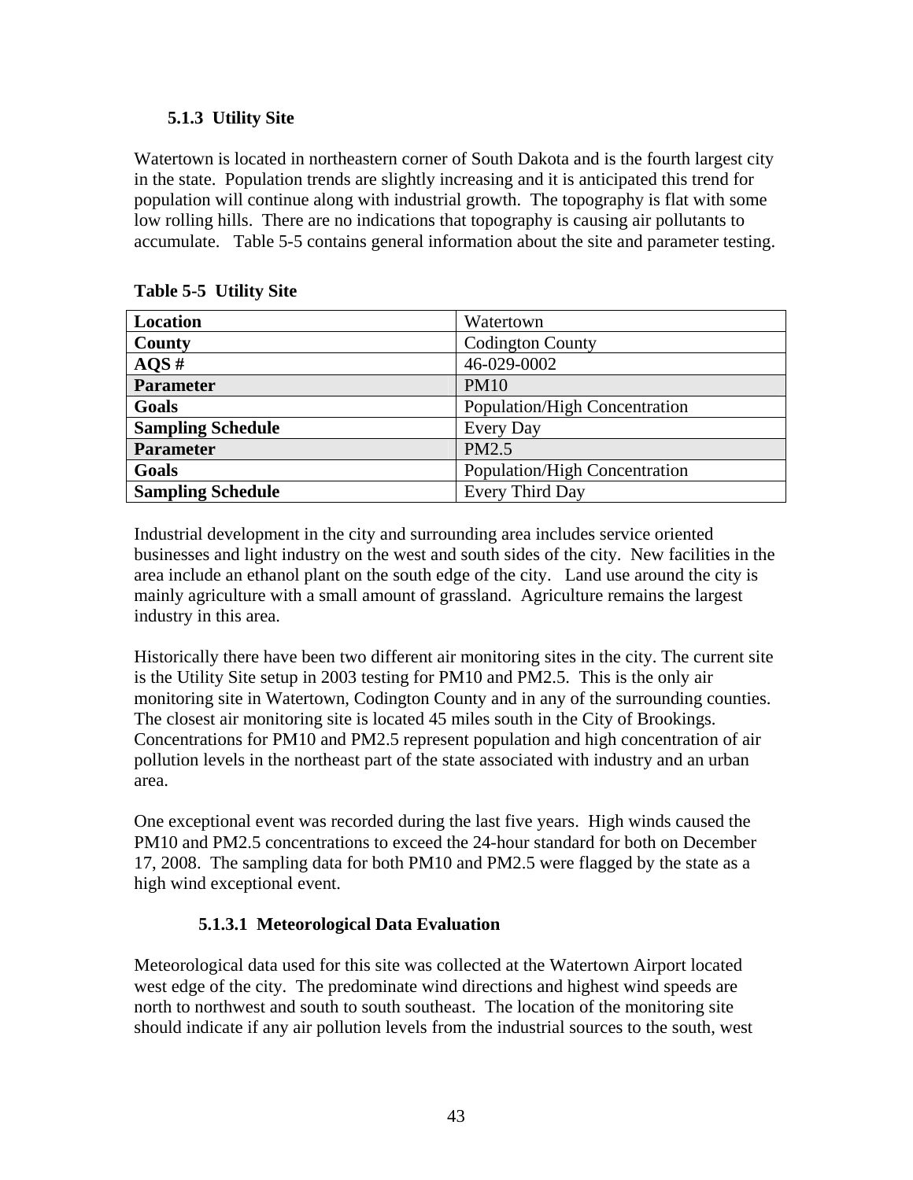### 5.1.3 Utility Site

Watertown is located in northeastern corner of South Dakota and is the fourth largest city in the state. Population trends are slightly increasing and it is anticipated this trend for population will continue along with industrial growth. The topography is flat with some low rolling hills. There are no indications that topography is causing air pollutants to accumulate. Table 5-5 contains general information about the site and parameter testing.

**Table 5-5 Utility Site**

| **Location** | Watertown |
|---|---|
| **County** | Codington County |
| **AQS #** | 46-029-0002 |
| **Parameter** | PM10 |
| **Goals** | Population/High Concentration |
| **Sampling Schedule** | Every Day |
| **Parameter** | PM2.5 |
| **Goals** | Population/High Concentration |
| **Sampling Schedule** | Every Third Day |

Industrial development in the city and surrounding area includes service oriented businesses and light industry on the west and south sides of the city. New facilities in the area include an ethanol plant on the south edge of the city. Land use around the city is mainly agriculture with a small amount of grassland. Agriculture remains the largest industry in this area.

Historically there have been two different air monitoring sites in the city. The current site is the Utility Site setup in 2003 testing for PM10 and PM2.5. This is the only air monitoring site in Watertown, Codington County and in any of the surrounding counties. The closest air monitoring site is located 45 miles south in the City of Brookings. Concentrations for PM10 and PM2.5 represent population and high concentration of air pollution levels in the northeast part of the state associated with industry and an urban area.

One exceptional event was recorded during the last five years. High winds caused the PM10 and PM2.5 concentrations to exceed the 24-hour standard for both on December 17, 2008. The sampling data for both PM10 and PM2.5 were flagged by the state as a high wind exceptional event.

#### 5.1.3.1 Meteorological Data Evaluation

Meteorological data used for this site was collected at the Watertown Airport located west edge of the city. The predominate wind directions and highest wind speeds are north to northwest and south to south southeast. The location of the monitoring site should indicate if any air pollution levels from the industrial sources to the south, west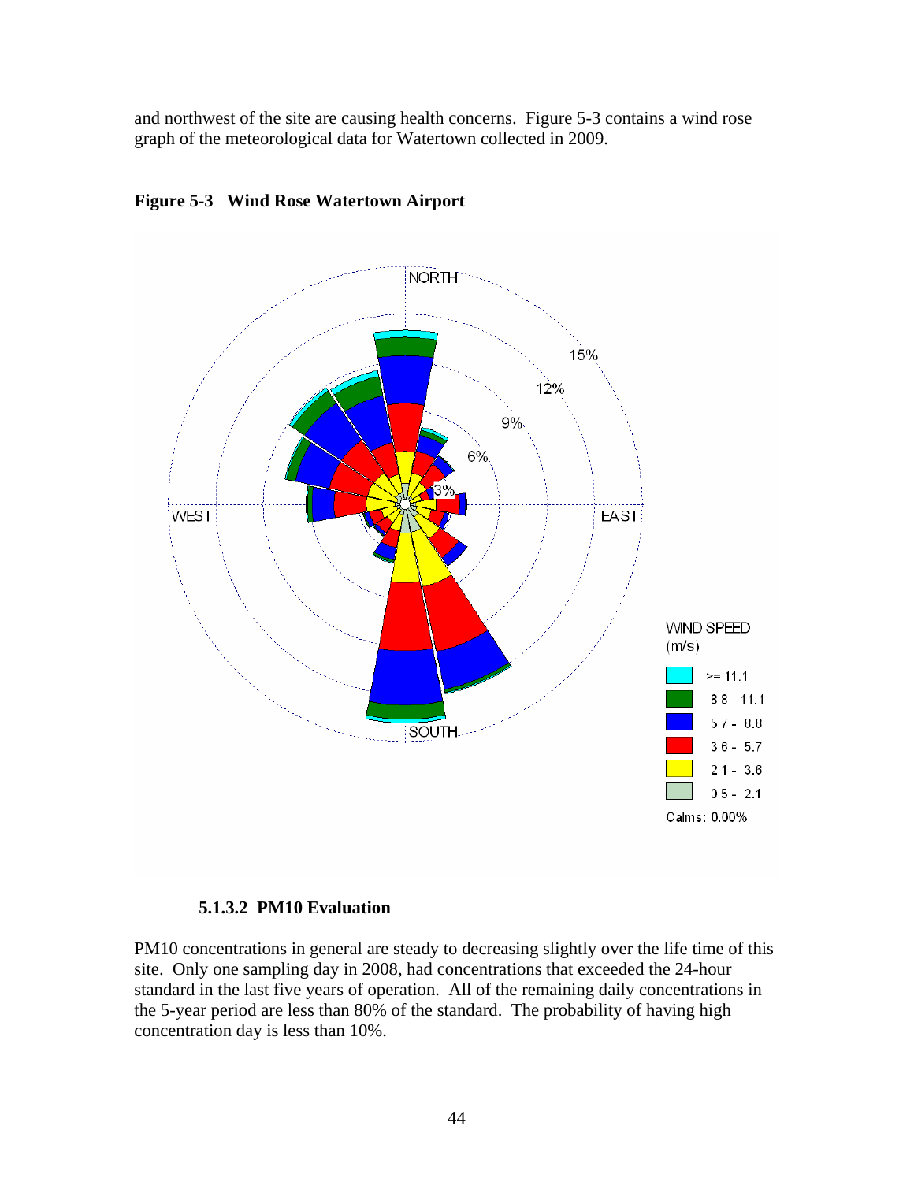and northwest of the site are causing health concerns. Figure 5-3 contains a wind rose graph of the meteorological data for Watertown collected in 2009.

**Figure 5-3 Wind Rose Watertown Airport**

#### 5.1.3.2 PM10 Evaluation

PM10 concentrations in general are steady to decreasing slightly over the life time of this site. Only one sampling day in 2008, had concentrations that exceeded the 24-hour standard in the last five years of operation. All of the remaining daily concentrations in the 5-year period are less than 80% of the standard. The probability of having high concentration day is less than 10%.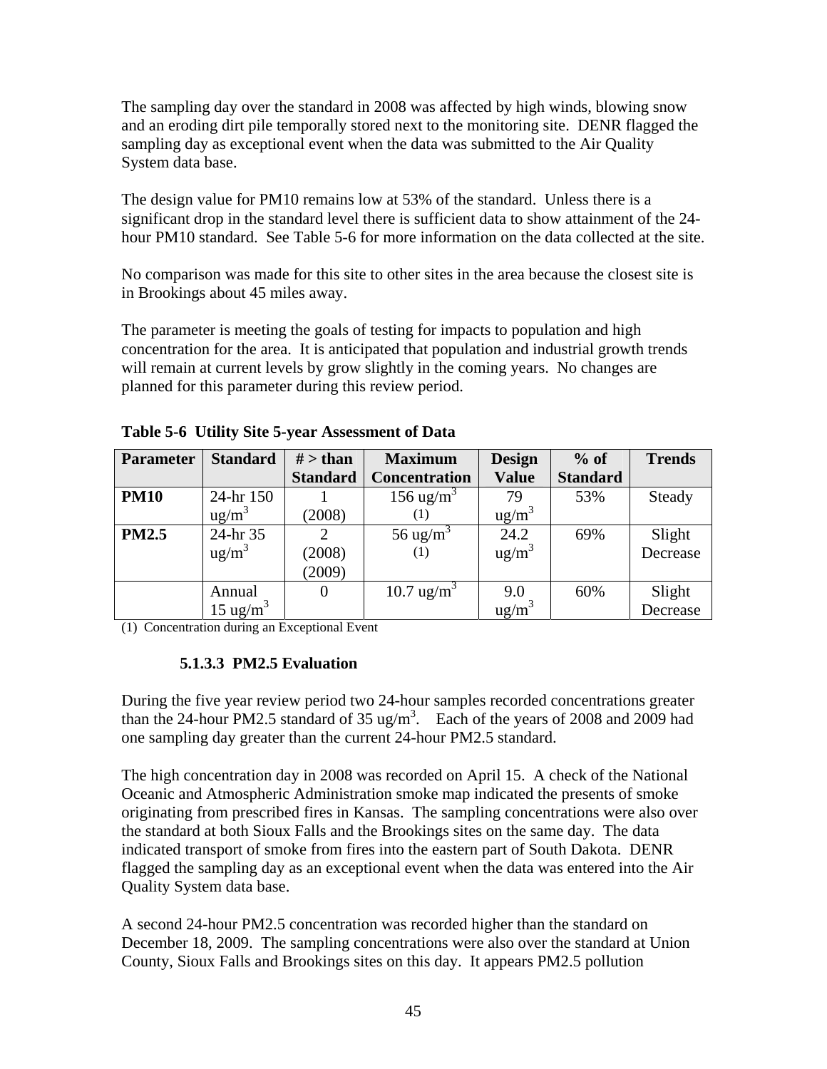The sampling day over the standard in 2008 was affected by high winds, blowing snow and an eroding dirt pile temporally stored next to the monitoring site. DENR flagged the sampling day as exceptional event when the data was submitted to the Air Quality System data base.

The design value for PM10 remains low at 53% of the standard. Unless there is a significant drop in the standard level there is sufficient data to show attainment of the 24-hour PM10 standard. See Table 5-6 for more information on the data collected at the site.

No comparison was made for this site to other sites in the area because the closest site is in Brookings about 45 miles away.

The parameter is meeting the goals of testing for impacts to population and high concentration for the area. It is anticipated that population and industrial growth trends will remain at current levels by grow slightly in the coming years. No changes are planned for this parameter during this review period.

**Table 5-6 Utility Site 5-year Assessment of Data**

| Parameter | Standard | # > than Standard | Maximum Concentration | Design Value | % of Standard | Trends |
|---|---|---|---|---|---|---|
| **PM10** | 24-hr 150 ug/m$^3$ | 1 (2008) | 156 ug/m$^3$ (1) | 79 ug/m$^3$ | 53% | Steady |
| **PM2.5** | 24-hr 35 ug/m$^3$ | 2 (2008) (2009) | 56 ug/m$^3$ (1) | 24.2 ug/m$^3$ | 69% | Slight Decrease |
| | Annual 15 ug/m$^3$ | 0 | 10.7 ug/m$^3$ | 9.0 ug/m$^3$ | 60% | Slight Decrease |

(1) Concentration during an Exceptional Event

#### 5.1.3.3 PM2.5 Evaluation

During the five year review period two 24-hour samples recorded concentrations greater than the 24-hour PM2.5 standard of 35 ug/m$^3$. Each of the years of 2008 and 2009 had one sampling day greater than the current 24-hour PM2.5 standard.

The high concentration day in 2008 was recorded on April 15. A check of the National Oceanic and Atmospheric Administration smoke map indicated the presents of smoke originating from prescribed fires in Kansas. The sampling concentrations were also over the standard at both Sioux Falls and the Brookings sites on the same day. The data indicated transport of smoke from fires into the eastern part of South Dakota. DENR flagged the sampling day as an exceptional event when the data was entered into the Air Quality System data base.

A second 24-hour PM2.5 concentration was recorded higher than the standard on December 18, 2009. The sampling concentrations were also over the standard at Union County, Sioux Falls and Brookings sites on this day. It appears PM2.5 pollution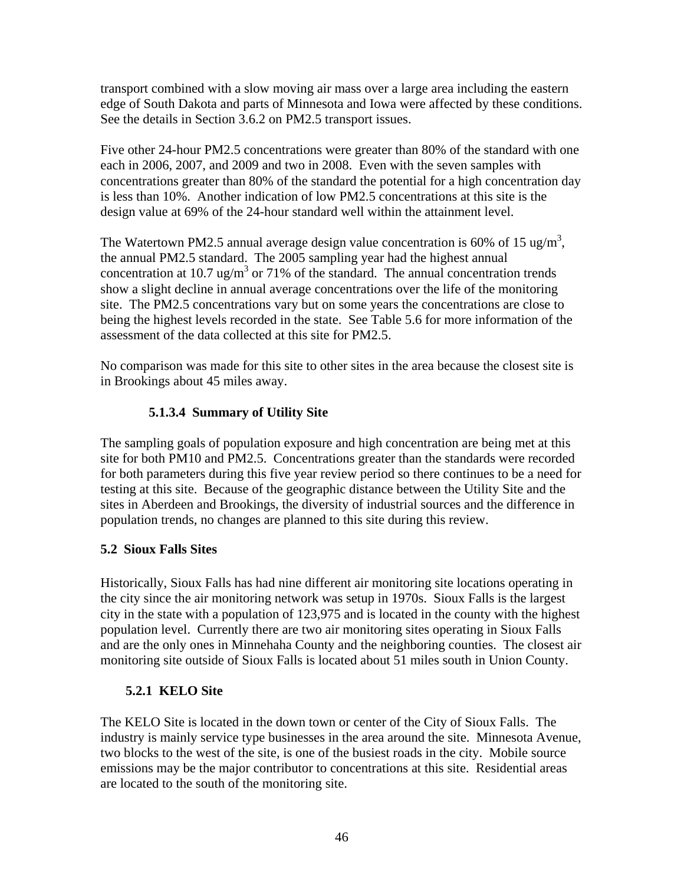transport combined with a slow moving air mass over a large area including the eastern edge of South Dakota and parts of Minnesota and Iowa were affected by these conditions. See the details in Section 3.6.2 on PM2.5 transport issues.

Five other 24-hour PM2.5 concentrations were greater than 80% of the standard with one each in 2006, 2007, and 2009 and two in 2008. Even with the seven samples with concentrations greater than 80% of the standard the potential for a high concentration day is less than 10%. Another indication of low PM2.5 concentrations at this site is the design value at 69% of the 24-hour standard well within the attainment level.

The Watertown PM2.5 annual average design value concentration is 60% of 15 $ug/m^3$, the annual PM2.5 standard. The 2005 sampling year had the highest annual concentration at 10.7 $ug/m^3$ or 71% of the standard. The annual concentration trends show a slight decline in annual average concentrations over the life of the monitoring site. The PM2.5 concentrations vary but on some years the concentrations are close to being the highest levels recorded in the state. See Table 5.6 for more information of the assessment of the data collected at this site for PM2.5.

No comparison was made for this site to other sites in the area because the closest site is in Brookings about 45 miles away.

#### 5.1.3.4 Summary of Utility Site

The sampling goals of population exposure and high concentration are being met at this site for both PM10 and PM2.5. Concentrations greater than the standards were recorded for both parameters during this five year review period so there continues to be a need for testing at this site. Because of the geographic distance between the Utility Site and the sites in Aberdeen and Brookings, the diversity of industrial sources and the difference in population trends, no changes are planned to this site during this review.

## 5.2 Sioux Falls Sites

Historically, Sioux Falls has had nine different air monitoring site locations operating in the city since the air monitoring network was setup in 1970s. Sioux Falls is the largest city in the state with a population of 123,975 and is located in the county with the highest population level. Currently there are two air monitoring sites operating in Sioux Falls and are the only ones in Minnehaha County and the neighboring counties. The closest air monitoring site outside of Sioux Falls is located about 51 miles south in Union County.

### 5.2.1 KELO Site

The KELO Site is located in the down town or center of the City of Sioux Falls. The industry is mainly service type businesses in the area around the site. Minnesota Avenue, two blocks to the west of the site, is one of the busiest roads in the city. Mobile source emissions may be the major contributor to concentrations at this site. Residential areas are located to the south of the monitoring site.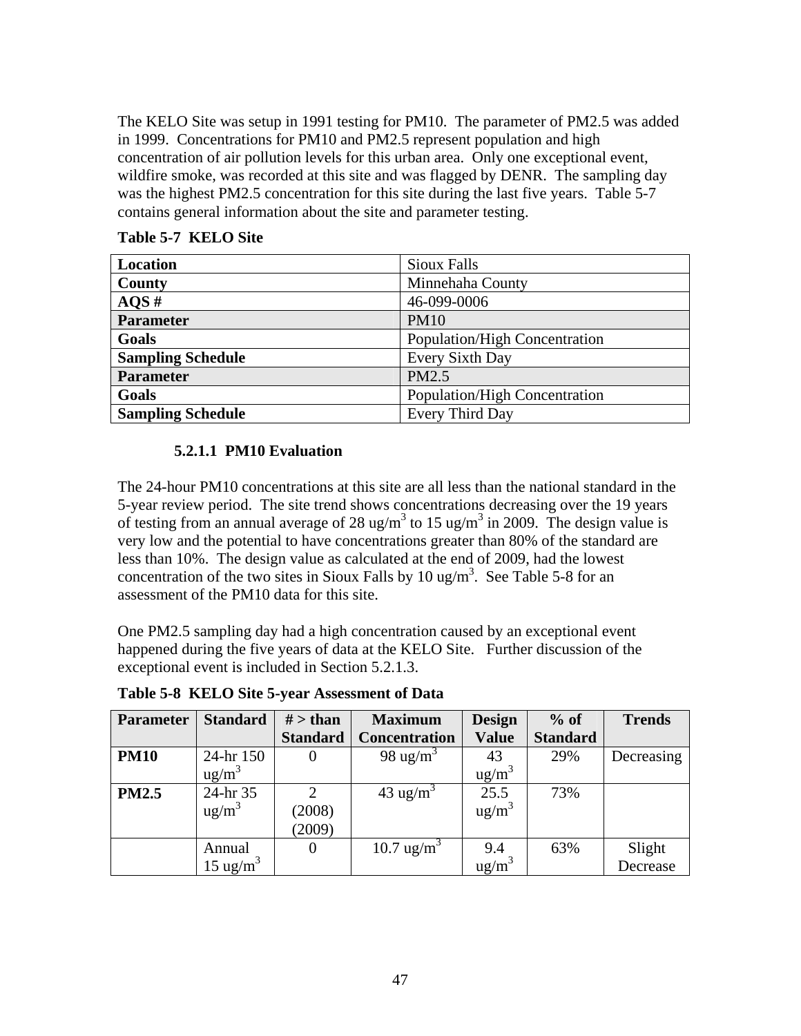The KELO Site was setup in 1991 testing for PM10. The parameter of PM2.5 was added in 1999. Concentrations for PM10 and PM2.5 represent population and high concentration of air pollution levels for this urban area. Only one exceptional event, wildfire smoke, was recorded at this site and was flagged by DENR. The sampling day was the highest PM2.5 concentration for this site during the last five years. Table 5-7 contains general information about the site and parameter testing.

**Table 5-7 KELO Site**

| | |
|---|---|
| **Location** | Sioux Falls |
| **County** | Minnehaha County |
| **AQS #** | 46-099-0006 |
| **Parameter** | PM10 |
| **Goals** | Population/High Concentration |
| **Sampling Schedule** | Every Sixth Day |
| **Parameter** | PM2.5 |
| **Goals** | Population/High Concentration |
| **Sampling Schedule** | Every Third Day |

#### 5.2.1.1 PM10 Evaluation

The 24-hour PM10 concentrations at this site are all less than the national standard in the 5-year review period. The site trend shows concentrations decreasing over the 19 years of testing from an annual average of 28 $ug/m^3$ to 15 $ug/m^3$ in 2009. The design value is very low and the potential to have concentrations greater than 80% of the standard are less than 10%. The design value as calculated at the end of 2009, had the lowest concentration of the two sites in Sioux Falls by 10 $ug/m^3$. See Table 5-8 for an assessment of the PM10 data for this site.

One PM2.5 sampling day had a high concentration caused by an exceptional event happened during the five years of data at the KELO Site. Further discussion of the exceptional event is included in Section 5.2.1.3.

**Table 5-8 KELO Site 5-year Assessment of Data**

| Parameter | Standard | # > than Standard | Maximum Concentration | Design Value | % of Standard | Trends |
|---|---|---|---|---|---|---|
| **PM10** | 24-hr 150 $ug/m^3$ | 0 | 98 $ug/m^3$ | 43 $ug/m^3$ | 29% | Decreasing |
| **PM2.5** | 24-hr 35 $ug/m^3$ | 2 (2008) (2009) | 43 $ug/m^3$ | 25.5 $ug/m^3$ | 73% | |
| | Annual 15 $ug/m^3$ | 0 | 10.7 $ug/m^3$ | 9.4 $ug/m^3$ | 63% | Slight Decrease |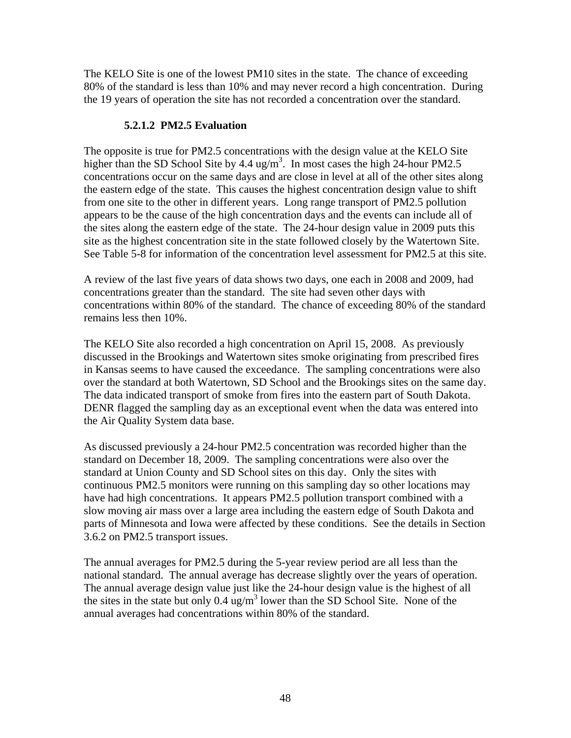The KELO Site is one of the lowest PM10 sites in the state. The chance of exceeding 80% of the standard is less than 10% and may never record a high concentration. During the 19 years of operation the site has not recorded a concentration over the standard.

#### 5.2.1.2 PM2.5 Evaluation

The opposite is true for PM2.5 concentrations with the design value at the KELO Site higher than the SD School Site by 4.4 $ug/m^3$. In most cases the high 24-hour PM2.5 concentrations occur on the same days and are close in level at all of the other sites along the eastern edge of the state. This causes the highest concentration design value to shift from one site to the other in different years. Long range transport of PM2.5 pollution appears to be the cause of the high concentration days and the events can include all of the sites along the eastern edge of the state. The 24-hour design value in 2009 puts this site as the highest concentration site in the state followed closely by the Watertown Site. See Table 5-8 for information of the concentration level assessment for PM2.5 at this site.

A review of the last five years of data shows two days, one each in 2008 and 2009, had concentrations greater than the standard. The site had seven other days with concentrations within 80% of the standard. The chance of exceeding 80% of the standard remains less then 10%.

The KELO Site also recorded a high concentration on April 15, 2008. As previously discussed in the Brookings and Watertown sites smoke originating from prescribed fires in Kansas seems to have caused the exceedance. The sampling concentrations were also over the standard at both Watertown, SD School and the Brookings sites on the same day. The data indicated transport of smoke from fires into the eastern part of South Dakota. DENR flagged the sampling day as an exceptional event when the data was entered into the Air Quality System data base.

As discussed previously a 24-hour PM2.5 concentration was recorded higher than the standard on December 18, 2009. The sampling concentrations were also over the standard at Union County and SD School sites on this day. Only the sites with continuous PM2.5 monitors were running on this sampling day so other locations may have had high concentrations. It appears PM2.5 pollution transport combined with a slow moving air mass over a large area including the eastern edge of South Dakota and parts of Minnesota and Iowa were affected by these conditions. See the details in Section 3.6.2 on PM2.5 transport issues.

The annual averages for PM2.5 during the 5-year review period are all less than the national standard. The annual average has decrease slightly over the years of operation. The annual average design value just like the 24-hour design value is the highest of all the sites in the state but only 0.4 $ug/m^3$ lower than the SD School Site. None of the annual averages had concentrations within 80% of the standard.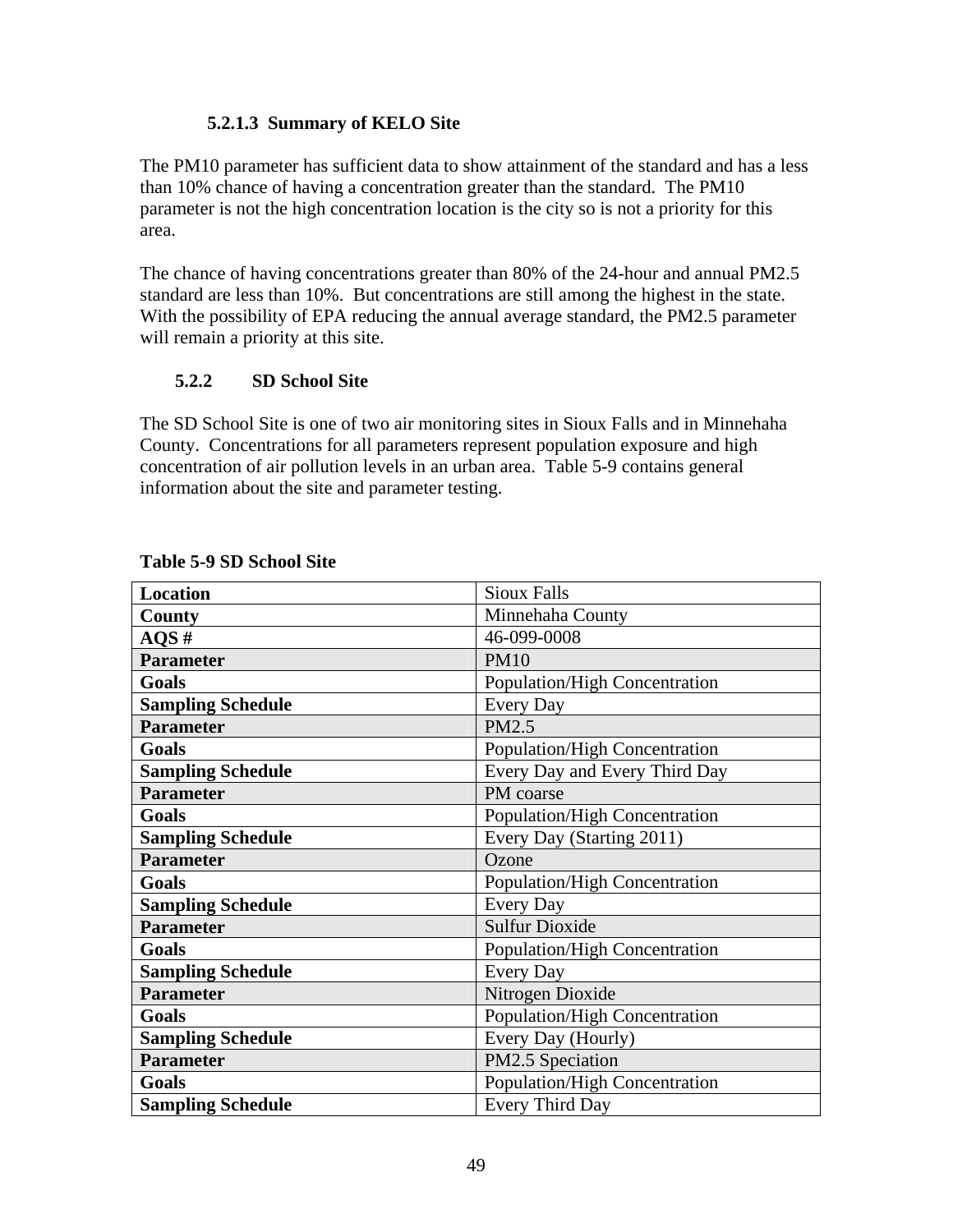#### 5.2.1.3 Summary of KELO Site

The PM10 parameter has sufficient data to show attainment of the standard and has a less than 10% chance of having a concentration greater than the standard. The PM10 parameter is not the high concentration location is the city so is not a priority for this area.

The chance of having concentrations greater than 80% of the 24-hour and annual PM2.5 standard are less than 10%. But concentrations are still among the highest in the state. With the possibility of EPA reducing the annual average standard, the PM2.5 parameter will remain a priority at this site.

### 5.2.2 SD School Site

The SD School Site is one of two air monitoring sites in Sioux Falls and in Minnehaha County. Concentrations for all parameters represent population exposure and high concentration of air pollution levels in an urban area. Table 5-9 contains general information about the site and parameter testing.

**Table 5-9 SD School Site**

| | |
|---|---|
| **Location** | Sioux Falls |
| **County** | Minnehaha County |
| **AQS #** | 46-099-0008 |
| **Parameter** | PM10 |
| **Goals** | Population/High Concentration |
| **Sampling Schedule** | Every Day |
| **Parameter** | PM2.5 |
| **Goals** | Population/High Concentration |
| **Sampling Schedule** | Every Day and Every Third Day |
| **Parameter** | PM coarse |
| **Goals** | Population/High Concentration |
| **Sampling Schedule** | Every Day (Starting 2011) |
| **Parameter** | Ozone |
| **Goals** | Population/High Concentration |
| **Sampling Schedule** | Every Day |
| **Parameter** | Sulfur Dioxide |
| **Goals** | Population/High Concentration |
| **Sampling Schedule** | Every Day |
| **Parameter** | Nitrogen Dioxide |
| **Goals** | Population/High Concentration |
| **Sampling Schedule** | Every Day (Hourly) |
| **Parameter** | PM2.5 Speciation |
| **Goals** | Population/High Concentration |
| **Sampling Schedule** | Every Third Day |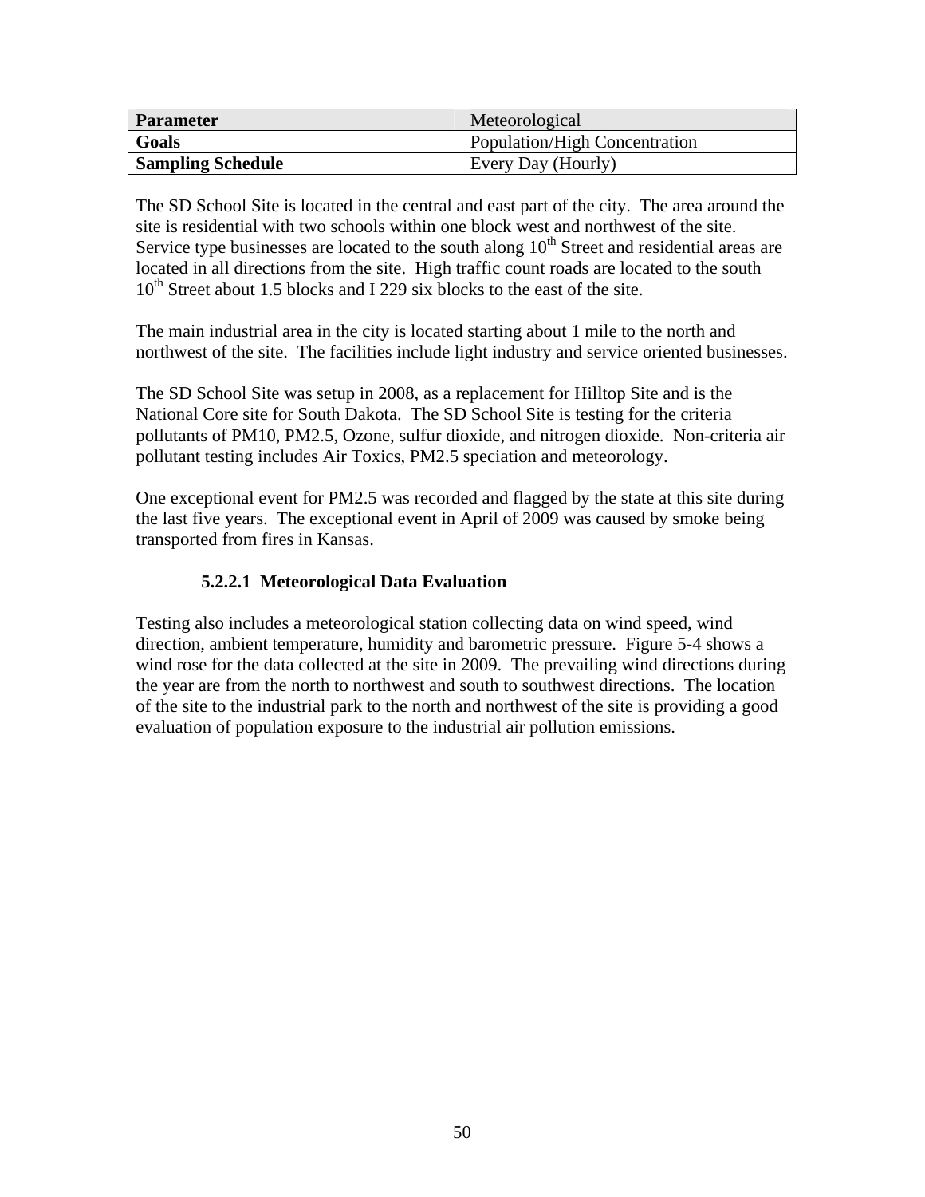| Parameter | Meteorological |
|---|---|
| **Goals** | Population/High Concentration |
| **Sampling Schedule** | Every Day (Hourly) |

The SD School Site is located in the central and east part of the city. The area around the site is residential with two schools within one block west and northwest of the site. Service type businesses are located to the south along 10th Street and residential areas are located in all directions from the site. High traffic count roads are located to the south 10th Street about 1.5 blocks and I 229 six blocks to the east of the site.

The main industrial area in the city is located starting about 1 mile to the north and northwest of the site. The facilities include light industry and service oriented businesses.

The SD School Site was setup in 2008, as a replacement for Hilltop Site and is the National Core site for South Dakota. The SD School Site is testing for the criteria pollutants of PM10, PM2.5, Ozone, sulfur dioxide, and nitrogen dioxide. Non-criteria air pollutant testing includes Air Toxics, PM2.5 speciation and meteorology.

One exceptional event for PM2.5 was recorded and flagged by the state at this site during the last five years. The exceptional event in April of 2009 was caused by smoke being transported from fires in Kansas.

#### 5.2.2.1 Meteorological Data Evaluation

Testing also includes a meteorological station collecting data on wind speed, wind direction, ambient temperature, humidity and barometric pressure. Figure 5-4 shows a wind rose for the data collected at the site in 2009. The prevailing wind directions during the year are from the north to northwest and south to southwest directions. The location of the site to the industrial park to the north and northwest of the site is providing a good evaluation of population exposure to the industrial air pollution emissions.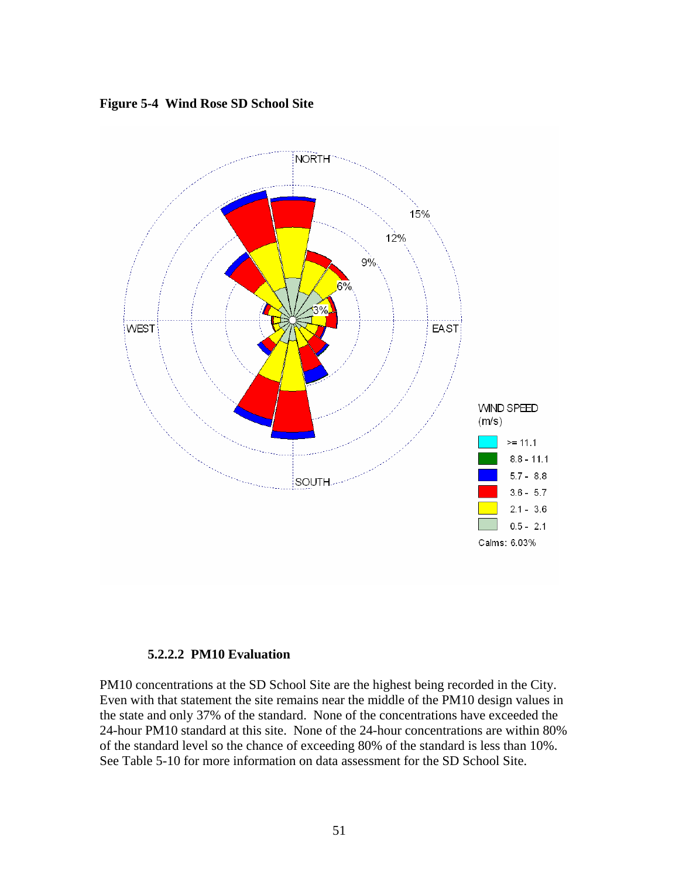**Figure 5-4 Wind Rose SD School Site**

#### 5.2.2.2 PM10 Evaluation

PM10 concentrations at the SD School Site are the highest being recorded in the City. Even with that statement the site remains near the middle of the PM10 design values in the state and only 37% of the standard. None of the concentrations have exceeded the 24-hour PM10 standard at this site. None of the 24-hour concentrations are within 80% of the standard level so the chance of exceeding 80% of the standard is less than 10%. See Table 5-10 for more information on data assessment for the SD School Site.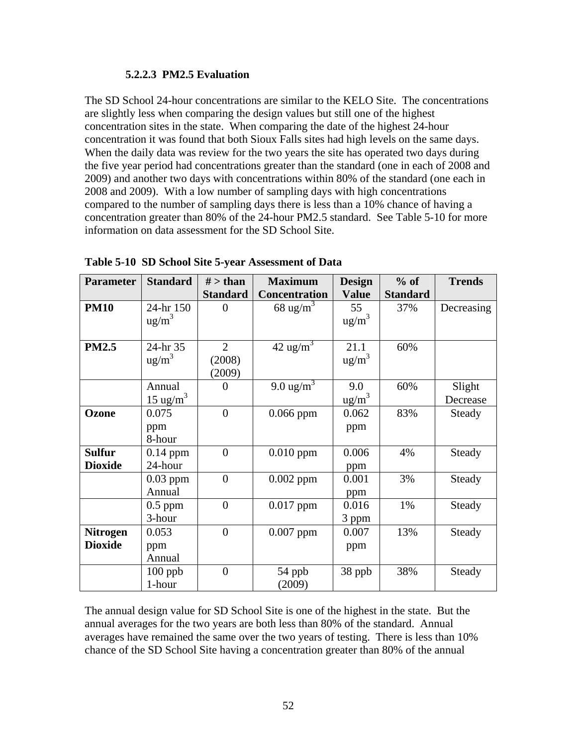#### 5.2.2.3 PM2.5 Evaluation

The SD School 24-hour concentrations are similar to the KELO Site. The concentrations are slightly less when comparing the design values but still one of the highest concentration sites in the state. When comparing the date of the highest 24-hour concentration it was found that both Sioux Falls sites had high levels on the same days. When the daily data was review for the two years the site has operated two days during the five year period had concentrations greater than the standard (one in each of 2008 and 2009) and another two days with concentrations within 80% of the standard (one each in 2008 and 2009). With a low number of sampling days with high concentrations compared to the number of sampling days there is less than a 10% chance of having a concentration greater than 80% of the 24-hour PM2.5 standard. See Table 5-10 for more information on data assessment for the SD School Site.

**Table 5-10 SD School Site 5-year Assessment of Data**

| Parameter | Standard | # > than Standard | Maximum Concentration | Design Value | % of Standard | Trends |
|---|---|---|---|---|---|---|
| **PM10** | 24-hr 150 $ug/m^3$ | 0 | 68 $ug/m^3$ | 55 $ug/m^3$ | 37% | Decreasing |
| **PM2.5** | 24-hr 35 $ug/m^3$ | 2 (2008) (2009) | 42 $ug/m^3$ | 21.1 $ug/m^3$ | 60% | |
| | Annual 15 $ug/m^3$ | 0 | 9.0 $ug/m^3$ | 9.0 $ug/m^3$ | 60% | Slight Decrease |
| **Ozone** | 0.075 ppm 8-hour | 0 | 0.066 ppm | 0.062 ppm | 83% | Steady |
| **Sulfur Dioxide** | 0.14 ppm 24-hour | 0 | 0.010 ppm | 0.006 ppm | 4% | Steady |
| | 0.03 ppm Annual | 0 | 0.002 ppm | 0.001 ppm | 3% | Steady |
| | 0.5 ppm 3-hour | 0 | 0.017 ppm | 0.016 3 ppm | 1% | Steady |
| **Nitrogen Dioxide** | 0.053 ppm Annual | 0 | 0.007 ppm | 0.007 ppm | 13% | Steady |
| | 100 ppb 1-hour | 0 | 54 ppb (2009) | 38 ppb | 38% | Steady |

The annual design value for SD School Site is one of the highest in the state. But the annual averages for the two years are both less than 80% of the standard. Annual averages have remained the same over the two years of testing. There is less than 10% chance of the SD School Site having a concentration greater than 80% of the annual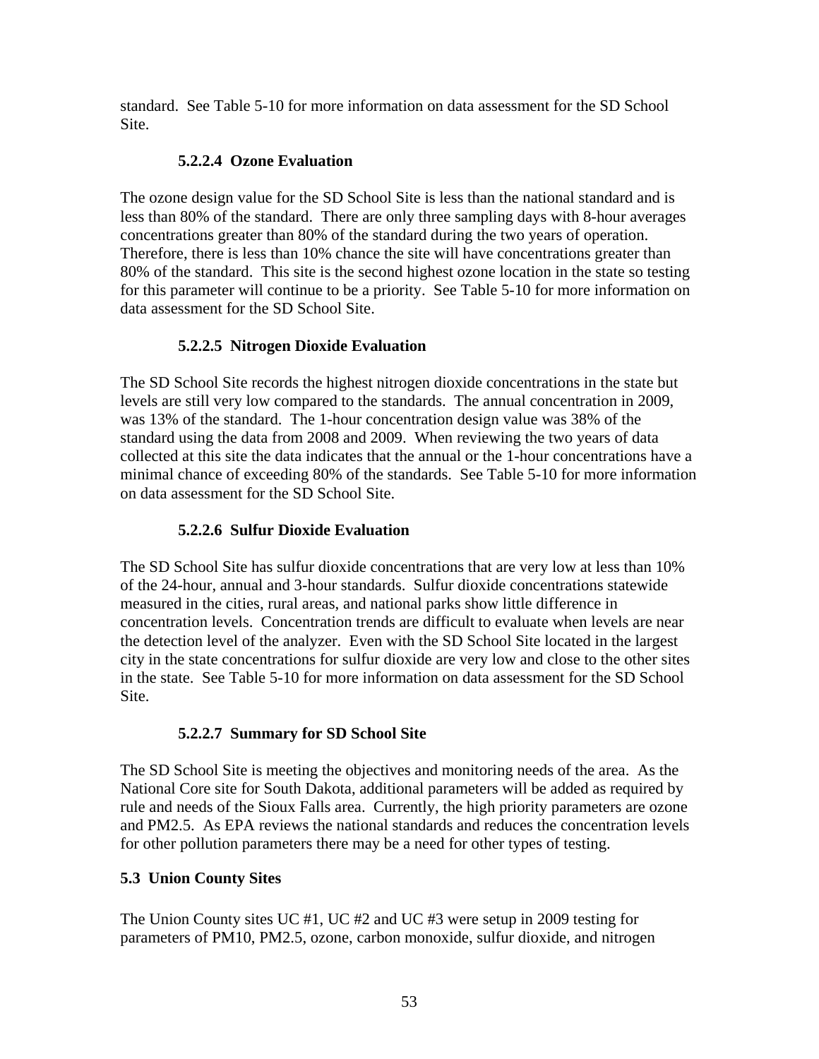standard. See Table 5-10 for more information on data assessment for the SD School Site.

#### 5.2.2.4 Ozone Evaluation

The ozone design value for the SD School Site is less than the national standard and is less than 80% of the standard. There are only three sampling days with 8-hour averages concentrations greater than 80% of the standard during the two years of operation. Therefore, there is less than 10% chance the site will have concentrations greater than 80% of the standard. This site is the second highest ozone location in the state so testing for this parameter will continue to be a priority. See Table 5-10 for more information on data assessment for the SD School Site.

#### 5.2.2.5 Nitrogen Dioxide Evaluation

The SD School Site records the highest nitrogen dioxide concentrations in the state but levels are still very low compared to the standards. The annual concentration in 2009, was 13% of the standard. The 1-hour concentration design value was 38% of the standard using the data from 2008 and 2009. When reviewing the two years of data collected at this site the data indicates that the annual or the 1-hour concentrations have a minimal chance of exceeding 80% of the standards. See Table 5-10 for more information on data assessment for the SD School Site.

#### 5.2.2.6 Sulfur Dioxide Evaluation

The SD School Site has sulfur dioxide concentrations that are very low at less than 10% of the 24-hour, annual and 3-hour standards. Sulfur dioxide concentrations statewide measured in the cities, rural areas, and national parks show little difference in concentration levels. Concentration trends are difficult to evaluate when levels are near the detection level of the analyzer. Even with the SD School Site located in the largest city in the state concentrations for sulfur dioxide are very low and close to the other sites in the state. See Table 5-10 for more information on data assessment for the SD School Site.

#### 5.2.2.7 Summary for SD School Site

The SD School Site is meeting the objectives and monitoring needs of the area. As the National Core site for South Dakota, additional parameters will be added as required by rule and needs of the Sioux Falls area. Currently, the high priority parameters are ozone and PM2.5. As EPA reviews the national standards and reduces the concentration levels for other pollution parameters there may be a need for other types of testing.

## 5.3 Union County Sites

The Union County sites UC #1, UC #2 and UC #3 were setup in 2009 testing for parameters of PM10, PM2.5, ozone, carbon monoxide, sulfur dioxide, and nitrogen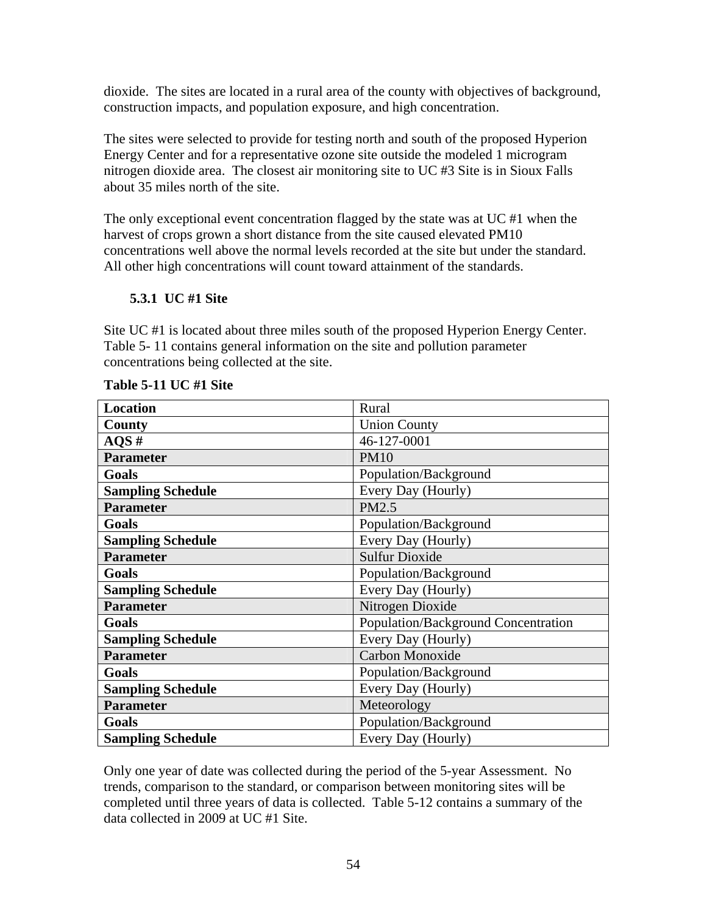dioxide. The sites are located in a rural area of the county with objectives of background, construction impacts, and population exposure, and high concentration.

The sites were selected to provide for testing north and south of the proposed Hyperion Energy Center and for a representative ozone site outside the modeled 1 microgram nitrogen dioxide area. The closest air monitoring site to UC #3 Site is in Sioux Falls about 35 miles north of the site.

The only exceptional event concentration flagged by the state was at UC #1 when the harvest of crops grown a short distance from the site caused elevated PM10 concentrations well above the normal levels recorded at the site but under the standard. All other high concentrations will count toward attainment of the standards.

### 5.3.1 UC #1 Site

Site UC #1 is located about three miles south of the proposed Hyperion Energy Center. Table 5- 11 contains general information on the site and pollution parameter concentrations being collected at the site.

**Table 5-11 UC #1 Site**

| | |
|---|---|
| **Location** | Rural |
| **County** | Union County |
| **AQS #** | 46-127-0001 |
| **Parameter** | PM10 |
| **Goals** | Population/Background |
| **Sampling Schedule** | Every Day (Hourly) |
| **Parameter** | PM2.5 |
| **Goals** | Population/Background |
| **Sampling Schedule** | Every Day (Hourly) |
| **Parameter** | Sulfur Dioxide |
| **Goals** | Population/Background |
| **Sampling Schedule** | Every Day (Hourly) |
| **Parameter** | Nitrogen Dioxide |
| **Goals** | Population/Background Concentration |
| **Sampling Schedule** | Every Day (Hourly) |
| **Parameter** | Carbon Monoxide |
| **Goals** | Population/Background |
| **Sampling Schedule** | Every Day (Hourly) |
| **Parameter** | Meteorology |
| **Goals** | Population/Background |
| **Sampling Schedule** | Every Day (Hourly) |

Only one year of date was collected during the period of the 5-year Assessment. No trends, comparison to the standard, or comparison between monitoring sites will be completed until three years of data is collected. Table 5-12 contains a summary of the data collected in 2009 at UC #1 Site.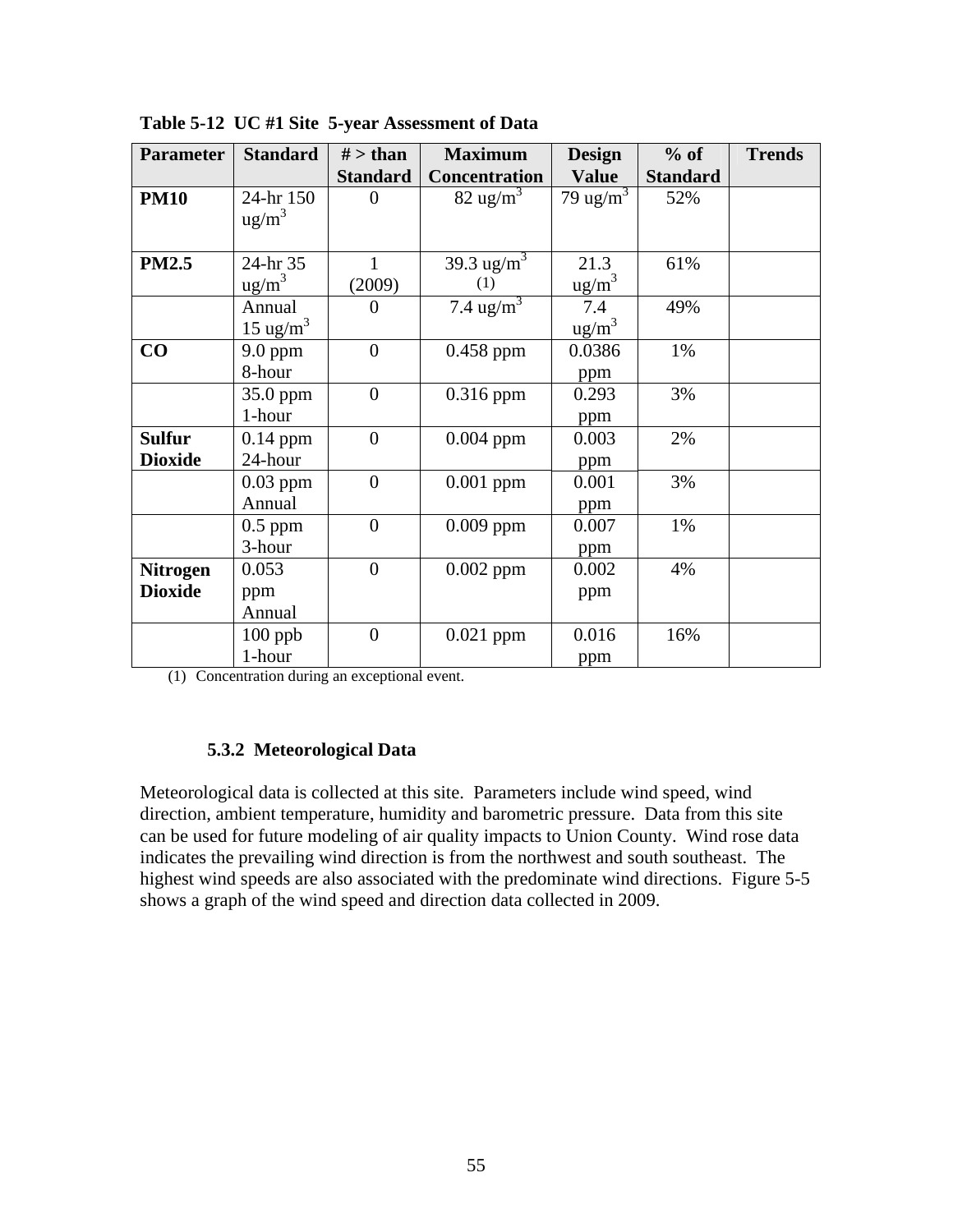**Table 5-12 UC #1 Site 5-year Assessment of Data**

| Parameter | Standard | # > than Standard | Maximum Concentration | Design Value | % of Standard | Trends |
|---|---|---|---|---|---|---|
| **PM10** | 24-hr 150 $ug/m^3$ | 0 | 82 $ug/m^3$ | 79 $ug/m^3$ | 52% | |
| **PM2.5** | 24-hr 35 $ug/m^3$ | 1 (2009) | 39.3 $ug/m^3$ (1) | 21.3 $ug/m^3$ | 61% | |
| | Annual 15 $ug/m^3$ | 0 | 7.4 $ug/m^3$ | 7.4 $ug/m^3$ | 49% | |
| **CO** | 9.0 ppm 8-hour | 0 | 0.458 ppm | 0.0386 ppm | 1% | |
| | 35.0 ppm 1-hour | 0 | 0.316 ppm | 0.293 ppm | 3% | |
| **Sulfur Dioxide** | 0.14 ppm 24-hour | 0 | 0.004 ppm | 0.003 ppm | 2% | |
| | 0.03 ppm Annual | 0 | 0.001 ppm | 0.001 ppm | 3% | |
| | 0.5 ppm 3-hour | 0 | 0.009 ppm | 0.007 ppm | 1% | |
| **Nitrogen Dioxide** | 0.053 ppm Annual | 0 | 0.002 ppm | 0.002 ppm | 4% | |
| | 100 ppb 1-hour | 0 | 0.021 ppm | 0.016 ppm | 16% | |

(1) Concentration during an exceptional event.

### 5.3.2 Meteorological Data

Meteorological data is collected at this site. Parameters include wind speed, wind direction, ambient temperature, humidity and barometric pressure. Data from this site can be used for future modeling of air quality impacts to Union County. Wind rose data indicates the prevailing wind direction is from the northwest and south southeast. The highest wind speeds are also associated with the predominate wind directions. Figure 5-5 shows a graph of the wind speed and direction data collected in 2009.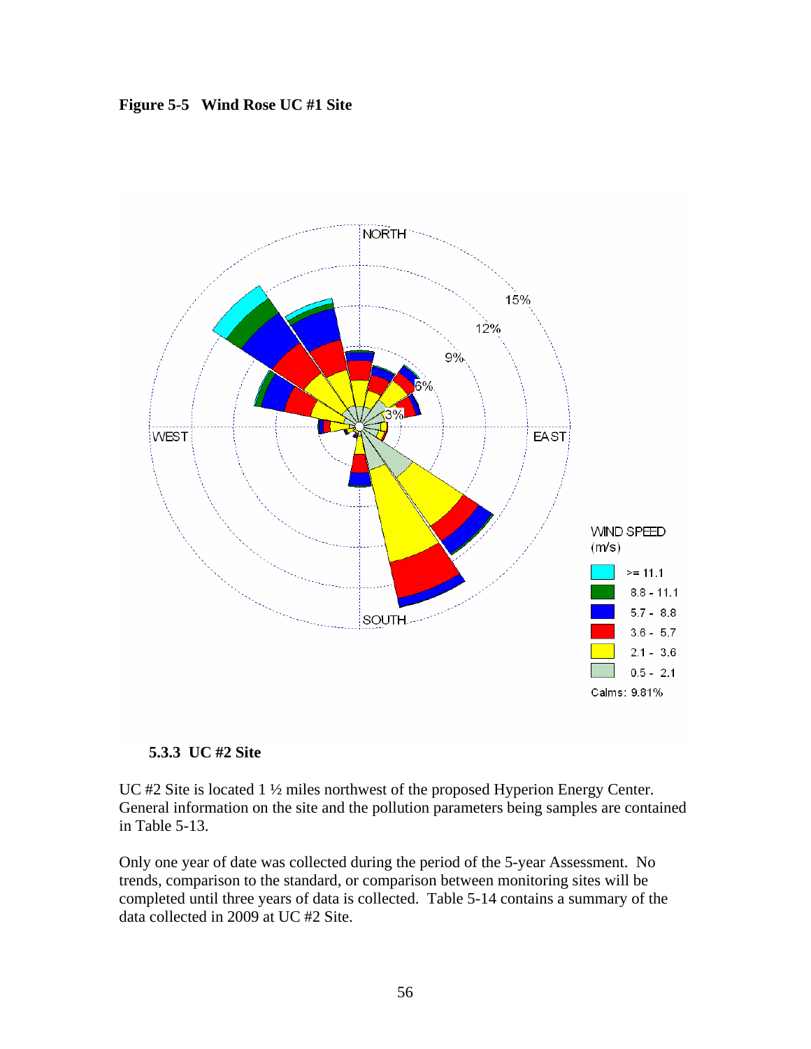**Figure 5-5 Wind Rose UC #1 Site**

### 5.3.3 UC #2 Site

UC #2 Site is located 1 ½ miles northwest of the proposed Hyperion Energy Center. General information on the site and the pollution parameters being samples are contained in Table 5-13.

Only one year of date was collected during the period of the 5-year Assessment. No trends, comparison to the standard, or comparison between monitoring sites will be completed until three years of data is collected. Table 5-14 contains a summary of the data collected in 2009 at UC #2 Site.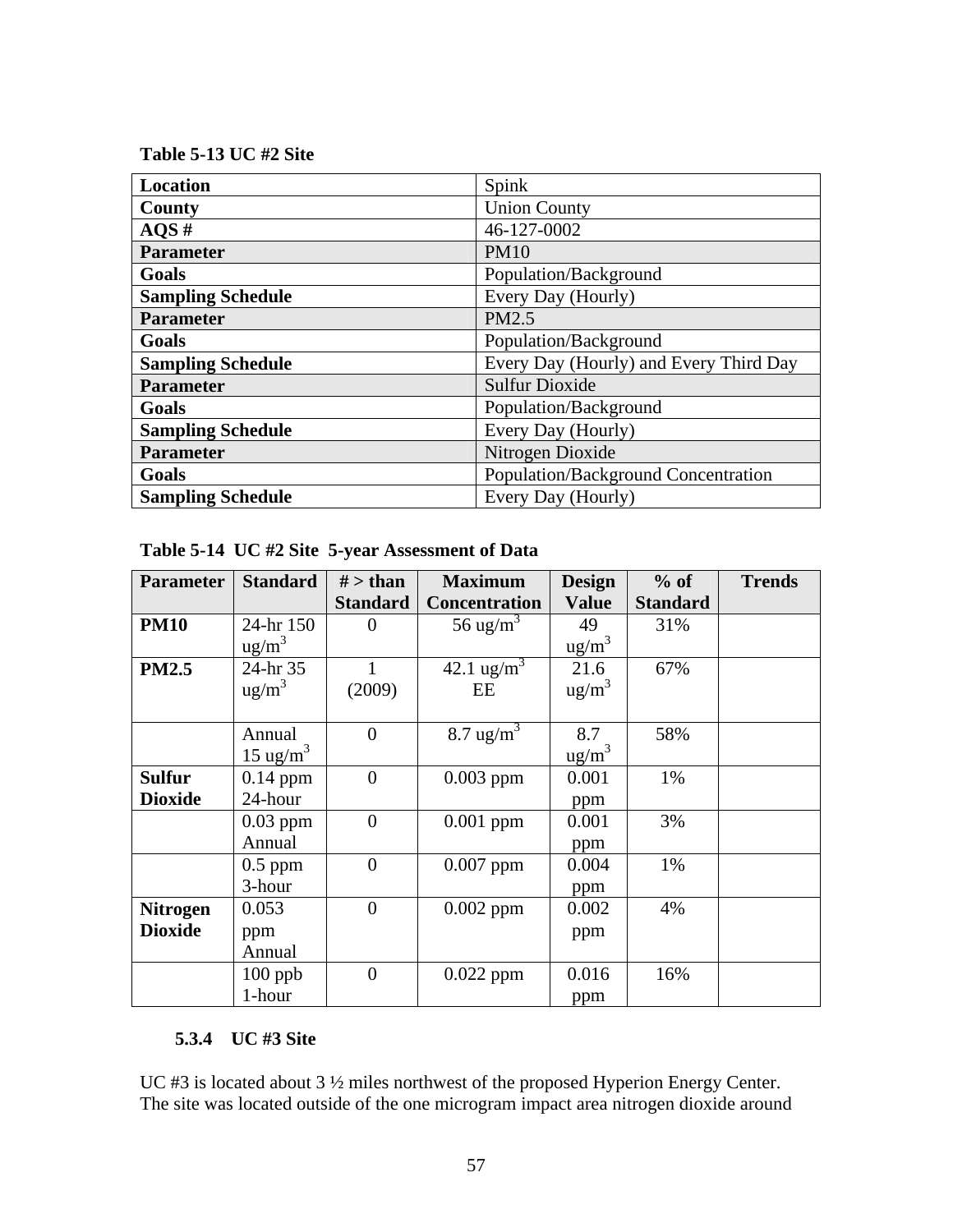**Table 5-13 UC #2 Site**

| Location | Spink |
|---|---|
| County | Union County |
| AQS # | 46-127-0002 |
| **Parameter** | PM10 |
| **Goals** | Population/Background |
| **Sampling Schedule** | Every Day (Hourly) |
| **Parameter** | PM2.5 |
| **Goals** | Population/Background |
| **Sampling Schedule** | Every Day (Hourly) and Every Third Day |
| **Parameter** | Sulfur Dioxide |
| **Goals** | Population/Background |
| **Sampling Schedule** | Every Day (Hourly) |
| **Parameter** | Nitrogen Dioxide |
| **Goals** | Population/Background Concentration |
| **Sampling Schedule** | Every Day (Hourly) |

**Table 5-14 UC #2 Site 5-year Assessment of Data**

| Parameter | Standard | # > than Standard | Maximum Concentration | Design Value | % of Standard | Trends |
|---|---|---|---|---|---|---|
| **PM10** | 24-hr 150 $ug/m^3$ | 0 | 56 $ug/m^3$ | 49 $ug/m^3$ | 31% | |
| **PM2.5** | 24-hr 35 $ug/m^3$ | 1 (2009) | 42.1 $ug/m^3$ EE | 21.6 $ug/m^3$ | 67% | |
| | Annual 15 $ug/m^3$ | 0 | 8.7 $ug/m^3$ | 8.7 $ug/m^3$ | 58% | |
| **Sulfur Dioxide** | 0.14 ppm 24-hour | 0 | 0.003 ppm | 0.001 ppm | 1% | |
| | 0.03 ppm Annual | 0 | 0.001 ppm | 0.001 ppm | 3% | |
| | 0.5 ppm 3-hour | 0 | 0.007 ppm | 0.004 ppm | 1% | |
| **Nitrogen Dioxide** | 0.053 ppm Annual | 0 | 0.002 ppm | 0.002 ppm | 4% | |
| | 100 ppb 1-hour | 0 | 0.022 ppm | 0.016 ppm | 16% | |

### 5.3.4 UC #3 Site

UC #3 is located about 3 ½ miles northwest of the proposed Hyperion Energy Center. The site was located outside of the one microgram impact area nitrogen dioxide around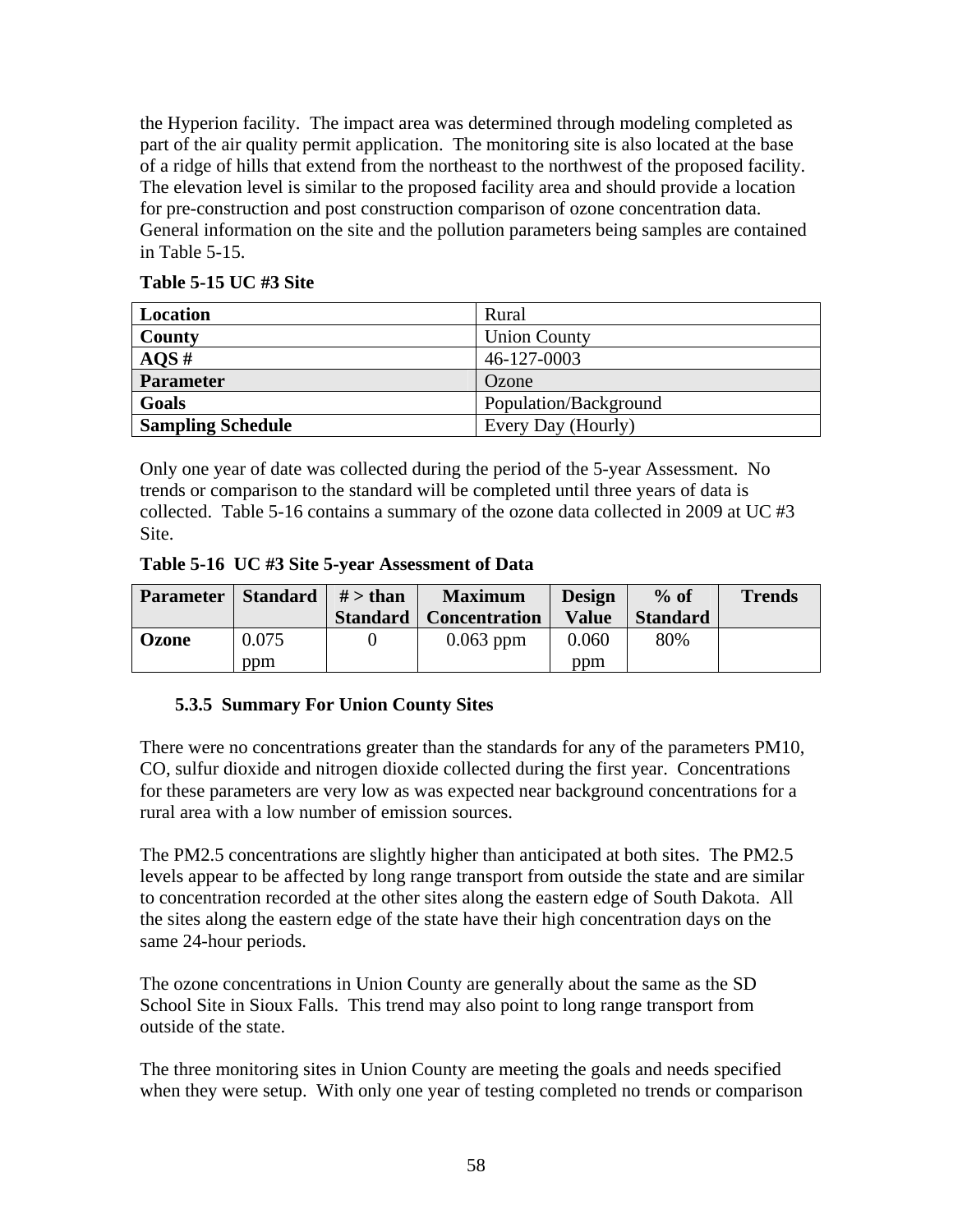the Hyperion facility. The impact area was determined through modeling completed as part of the air quality permit application. The monitoring site is also located at the base of a ridge of hills that extend from the northeast to the northwest of the proposed facility. The elevation level is similar to the proposed facility area and should provide a location for pre-construction and post construction comparison of ozone concentration data. General information on the site and the pollution parameters being samples are contained in Table 5-15.

**Table 5-15 UC #3 Site**

| **Location** | Rural |
|---|---|
| **County** | Union County |
| **AQS #** | 46-127-0003 |
| **Parameter** | Ozone |
| **Goals** | Population/Background |
| **Sampling Schedule** | Every Day (Hourly) |

Only one year of date was collected during the period of the 5-year Assessment. No trends or comparison to the standard will be completed until three years of data is collected. Table 5-16 contains a summary of the ozone data collected in 2009 at UC #3 Site.

**Table 5-16 UC #3 Site 5-year Assessment of Data**

| Parameter | Standard | # > than Standard | Maximum Concentration | Design Value | % of Standard | Trends |
|---|---|---|---|---|---|---|
| **Ozone** | 0.075 ppm | 0 | 0.063 ppm | 0.060 ppm | 80% | |

### 5.3.5 Summary For Union County Sites

There were no concentrations greater than the standards for any of the parameters PM10, CO, sulfur dioxide and nitrogen dioxide collected during the first year. Concentrations for these parameters are very low as was expected near background concentrations for a rural area with a low number of emission sources.

The PM2.5 concentrations are slightly higher than anticipated at both sites. The PM2.5 levels appear to be affected by long range transport from outside the state and are similar to concentration recorded at the other sites along the eastern edge of South Dakota. All the sites along the eastern edge of the state have their high concentration days on the same 24-hour periods.

The ozone concentrations in Union County are generally about the same as the SD School Site in Sioux Falls. This trend may also point to long range transport from outside of the state.

The three monitoring sites in Union County are meeting the goals and needs specified when they were setup. With only one year of testing completed no trends or comparison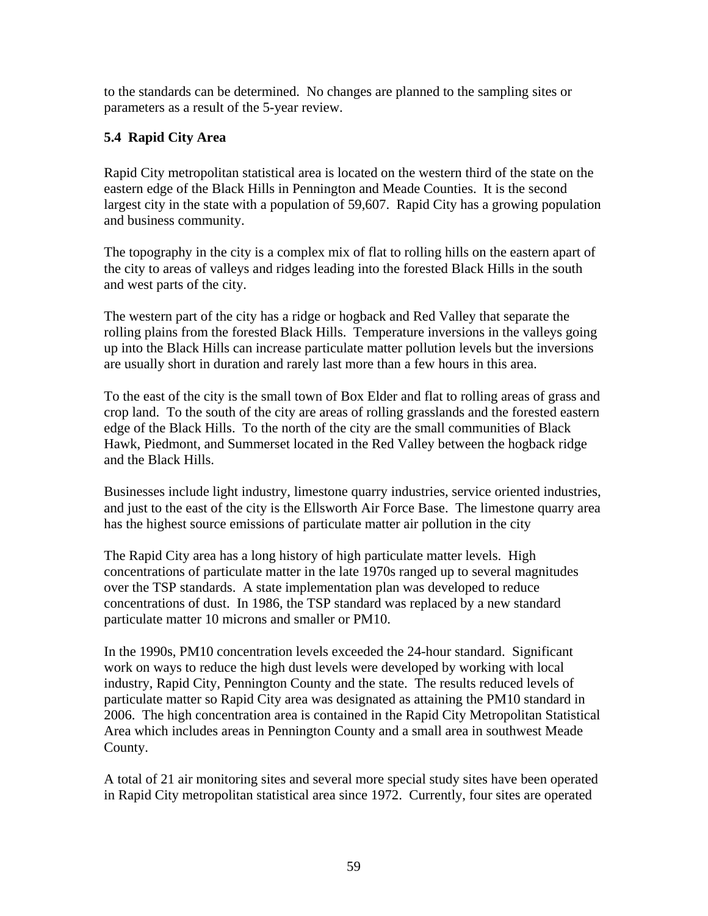to the standards can be determined. No changes are planned to the sampling sites or parameters as a result of the 5-year review.

### 5.4 Rapid City Area

Rapid City metropolitan statistical area is located on the western third of the state on the eastern edge of the Black Hills in Pennington and Meade Counties. It is the second largest city in the state with a population of 59,607. Rapid City has a growing population and business community.

The topography in the city is a complex mix of flat to rolling hills on the eastern apart of the city to areas of valleys and ridges leading into the forested Black Hills in the south and west parts of the city.

The western part of the city has a ridge or hogback and Red Valley that separate the rolling plains from the forested Black Hills. Temperature inversions in the valleys going up into the Black Hills can increase particulate matter pollution levels but the inversions are usually short in duration and rarely last more than a few hours in this area.

To the east of the city is the small town of Box Elder and flat to rolling areas of grass and crop land. To the south of the city are areas of rolling grasslands and the forested eastern edge of the Black Hills. To the north of the city are the small communities of Black Hawk, Piedmont, and Summerset located in the Red Valley between the hogback ridge and the Black Hills.

Businesses include light industry, limestone quarry industries, service oriented industries, and just to the east of the city is the Ellsworth Air Force Base. The limestone quarry area has the highest source emissions of particulate matter air pollution in the city

The Rapid City area has a long history of high particulate matter levels. High concentrations of particulate matter in the late 1970s ranged up to several magnitudes over the TSP standards. A state implementation plan was developed to reduce concentrations of dust. In 1986, the TSP standard was replaced by a new standard particulate matter 10 microns and smaller or PM10.

In the 1990s, PM10 concentration levels exceeded the 24-hour standard. Significant work on ways to reduce the high dust levels were developed by working with local industry, Rapid City, Pennington County and the state. The results reduced levels of particulate matter so Rapid City area was designated as attaining the PM10 standard in 2006. The high concentration area is contained in the Rapid City Metropolitan Statistical Area which includes areas in Pennington County and a small area in southwest Meade County.

A total of 21 air monitoring sites and several more special study sites have been operated in Rapid City metropolitan statistical area since 1972. Currently, four sites are operated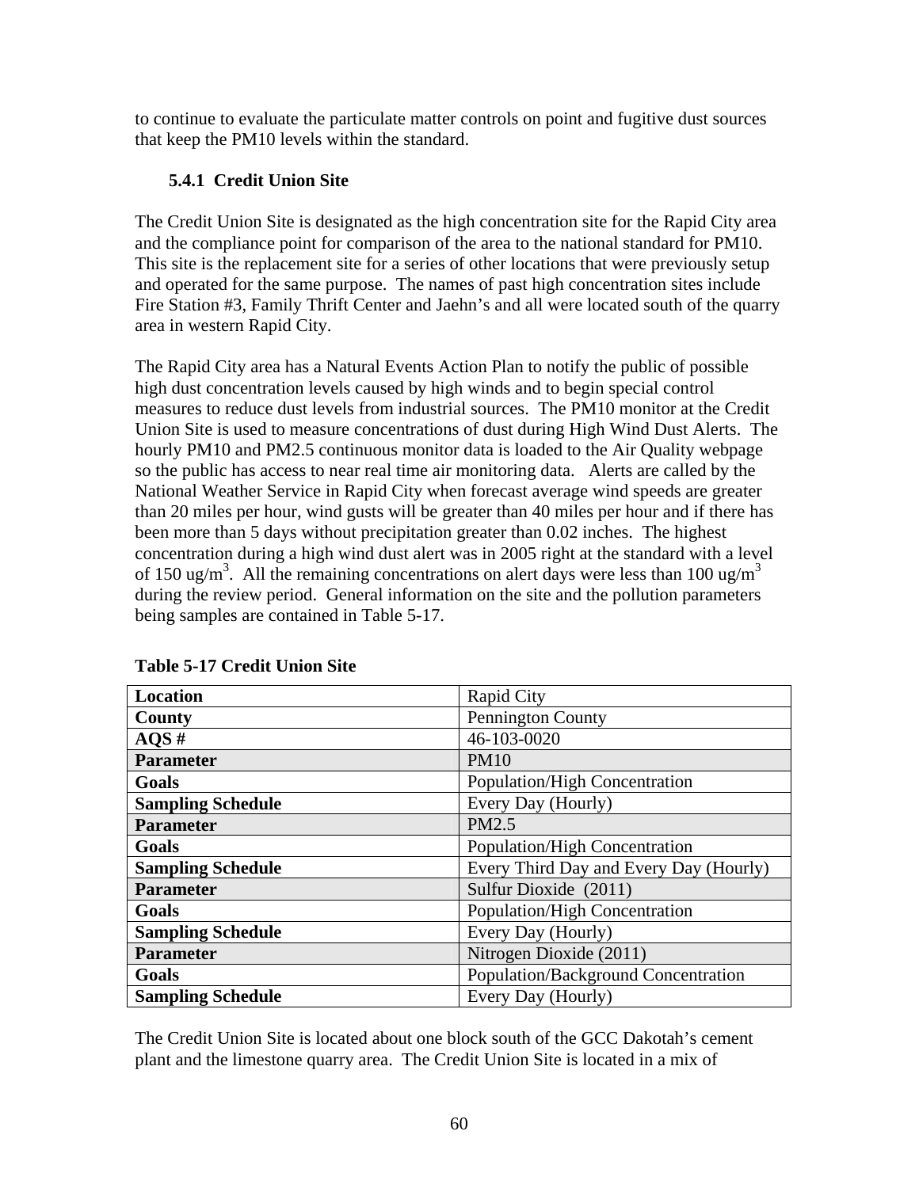to continue to evaluate the particulate matter controls on point and fugitive dust sources that keep the PM10 levels within the standard.

### 5.4.1 Credit Union Site

The Credit Union Site is designated as the high concentration site for the Rapid City area and the compliance point for comparison of the area to the national standard for PM10. This site is the replacement site for a series of other locations that were previously setup and operated for the same purpose. The names of past high concentration sites include Fire Station #3, Family Thrift Center and Jaehn's and all were located south of the quarry area in western Rapid City.

The Rapid City area has a Natural Events Action Plan to notify the public of possible high dust concentration levels caused by high winds and to begin special control measures to reduce dust levels from industrial sources. The PM10 monitor at the Credit Union Site is used to measure concentrations of dust during High Wind Dust Alerts. The hourly PM10 and PM2.5 continuous monitor data is loaded to the Air Quality webpage so the public has access to near real time air monitoring data. Alerts are called by the National Weather Service in Rapid City when forecast average wind speeds are greater than 20 miles per hour, wind gusts will be greater than 40 miles per hour and if there has been more than 5 days without precipitation greater than 0.02 inches. The highest concentration during a high wind dust alert was in 2005 right at the standard with a level of 150 ug/m$^3$. All the remaining concentrations on alert days were less than 100 ug/m$^3$ during the review period. General information on the site and the pollution parameters being samples are contained in Table 5-17.

**Table 5-17 Credit Union Site**

| **Location** | Rapid City |
|---|---|
| **County** | Pennington County |
| **AQS #** | 46-103-0020 |
| **Parameter** | PM10 |
| **Goals** | Population/High Concentration |
| **Sampling Schedule** | Every Day (Hourly) |
| **Parameter** | PM2.5 |
| **Goals** | Population/High Concentration |
| **Sampling Schedule** | Every Third Day and Every Day (Hourly) |
| **Parameter** | Sulfur Dioxide (2011) |
| **Goals** | Population/High Concentration |
| **Sampling Schedule** | Every Day (Hourly) |
| **Parameter** | Nitrogen Dioxide (2011) |
| **Goals** | Population/Background Concentration |
| **Sampling Schedule** | Every Day (Hourly) |

The Credit Union Site is located about one block south of the GCC Dakotah's cement plant and the limestone quarry area. The Credit Union Site is located in a mix of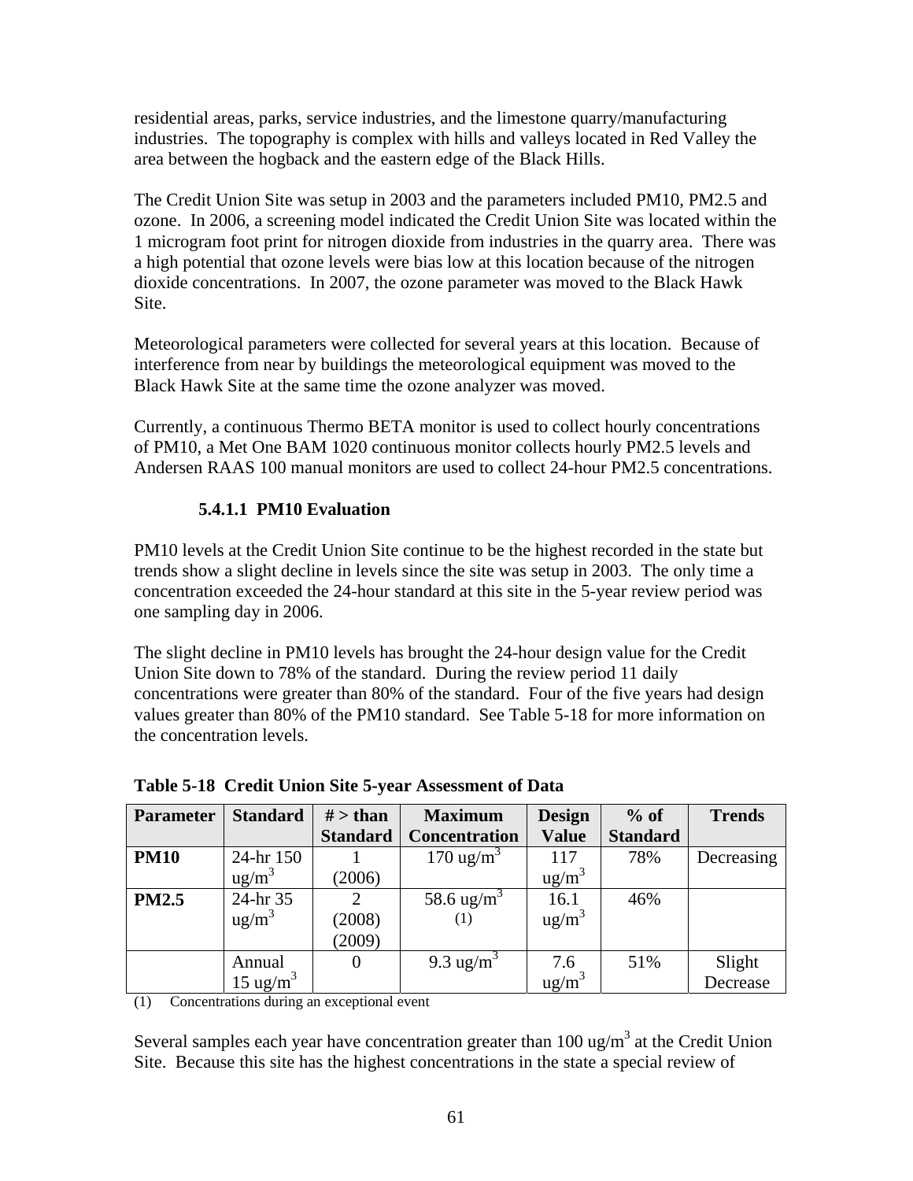residential areas, parks, service industries, and the limestone quarry/manufacturing industries. The topography is complex with hills and valleys located in Red Valley the area between the hogback and the eastern edge of the Black Hills.

The Credit Union Site was setup in 2003 and the parameters included PM10, PM2.5 and ozone. In 2006, a screening model indicated the Credit Union Site was located within the 1 microgram foot print for nitrogen dioxide from industries in the quarry area. There was a high potential that ozone levels were bias low at this location because of the nitrogen dioxide concentrations. In 2007, the ozone parameter was moved to the Black Hawk Site.

Meteorological parameters were collected for several years at this location. Because of interference from near by buildings the meteorological equipment was moved to the Black Hawk Site at the same time the ozone analyzer was moved.

Currently, a continuous Thermo BETA monitor is used to collect hourly concentrations of PM10, a Met One BAM 1020 continuous monitor collects hourly PM2.5 levels and Andersen RAAS 100 manual monitors are used to collect 24-hour PM2.5 concentrations.

#### 5.4.1.1 PM10 Evaluation

PM10 levels at the Credit Union Site continue to be the highest recorded in the state but trends show a slight decline in levels since the site was setup in 2003. The only time a concentration exceeded the 24-hour standard at this site in the 5-year review period was one sampling day in 2006.

The slight decline in PM10 levels has brought the 24-hour design value for the Credit Union Site down to 78% of the standard. During the review period 11 daily concentrations were greater than 80% of the standard. Four of the five years had design values greater than 80% of the PM10 standard. See Table 5-18 for more information on the concentration levels.

**Table 5-18 Credit Union Site 5-year Assessment of Data**

| Parameter | Standard | # > than Standard | Maximum Concentration | Design Value | % of Standard | Trends |
|---|---|---|---|---|---|---|
| **PM10** | 24-hr 150 ug/m$^3$ | 1 (2006) | 170 ug/m$^3$ | 117 ug/m$^3$ | 78% | Decreasing |
| **PM2.5** | 24-hr 35 ug/m$^3$ | 2 (2008) (2009) | 58.6 ug/m$^3$ (1) | 16.1 ug/m$^3$ | 46% | |
| | Annual 15 ug/m$^3$ | 0 | 9.3 ug/m$^3$ | 7.6 ug/m$^3$ | 51% | Slight Decrease |

(1) Concentrations during an exceptional event

Several samples each year have concentration greater than 100 ug/m$^3$ at the Credit Union Site. Because this site has the highest concentrations in the state a special review of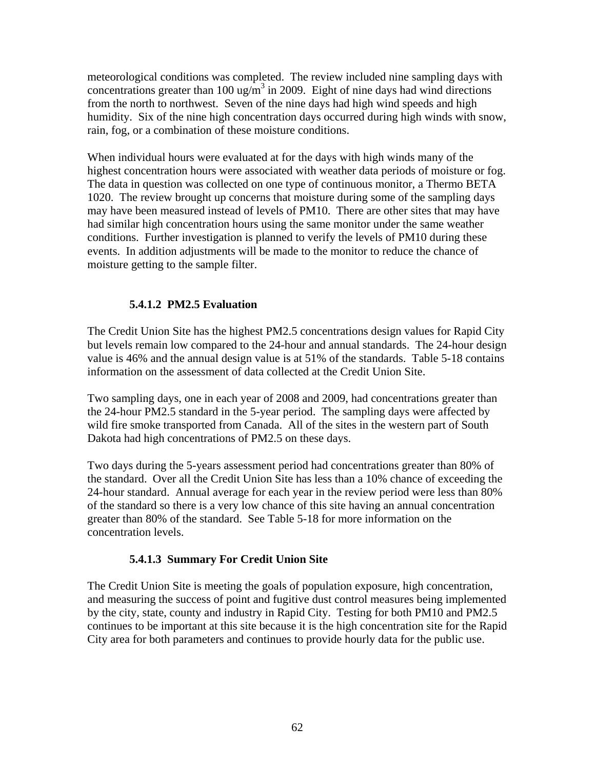meteorological conditions was completed. The review included nine sampling days with concentrations greater than 100 $ug/m^3$ in 2009. Eight of nine days had wind directions from the north to northwest. Seven of the nine days had high wind speeds and high humidity. Six of the nine high concentration days occurred during high winds with snow, rain, fog, or a combination of these moisture conditions.

When individual hours were evaluated at for the days with high winds many of the highest concentration hours were associated with weather data periods of moisture or fog. The data in question was collected on one type of continuous monitor, a Thermo BETA 1020. The review brought up concerns that moisture during some of the sampling days may have been measured instead of levels of PM10. There are other sites that may have had similar high concentration hours using the same monitor under the same weather conditions. Further investigation is planned to verify the levels of PM10 during these events. In addition adjustments will be made to the monitor to reduce the chance of moisture getting to the sample filter.

#### 5.4.1.2 PM2.5 Evaluation

The Credit Union Site has the highest PM2.5 concentrations design values for Rapid City but levels remain low compared to the 24-hour and annual standards. The 24-hour design value is 46% and the annual design value is at 51% of the standards. Table 5-18 contains information on the assessment of data collected at the Credit Union Site.

Two sampling days, one in each year of 2008 and 2009, had concentrations greater than the 24-hour PM2.5 standard in the 5-year period. The sampling days were affected by wild fire smoke transported from Canada. All of the sites in the western part of South Dakota had high concentrations of PM2.5 on these days.

Two days during the 5-years assessment period had concentrations greater than 80% of the standard. Over all the Credit Union Site has less than a 10% chance of exceeding the 24-hour standard. Annual average for each year in the review period were less than 80% of the standard so there is a very low chance of this site having an annual concentration greater than 80% of the standard. See Table 5-18 for more information on the concentration levels.

#### 5.4.1.3 Summary For Credit Union Site

The Credit Union Site is meeting the goals of population exposure, high concentration, and measuring the success of point and fugitive dust control measures being implemented by the city, state, county and industry in Rapid City. Testing for both PM10 and PM2.5 continues to be important at this site because it is the high concentration site for the Rapid City area for both parameters and continues to provide hourly data for the public use.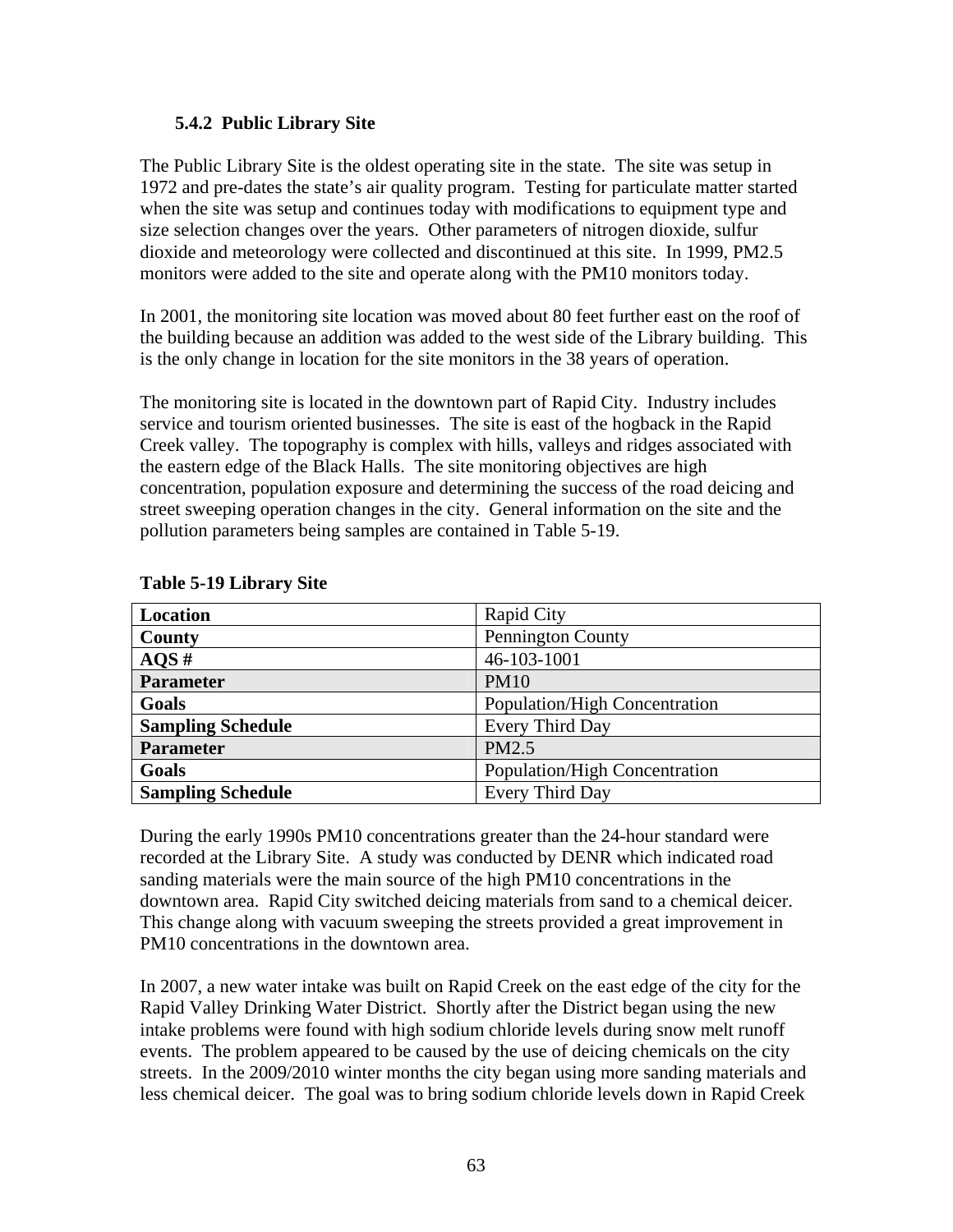### 5.4.2 Public Library Site

The Public Library Site is the oldest operating site in the state. The site was setup in 1972 and pre-dates the state's air quality program. Testing for particulate matter started when the site was setup and continues today with modifications to equipment type and size selection changes over the years. Other parameters of nitrogen dioxide, sulfur dioxide and meteorology were collected and discontinued at this site. In 1999, PM2.5 monitors were added to the site and operate along with the PM10 monitors today.

In 2001, the monitoring site location was moved about 80 feet further east on the roof of the building because an addition was added to the west side of the Library building. This is the only change in location for the site monitors in the 38 years of operation.

The monitoring site is located in the downtown part of Rapid City. Industry includes service and tourism oriented businesses. The site is east of the hogback in the Rapid Creek valley. The topography is complex with hills, valleys and ridges associated with the eastern edge of the Black Halls. The site monitoring objectives are high concentration, population exposure and determining the success of the road deicing and street sweeping operation changes in the city. General information on the site and the pollution parameters being samples are contained in Table 5-19.

**Table 5-19 Library Site**

| **Location** | Rapid City |
|---|---|
| **County** | Pennington County |
| **AQS #** | 46-103-1001 |
| **Parameter** | PM10 |
| **Goals** | Population/High Concentration |
| **Sampling Schedule** | Every Third Day |
| **Parameter** | PM2.5 |
| **Goals** | Population/High Concentration |
| **Sampling Schedule** | Every Third Day |

During the early 1990s PM10 concentrations greater than the 24-hour standard were recorded at the Library Site. A study was conducted by DENR which indicated road sanding materials were the main source of the high PM10 concentrations in the downtown area. Rapid City switched deicing materials from sand to a chemical deicer. This change along with vacuum sweeping the streets provided a great improvement in PM10 concentrations in the downtown area.

In 2007, a new water intake was built on Rapid Creek on the east edge of the city for the Rapid Valley Drinking Water District. Shortly after the District began using the new intake problems were found with high sodium chloride levels during snow melt runoff events. The problem appeared to be caused by the use of deicing chemicals on the city streets. In the 2009/2010 winter months the city began using more sanding materials and less chemical deicer. The goal was to bring sodium chloride levels down in Rapid Creek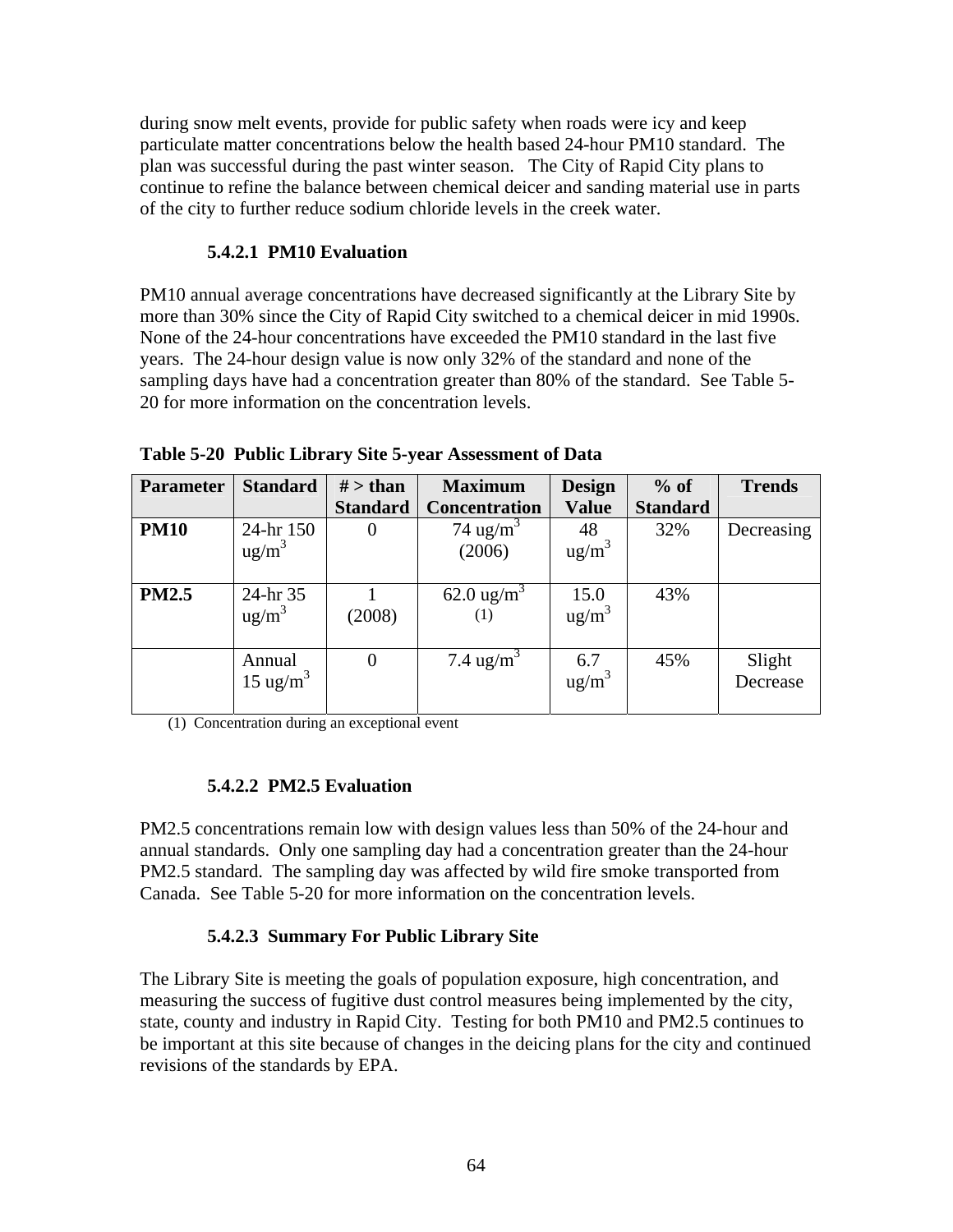during snow melt events, provide for public safety when roads were icy and keep particulate matter concentrations below the health based 24-hour PM10 standard. The plan was successful during the past winter season. The City of Rapid City plans to continue to refine the balance between chemical deicer and sanding material use in parts of the city to further reduce sodium chloride levels in the creek water.

#### 5.4.2.1 PM10 Evaluation

PM10 annual average concentrations have decreased significantly at the Library Site by more than 30% since the City of Rapid City switched to a chemical deicer in mid 1990s. None of the 24-hour concentrations have exceeded the PM10 standard in the last five years. The 24-hour design value is now only 32% of the standard and none of the sampling days have had a concentration greater than 80% of the standard. See Table 5-20 for more information on the concentration levels.

**Table 5-20 Public Library Site 5-year Assessment of Data**

| Parameter | Standard | # > than Standard | Maximum Concentration | Design Value | % of Standard | Trends |
|---|---|---|---|---|---|---|
| **PM10** | 24-hr 150 $ug/m^3$ | 0 | 74 $ug/m^3$ (2006) | 48 $ug/m^3$ | 32% | Decreasing |
| **PM2.5** | 24-hr 35 $ug/m^3$ | 1 (2008) | 62.0 $ug/m^3$ (1) | 15.0 $ug/m^3$ | 43% | |
| | Annual 15 $ug/m^3$ | 0 | 7.4 $ug/m^3$ | 6.7 $ug/m^3$ | 45% | Slight Decrease |

(1) Concentration during an exceptional event

#### 5.4.2.2 PM2.5 Evaluation

PM2.5 concentrations remain low with design values less than 50% of the 24-hour and annual standards. Only one sampling day had a concentration greater than the 24-hour PM2.5 standard. The sampling day was affected by wild fire smoke transported from Canada. See Table 5-20 for more information on the concentration levels.

#### 5.4.2.3 Summary For Public Library Site

The Library Site is meeting the goals of population exposure, high concentration, and measuring the success of fugitive dust control measures being implemented by the city, state, county and industry in Rapid City. Testing for both PM10 and PM2.5 continues to be important at this site because of changes in the deicing plans for the city and continued revisions of the standards by EPA.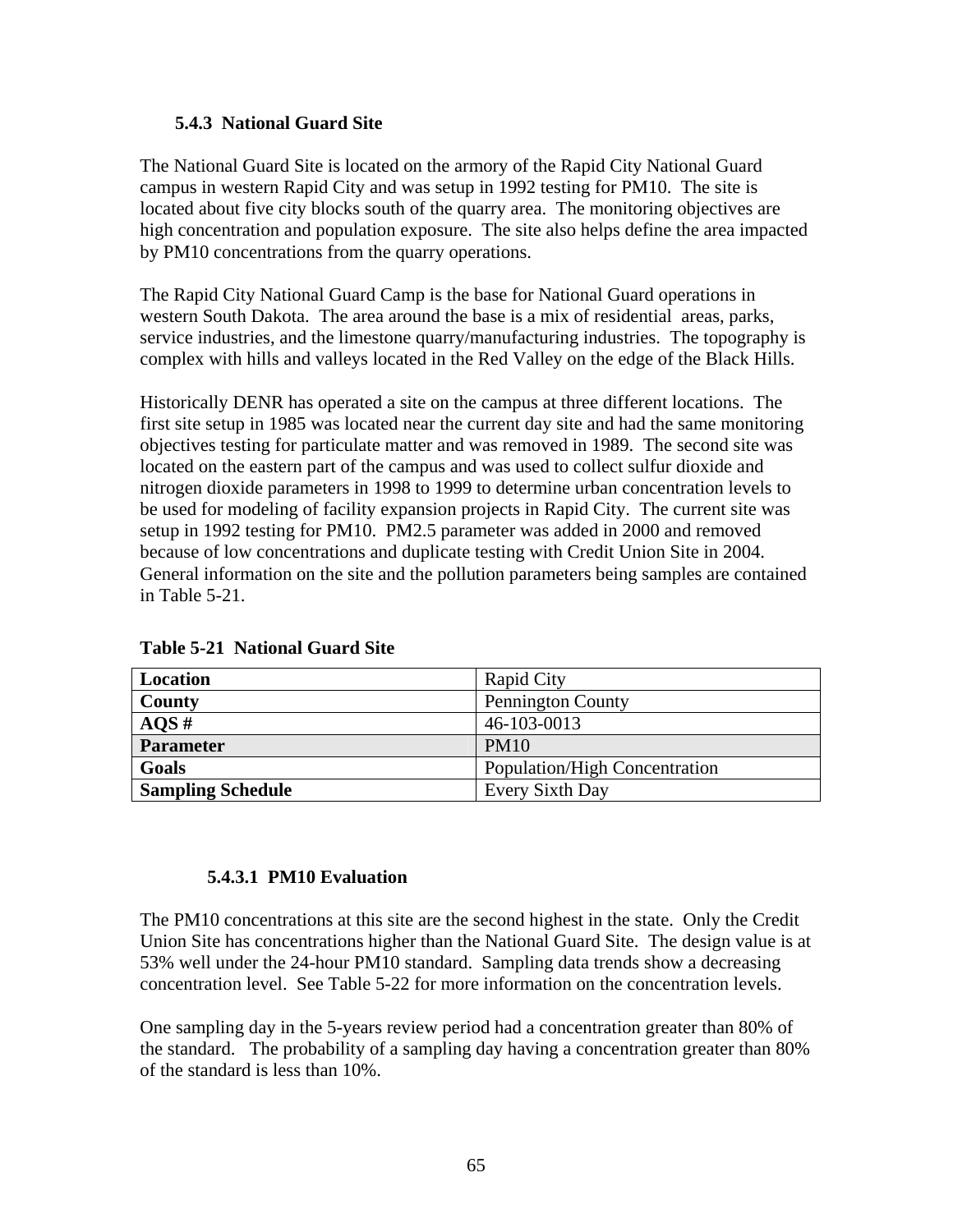### 5.4.3 National Guard Site

The National Guard Site is located on the armory of the Rapid City National Guard campus in western Rapid City and was setup in 1992 testing for PM10. The site is located about five city blocks south of the quarry area. The monitoring objectives are high concentration and population exposure. The site also helps define the area impacted by PM10 concentrations from the quarry operations.

The Rapid City National Guard Camp is the base for National Guard operations in western South Dakota. The area around the base is a mix of residential areas, parks, service industries, and the limestone quarry/manufacturing industries. The topography is complex with hills and valleys located in the Red Valley on the edge of the Black Hills.

Historically DENR has operated a site on the campus at three different locations. The first site setup in 1985 was located near the current day site and had the same monitoring objectives testing for particulate matter and was removed in 1989. The second site was located on the eastern part of the campus and was used to collect sulfur dioxide and nitrogen dioxide parameters in 1998 to 1999 to determine urban concentration levels to be used for modeling of facility expansion projects in Rapid City. The current site was setup in 1992 testing for PM10. PM2.5 parameter was added in 2000 and removed because of low concentrations and duplicate testing with Credit Union Site in 2004. General information on the site and the pollution parameters being samples are contained in Table 5-21.

**Table 5-21 National Guard Site**

| **Location** | Rapid City |
|---|---|
| **County** | Pennington County |
| **AQS #** | 46-103-0013 |
| **Parameter** | PM10 |
| **Goals** | Population/High Concentration |
| **Sampling Schedule** | Every Sixth Day |

#### 5.4.3.1 PM10 Evaluation

The PM10 concentrations at this site are the second highest in the state. Only the Credit Union Site has concentrations higher than the National Guard Site. The design value is at 53% well under the 24-hour PM10 standard. Sampling data trends show a decreasing concentration level. See Table 5-22 for more information on the concentration levels.

One sampling day in the 5-years review period had a concentration greater than 80% of the standard. The probability of a sampling day having a concentration greater than 80% of the standard is less than 10%.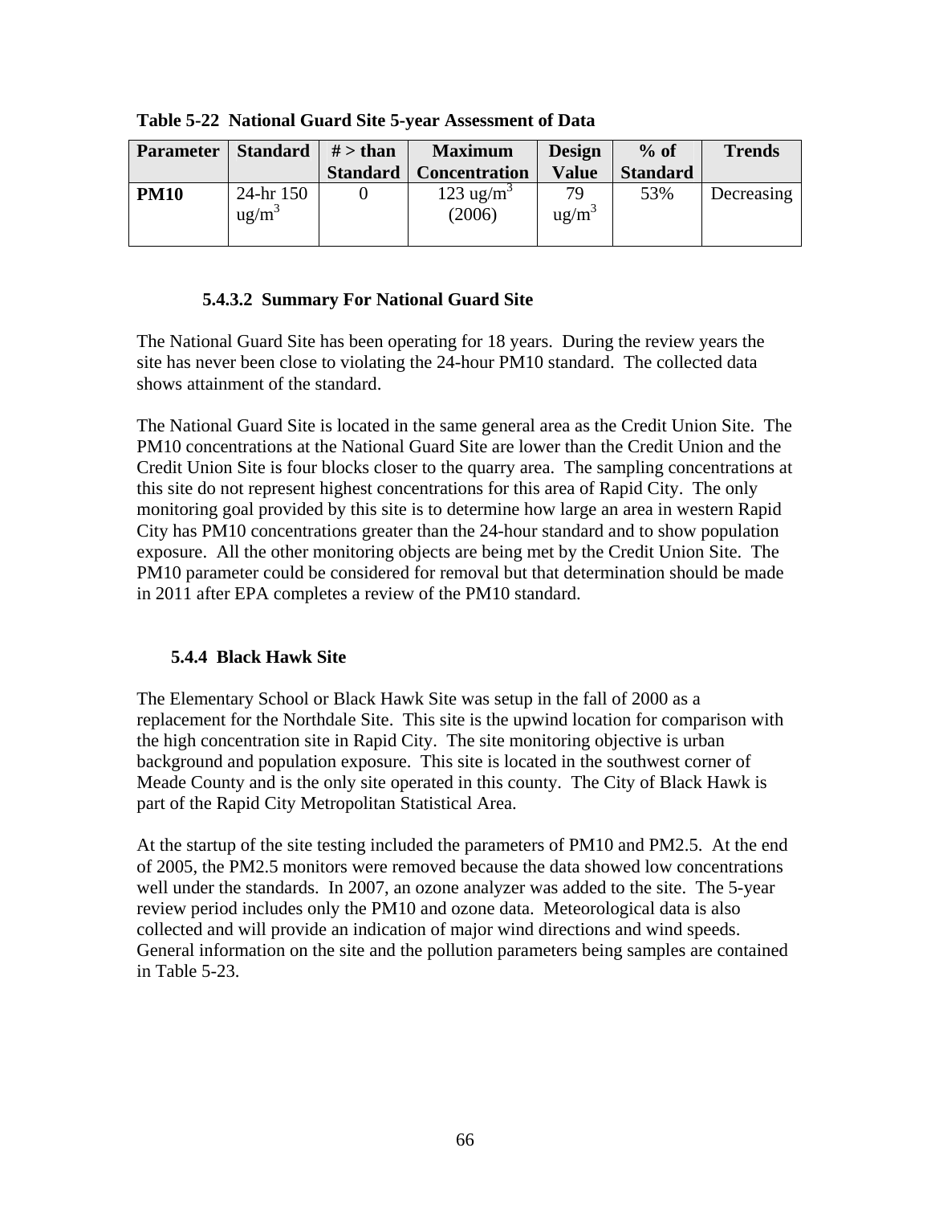**Table 5-22 National Guard Site 5-year Assessment of Data**

| Parameter | Standard | # > than Standard | Maximum Concentration | Design Value | % of Standard | Trends |
|---|---|---|---|---|---|---|
| **PM10** | 24-hr 150 $ug/m^3$ | 0 | 123 $ug/m^3$ (2006) | 79 $ug/m^3$ | 53% | Decreasing |

#### 5.4.3.2 Summary For National Guard Site

The National Guard Site has been operating for 18 years. During the review years the site has never been close to violating the 24-hour PM10 standard. The collected data shows attainment of the standard.

The National Guard Site is located in the same general area as the Credit Union Site. The PM10 concentrations at the National Guard Site are lower than the Credit Union and the Credit Union Site is four blocks closer to the quarry area. The sampling concentrations at this site do not represent highest concentrations for this area of Rapid City. The only monitoring goal provided by this site is to determine how large an area in western Rapid City has PM10 concentrations greater than the 24-hour standard and to show population exposure. All the other monitoring objects are being met by the Credit Union Site. The PM10 parameter could be considered for removal but that determination should be made in 2011 after EPA completes a review of the PM10 standard.

### 5.4.4 Black Hawk Site

The Elementary School or Black Hawk Site was setup in the fall of 2000 as a replacement for the Northdale Site. This site is the upwind location for comparison with the high concentration site in Rapid City. The site monitoring objective is urban background and population exposure. This site is located in the southwest corner of Meade County and is the only site operated in this county. The City of Black Hawk is part of the Rapid City Metropolitan Statistical Area.

At the startup of the site testing included the parameters of PM10 and PM2.5. At the end of 2005, the PM2.5 monitors were removed because the data showed low concentrations well under the standards. In 2007, an ozone analyzer was added to the site. The 5-year review period includes only the PM10 and ozone data. Meteorological data is also collected and will provide an indication of major wind directions and wind speeds. General information on the site and the pollution parameters being samples are contained in Table 5-23.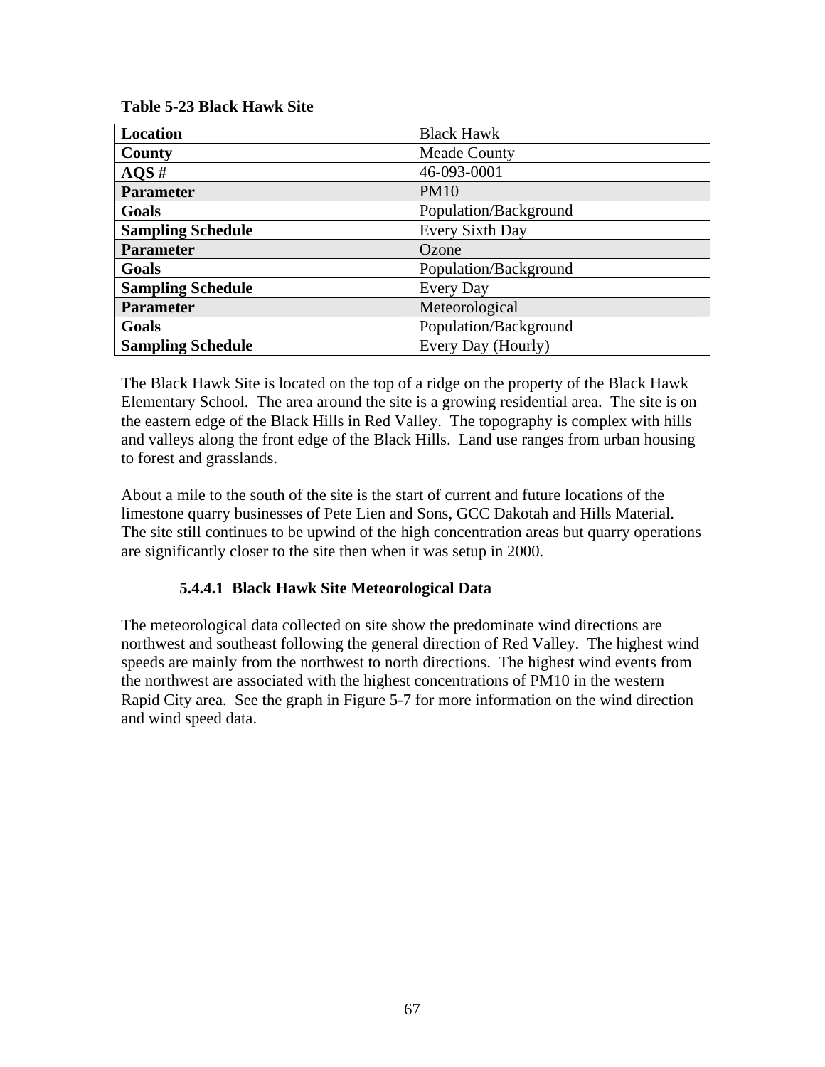**Table 5-23 Black Hawk Site**

| **Location** | Black Hawk |
|---|---|
| **County** | Meade County |
| **AQS #** | 46-093-0001 |
| **Parameter** | PM10 |
| **Goals** | Population/Background |
| **Sampling Schedule** | Every Sixth Day |
| **Parameter** | Ozone |
| **Goals** | Population/Background |
| **Sampling Schedule** | Every Day |
| **Parameter** | Meteorological |
| **Goals** | Population/Background |
| **Sampling Schedule** | Every Day (Hourly) |

The Black Hawk Site is located on the top of a ridge on the property of the Black Hawk Elementary School. The area around the site is a growing residential area. The site is on the eastern edge of the Black Hills in Red Valley. The topography is complex with hills and valleys along the front edge of the Black Hills. Land use ranges from urban housing to forest and grasslands.

About a mile to the south of the site is the start of current and future locations of the limestone quarry businesses of Pete Lien and Sons, GCC Dakotah and Hills Material. The site still continues to be upwind of the high concentration areas but quarry operations are significantly closer to the site then when it was setup in 2000.

#### 5.4.4.1 Black Hawk Site Meteorological Data

The meteorological data collected on site show the predominate wind directions are northwest and southeast following the general direction of Red Valley. The highest wind speeds are mainly from the northwest to north directions. The highest wind events from the northwest are associated with the highest concentrations of PM10 in the western Rapid City area. See the graph in Figure 5-7 for more information on the wind direction and wind speed data.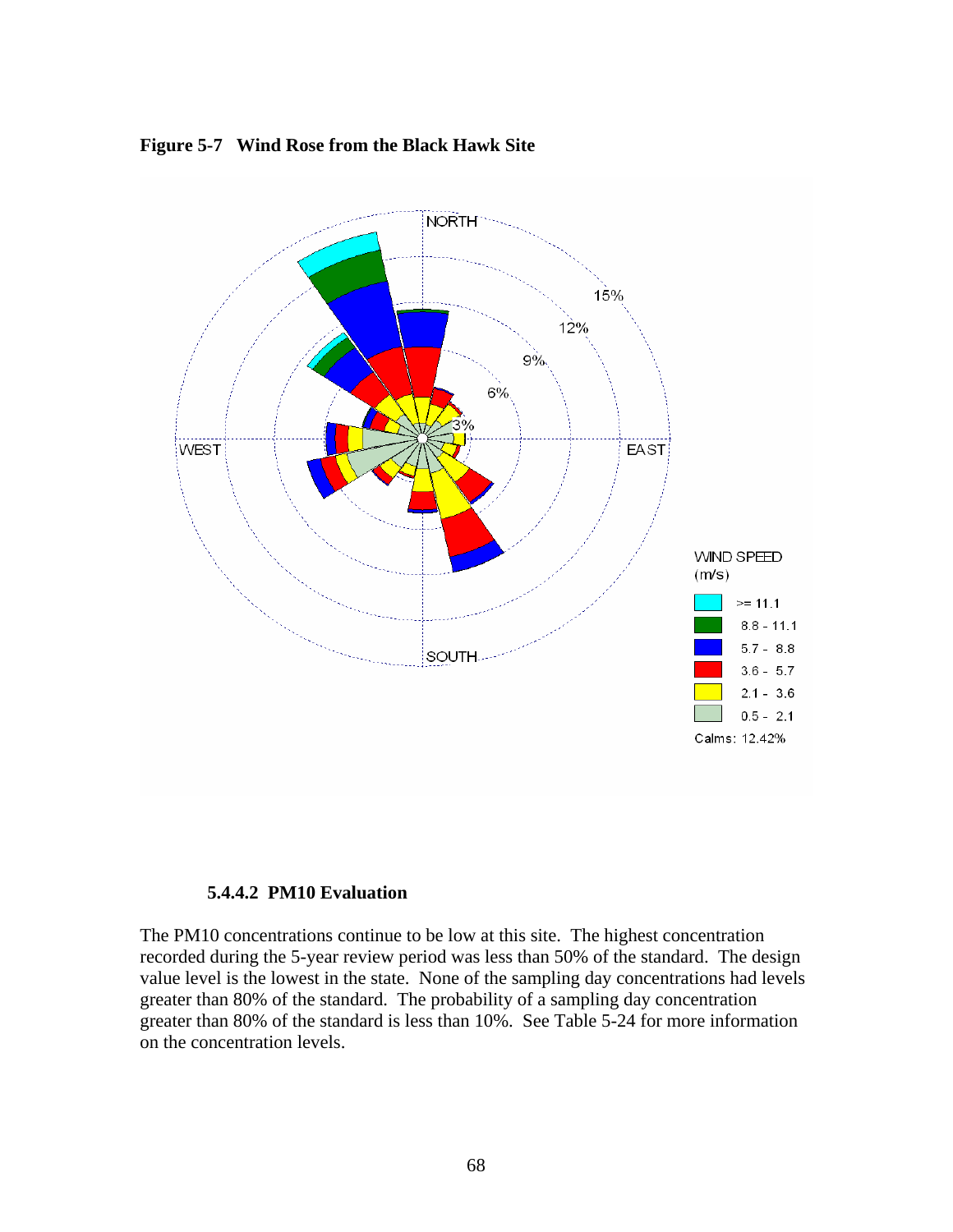**Figure 5-7 Wind Rose from the Black Hawk Site**

#### 5.4.4.2 PM10 Evaluation

The PM10 concentrations continue to be low at this site. The highest concentration recorded during the 5-year review period was less than 50% of the standard. The design value level is the lowest in the state. None of the sampling day concentrations had levels greater than 80% of the standard. The probability of a sampling day concentration greater than 80% of the standard is less than 10%. See Table 5-24 for more information on the concentration levels.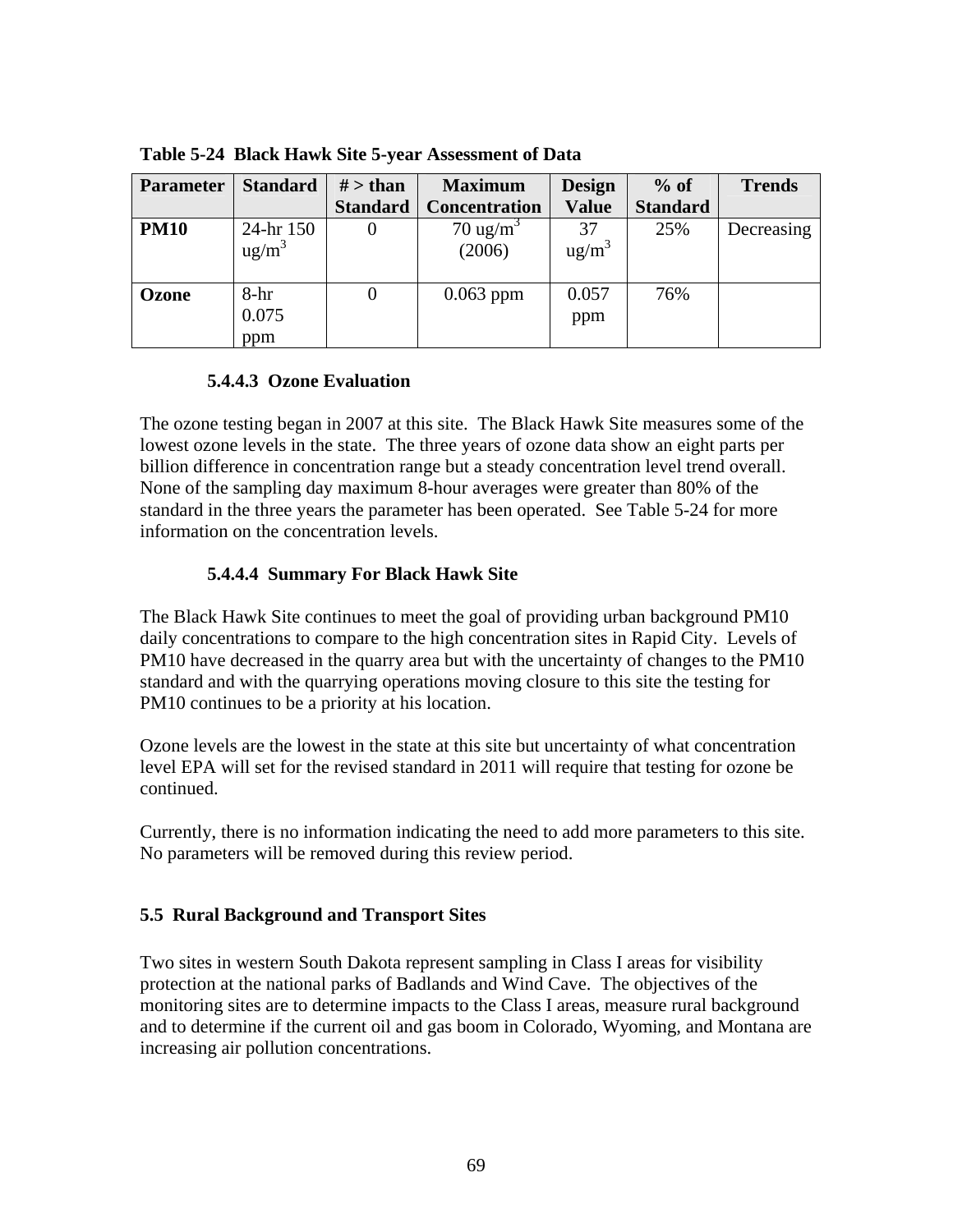**Table 5-24 Black Hawk Site 5-year Assessment of Data**

| Parameter | Standard | # > than Standard | Maximum Concentration | Design Value | % of Standard | Trends |
|---|---|---|---|---|---|---|
| **PM10** | 24-hr 150 $ug/m^3$ | 0 | 70 $ug/m^3$ (2006) | 37 $ug/m^3$ | 25% | Decreasing |
| **Ozone** | 8-hr 0.075 ppm | 0 | 0.063 ppm | 0.057 ppm | 76% | |

#### 5.4.4.3 Ozone Evaluation

The ozone testing began in 2007 at this site. The Black Hawk Site measures some of the lowest ozone levels in the state. The three years of ozone data show an eight parts per billion difference in concentration range but a steady concentration level trend overall. None of the sampling day maximum 8-hour averages were greater than 80% of the standard in the three years the parameter has been operated. See Table 5-24 for more information on the concentration levels.

#### 5.4.4.4 Summary For Black Hawk Site

The Black Hawk Site continues to meet the goal of providing urban background PM10 daily concentrations to compare to the high concentration sites in Rapid City. Levels of PM10 have decreased in the quarry area but with the uncertainty of changes to the PM10 standard and with the quarrying operations moving closure to this site the testing for PM10 continues to be a priority at his location.

Ozone levels are the lowest in the state at this site but uncertainty of what concentration level EPA will set for the revised standard in 2011 will require that testing for ozone be continued.

Currently, there is no information indicating the need to add more parameters to this site. No parameters will be removed during this review period.

### 5.5 Rural Background and Transport Sites

Two sites in western South Dakota represent sampling in Class I areas for visibility protection at the national parks of Badlands and Wind Cave. The objectives of the monitoring sites are to determine impacts to the Class I areas, measure rural background and to determine if the current oil and gas boom in Colorado, Wyoming, and Montana are increasing air pollution concentrations.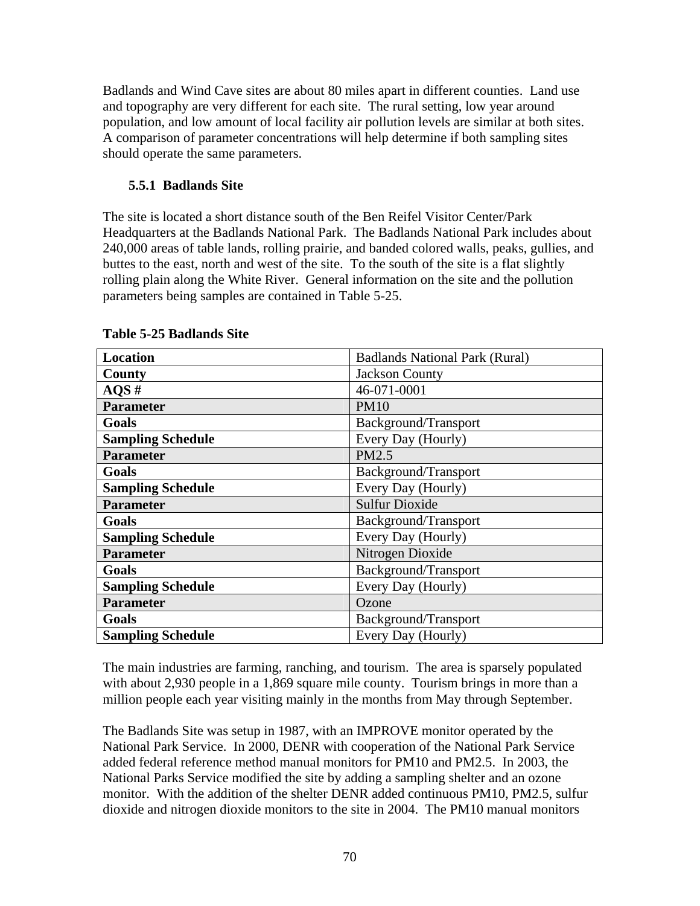Badlands and Wind Cave sites are about 80 miles apart in different counties. Land use and topography are very different for each site. The rural setting, low year around population, and low amount of local facility air pollution levels are similar at both sites. A comparison of parameter concentrations will help determine if both sampling sites should operate the same parameters.

### 5.5.1 Badlands Site

The site is located a short distance south of the Ben Reifel Visitor Center/Park Headquarters at the Badlands National Park. The Badlands National Park includes about 240,000 areas of table lands, rolling prairie, and banded colored walls, peaks, gullies, and buttes to the east, north and west of the site. To the south of the site is a flat slightly rolling plain along the White River. General information on the site and the pollution parameters being samples are contained in Table 5-25.

**Table 5-25 Badlands Site**

| **Location** | Badlands National Park (Rural) |
|---|---|
| **County** | Jackson County |
| **AQS #** | 46-071-0001 |
| **Parameter** | PM10 |
| **Goals** | Background/Transport |
| **Sampling Schedule** | Every Day (Hourly) |
| **Parameter** | PM2.5 |
| **Goals** | Background/Transport |
| **Sampling Schedule** | Every Day (Hourly) |
| **Parameter** | Sulfur Dioxide |
| **Goals** | Background/Transport |
| **Sampling Schedule** | Every Day (Hourly) |
| **Parameter** | Nitrogen Dioxide |
| **Goals** | Background/Transport |
| **Sampling Schedule** | Every Day (Hourly) |
| **Parameter** | Ozone |
| **Goals** | Background/Transport |
| **Sampling Schedule** | Every Day (Hourly) |

The main industries are farming, ranching, and tourism. The area is sparsely populated with about 2,930 people in a 1,869 square mile county. Tourism brings in more than a million people each year visiting mainly in the months from May through September.

The Badlands Site was setup in 1987, with an IMPROVE monitor operated by the National Park Service. In 2000, DENR with cooperation of the National Park Service added federal reference method manual monitors for PM10 and PM2.5. In 2003, the National Parks Service modified the site by adding a sampling shelter and an ozone monitor. With the addition of the shelter DENR added continuous PM10, PM2.5, sulfur dioxide and nitrogen dioxide monitors to the site in 2004. The PM10 manual monitors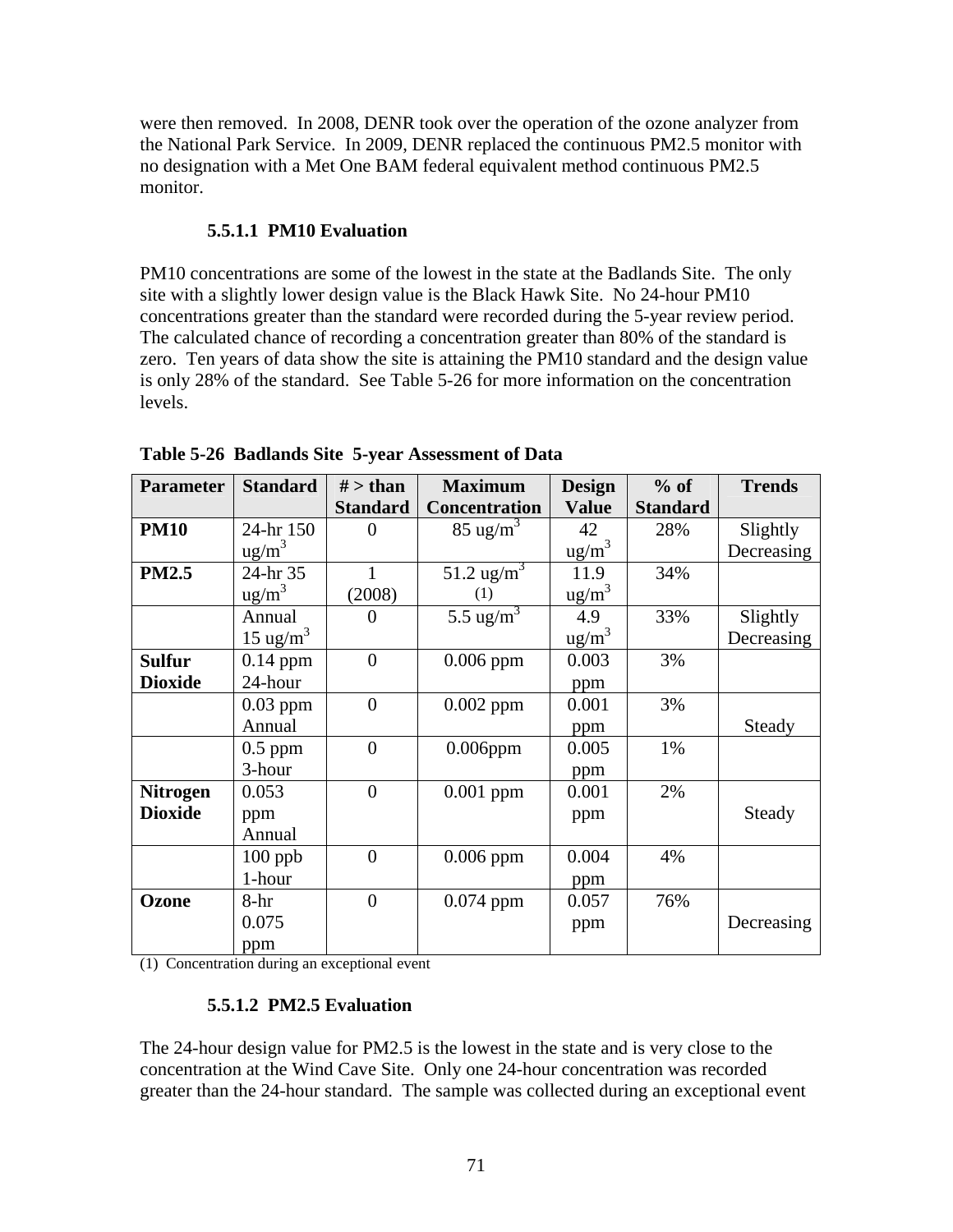were then removed. In 2008, DENR took over the operation of the ozone analyzer from the National Park Service. In 2009, DENR replaced the continuous PM2.5 monitor with no designation with a Met One BAM federal equivalent method continuous PM2.5 monitor.

#### 5.5.1.1 PM10 Evaluation

PM10 concentrations are some of the lowest in the state at the Badlands Site. The only site with a slightly lower design value is the Black Hawk Site. No 24-hour PM10 concentrations greater than the standard were recorded during the 5-year review period. The calculated chance of recording a concentration greater than 80% of the standard is zero. Ten years of data show the site is attaining the PM10 standard and the design value is only 28% of the standard. See Table 5-26 for more information on the concentration levels.

**Table 5-26 Badlands Site 5-year Assessment of Data**

| Parameter | Standard | # > than Standard | Maximum Concentration | Design Value | % of Standard | Trends |
|---|---|---|---|---|---|---|
| **PM10** | 24-hr 150 ug/m$^3$ | 0 | 85 ug/m$^3$ | 42 ug/m$^3$ | 28% | Slightly Decreasing |
| **PM2.5** | 24-hr 35 ug/m$^3$ | 1 (2008) | 51.2 ug/m$^3$ (1) | 11.9 ug/m$^3$ | 34% | |
| | Annual 15 ug/m$^3$ | 0 | 5.5 ug/m$^3$ | 4.9 ug/m$^3$ | 33% | Slightly Decreasing |
| **Sulfur Dioxide** | 0.14 ppm 24-hour | 0 | 0.006 ppm | 0.003 ppm | 3% | |
| | 0.03 ppm Annual | 0 | 0.002 ppm | 0.001 ppm | 3% | Steady |
| | 0.5 ppm 3-hour | 0 | 0.006ppm | 0.005 ppm | 1% | |
| **Nitrogen Dioxide** | 0.053 ppm Annual | 0 | 0.001 ppm | 0.001 ppm | 2% | Steady |
| | 100 ppb 1-hour | 0 | 0.006 ppm | 0.004 ppm | 4% | |
| **Ozone** | 8-hr 0.075 ppm | 0 | 0.074 ppm | 0.057 ppm | 76% | Decreasing |

(1) Concentration during an exceptional event

#### 5.5.1.2 PM2.5 Evaluation

The 24-hour design value for PM2.5 is the lowest in the state and is very close to the concentration at the Wind Cave Site. Only one 24-hour concentration was recorded greater than the 24-hour standard. The sample was collected during an exceptional event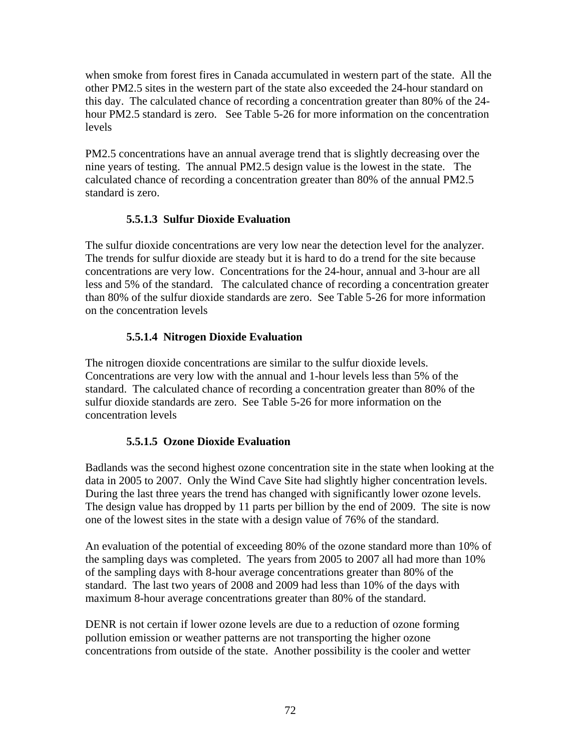when smoke from forest fires in Canada accumulated in western part of the state. All the other PM2.5 sites in the western part of the state also exceeded the 24-hour standard on this day. The calculated chance of recording a concentration greater than 80% of the 24-hour PM2.5 standard is zero. See Table 5-26 for more information on the concentration levels

PM2.5 concentrations have an annual average trend that is slightly decreasing over the nine years of testing. The annual PM2.5 design value is the lowest in the state. The calculated chance of recording a concentration greater than 80% of the annual PM2.5 standard is zero.

#### 5.5.1.3 Sulfur Dioxide Evaluation

The sulfur dioxide concentrations are very low near the detection level for the analyzer. The trends for sulfur dioxide are steady but it is hard to do a trend for the site because concentrations are very low. Concentrations for the 24-hour, annual and 3-hour are all less and 5% of the standard. The calculated chance of recording a concentration greater than 80% of the sulfur dioxide standards are zero. See Table 5-26 for more information on the concentration levels

#### 5.5.1.4 Nitrogen Dioxide Evaluation

The nitrogen dioxide concentrations are similar to the sulfur dioxide levels. Concentrations are very low with the annual and 1-hour levels less than 5% of the standard. The calculated chance of recording a concentration greater than 80% of the sulfur dioxide standards are zero. See Table 5-26 for more information on the concentration levels

#### 5.5.1.5 Ozone Dioxide Evaluation

Badlands was the second highest ozone concentration site in the state when looking at the data in 2005 to 2007. Only the Wind Cave Site had slightly higher concentration levels. During the last three years the trend has changed with significantly lower ozone levels. The design value has dropped by 11 parts per billion by the end of 2009. The site is now one of the lowest sites in the state with a design value of 76% of the standard.

An evaluation of the potential of exceeding 80% of the ozone standard more than 10% of the sampling days was completed. The years from 2005 to 2007 all had more than 10% of the sampling days with 8-hour average concentrations greater than 80% of the standard. The last two years of 2008 and 2009 had less than 10% of the days with maximum 8-hour average concentrations greater than 80% of the standard.

DENR is not certain if lower ozone levels are due to a reduction of ozone forming pollution emission or weather patterns are not transporting the higher ozone concentrations from outside of the state. Another possibility is the cooler and wetter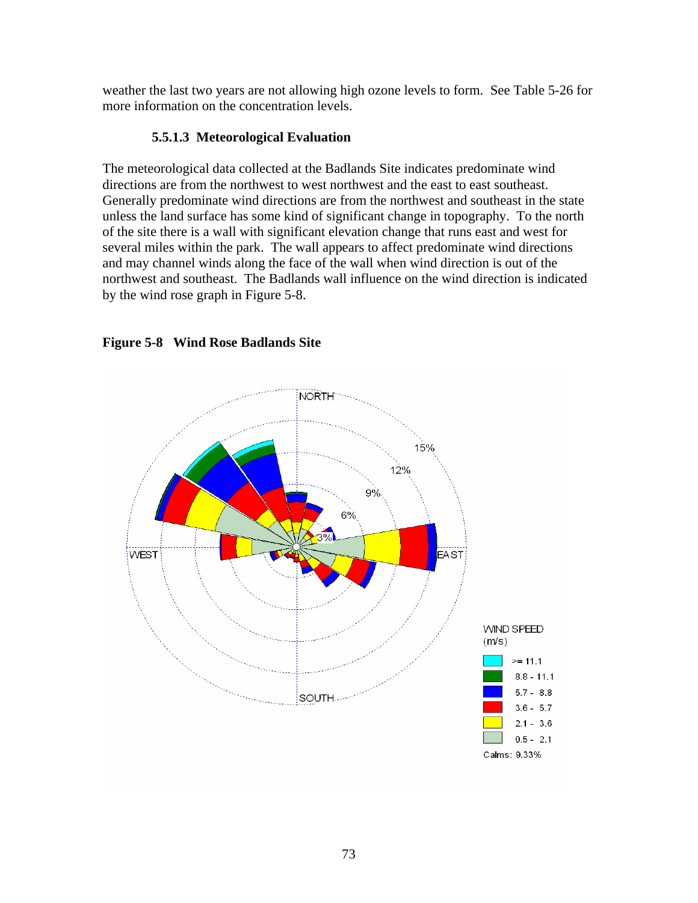weather the last two years are not allowing high ozone levels to form. See Table 5-26 for more information on the concentration levels.

#### 5.5.1.3 Meteorological Evaluation

The meteorological data collected at the Badlands Site indicates predominate wind directions are from the northwest to west northwest and the east to east southeast. Generally predominate wind directions are from the northwest and southeast in the state unless the land surface has some kind of significant change in topography. To the north of the site there is a wall with significant elevation change that runs east and west for several miles within the park. The wall appears to affect predominate wind directions and may channel winds along the face of the wall when wind direction is out of the northwest and southeast. The Badlands wall influence on the wind direction is indicated by the wind rose graph in Figure 5-8.

**Figure 5-8 Wind Rose Badlands Site**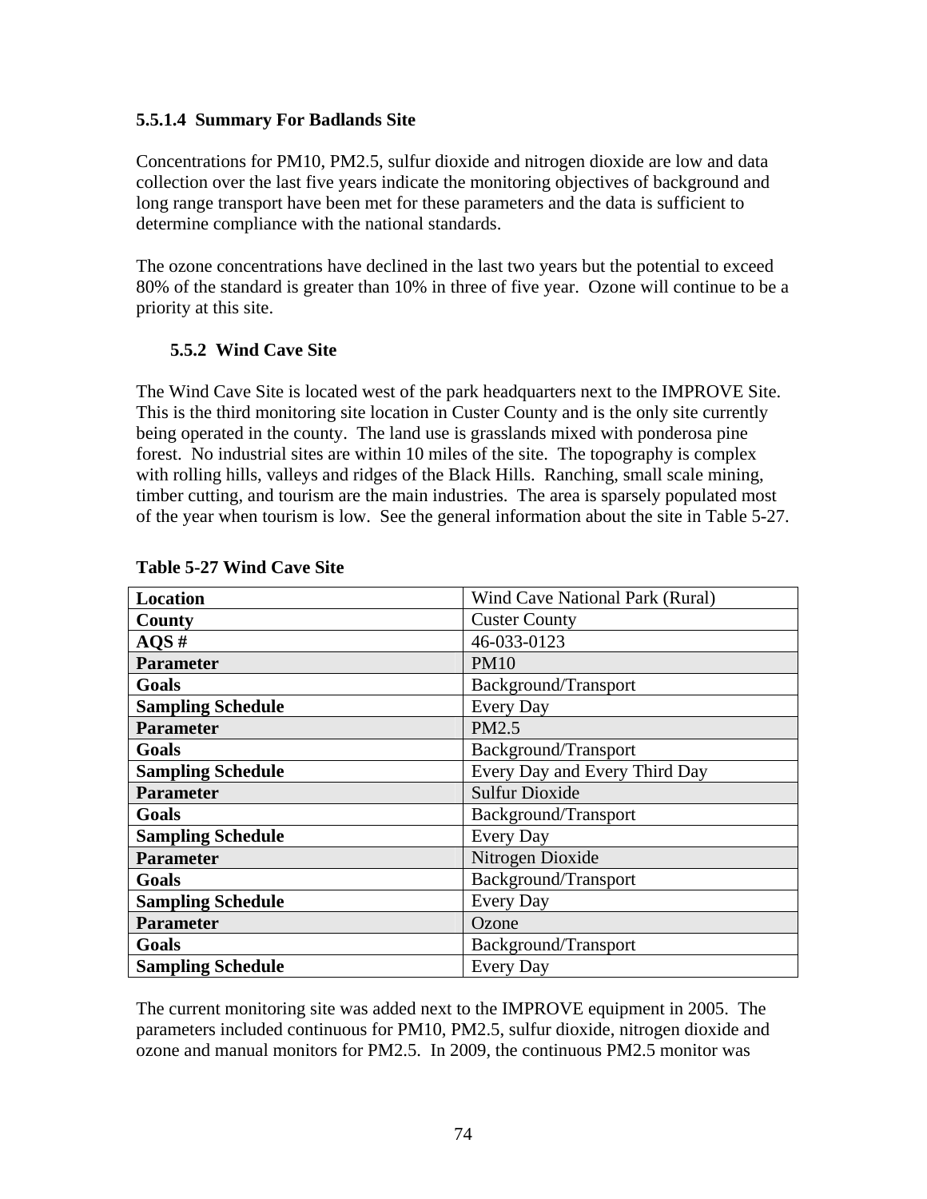#### 5.5.1.4 Summary For Badlands Site

Concentrations for PM10, PM2.5, sulfur dioxide and nitrogen dioxide are low and data collection over the last five years indicate the monitoring objectives of background and long range transport have been met for these parameters and the data is sufficient to determine compliance with the national standards.

The ozone concentrations have declined in the last two years but the potential to exceed 80% of the standard is greater than 10% in three of five year. Ozone will continue to be a priority at this site.

### 5.5.2 Wind Cave Site

The Wind Cave Site is located west of the park headquarters next to the IMPROVE Site. This is the third monitoring site location in Custer County and is the only site currently being operated in the county. The land use is grasslands mixed with ponderosa pine forest. No industrial sites are within 10 miles of the site. The topography is complex with rolling hills, valleys and ridges of the Black Hills. Ranching, small scale mining, timber cutting, and tourism are the main industries. The area is sparsely populated most of the year when tourism is low. See the general information about the site in Table 5-27.

**Table 5-27 Wind Cave Site**

| **Location** | Wind Cave National Park (Rural) |
|---|---|
| **County** | Custer County |
| **AQS #** | 46-033-0123 |
| **Parameter** | PM10 |
| **Goals** | Background/Transport |
| **Sampling Schedule** | Every Day |
| **Parameter** | PM2.5 |
| **Goals** | Background/Transport |
| **Sampling Schedule** | Every Day and Every Third Day |
| **Parameter** | Sulfur Dioxide |
| **Goals** | Background/Transport |
| **Sampling Schedule** | Every Day |
| **Parameter** | Nitrogen Dioxide |
| **Goals** | Background/Transport |
| **Sampling Schedule** | Every Day |
| **Parameter** | Ozone |
| **Goals** | Background/Transport |
| **Sampling Schedule** | Every Day |

The current monitoring site was added next to the IMPROVE equipment in 2005. The parameters included continuous for PM10, PM2.5, sulfur dioxide, nitrogen dioxide and ozone and manual monitors for PM2.5. In 2009, the continuous PM2.5 monitor was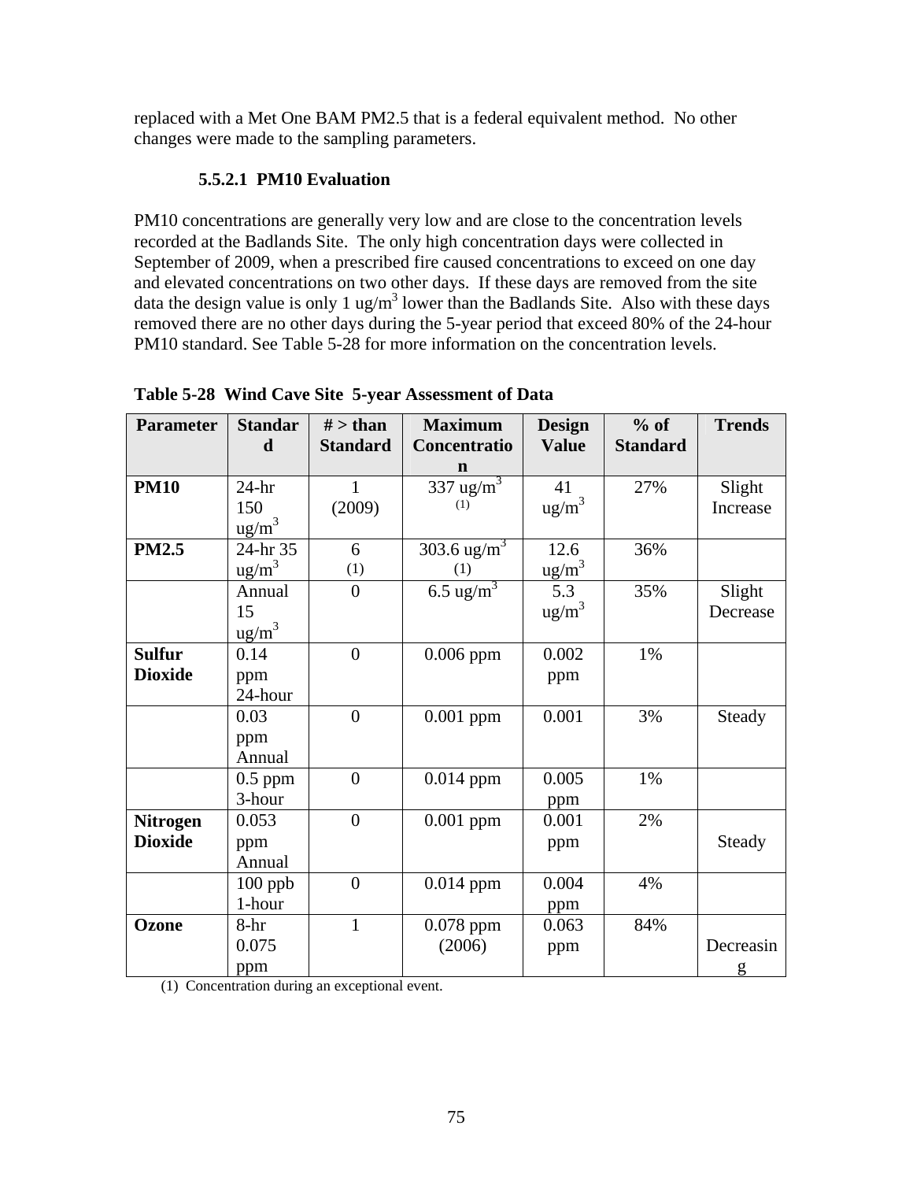replaced with a Met One BAM PM2.5 that is a federal equivalent method. No other changes were made to the sampling parameters.

#### 5.5.2.1 PM10 Evaluation

PM10 concentrations are generally very low and are close to the concentration levels recorded at the Badlands Site. The only high concentration days were collected in September of 2009, when a prescribed fire caused concentrations to exceed on one day and elevated concentrations on two other days. If these days are removed from the site data the design value is only 1 ug/m$^3$ lower than the Badlands Site. Also with these days removed there are no other days during the 5-year period that exceed 80% of the 24-hour PM10 standard. See Table 5-28 for more information on the concentration levels.

**Table 5-28 Wind Cave Site 5-year Assessment of Data**

| Parameter | Standard | # > than Standard | Maximum Concentration | Design Value | % of Standard | Trends |
|---|---|---|---|---|---|---|
| **PM10** | 24-hr 150 ug/m$^3$ | 1 (2009) | 337 ug/m$^3$ (1) | 41 ug/m$^3$ | 27% | Slight Increase |
| **PM2.5** | 24-hr 35 ug/m$^3$ | 6 (1) | 303.6 ug/m$^3$ (1) | 12.6 ug/m$^3$ | 36% | |
| | Annual 15 ug/m$^3$ | 0 | 6.5 ug/m$^3$ | 5.3 ug/m$^3$ | 35% | Slight Decrease |
| **Sulfur Dioxide** | 0.14 ppm 24-hour | 0 | 0.006 ppm | 0.002 ppm | 1% | |
| | 0.03 ppm Annual | 0 | 0.001 ppm | 0.001 | 3% | Steady |
| | 0.5 ppm 3-hour | 0 | 0.014 ppm | 0.005 ppm | 1% | |
| **Nitrogen Dioxide** | 0.053 ppm Annual | 0 | 0.001 ppm | 0.001 ppm | 2% | Steady |
| | 100 ppb 1-hour | 0 | 0.014 ppm | 0.004 ppm | 4% | |
| **Ozone** | 8-hr 0.075 ppm | 1 | 0.078 ppm (2006) | 0.063 ppm | 84% | Decreasing |

(1) Concentration during an exceptional event.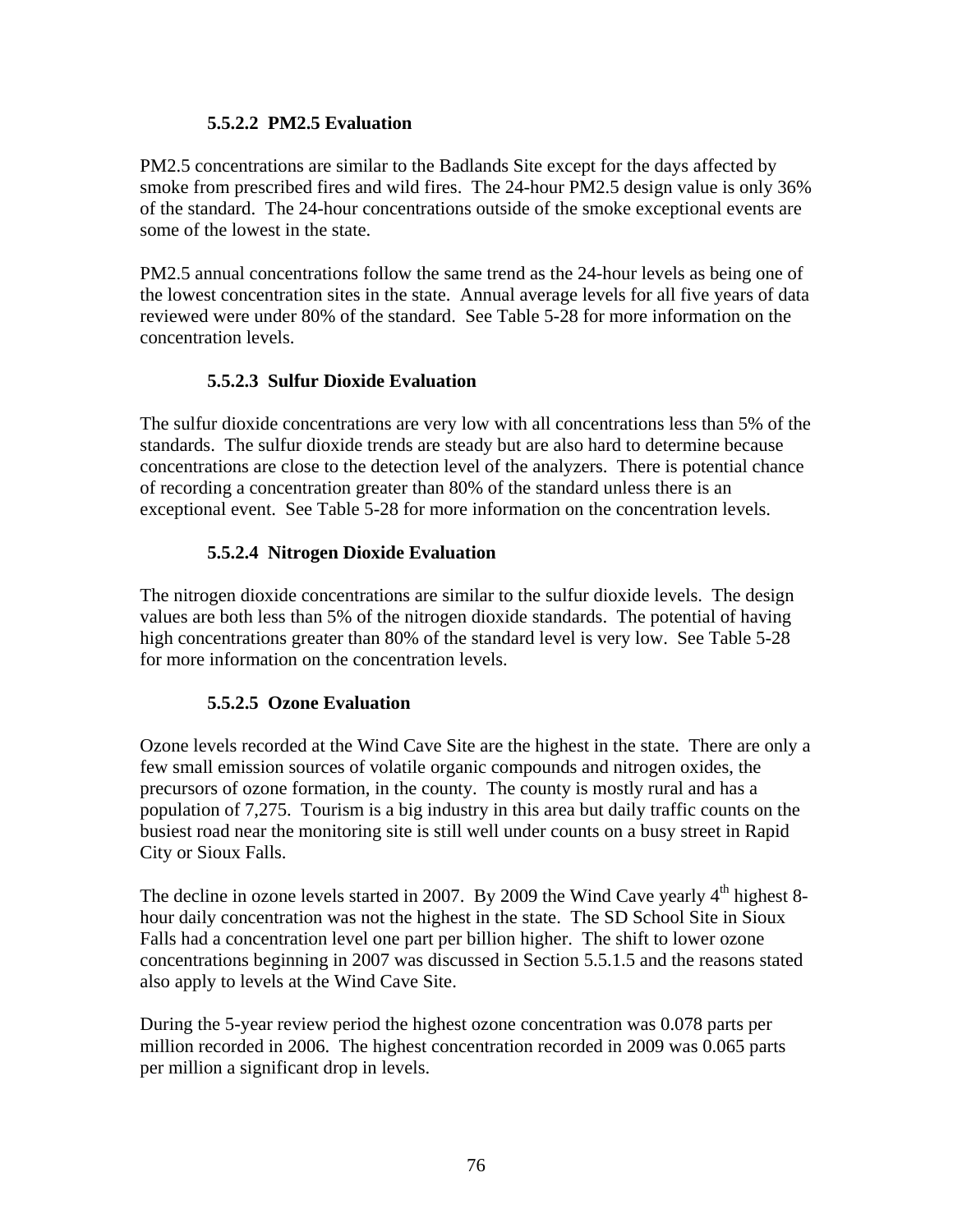#### 5.5.2.2 PM2.5 Evaluation

PM2.5 concentrations are similar to the Badlands Site except for the days affected by smoke from prescribed fires and wild fires. The 24-hour PM2.5 design value is only 36% of the standard. The 24-hour concentrations outside of the smoke exceptional events are some of the lowest in the state.

PM2.5 annual concentrations follow the same trend as the 24-hour levels as being one of the lowest concentration sites in the state. Annual average levels for all five years of data reviewed were under 80% of the standard. See Table 5-28 for more information on the concentration levels.

#### 5.5.2.3 Sulfur Dioxide Evaluation

The sulfur dioxide concentrations are very low with all concentrations less than 5% of the standards. The sulfur dioxide trends are steady but are also hard to determine because concentrations are close to the detection level of the analyzers. There is potential chance of recording a concentration greater than 80% of the standard unless there is an exceptional event. See Table 5-28 for more information on the concentration levels.

#### 5.5.2.4 Nitrogen Dioxide Evaluation

The nitrogen dioxide concentrations are similar to the sulfur dioxide levels. The design values are both less than 5% of the nitrogen dioxide standards. The potential of having high concentrations greater than 80% of the standard level is very low. See Table 5-28 for more information on the concentration levels.

#### 5.5.2.5 Ozone Evaluation

Ozone levels recorded at the Wind Cave Site are the highest in the state. There are only a few small emission sources of volatile organic compounds and nitrogen oxides, the precursors of ozone formation, in the county. The county is mostly rural and has a population of 7,275. Tourism is a big industry in this area but daily traffic counts on the busiest road near the monitoring site is still well under counts on a busy street in Rapid City or Sioux Falls.

The decline in ozone levels started in 2007. By 2009 the Wind Cave yearly 4th highest 8-hour daily concentration was not the highest in the state. The SD School Site in Sioux Falls had a concentration level one part per billion higher. The shift to lower ozone concentrations beginning in 2007 was discussed in Section 5.5.1.5 and the reasons stated also apply to levels at the Wind Cave Site.

During the 5-year review period the highest ozone concentration was 0.078 parts per million recorded in 2006. The highest concentration recorded in 2009 was 0.065 parts per million a significant drop in levels.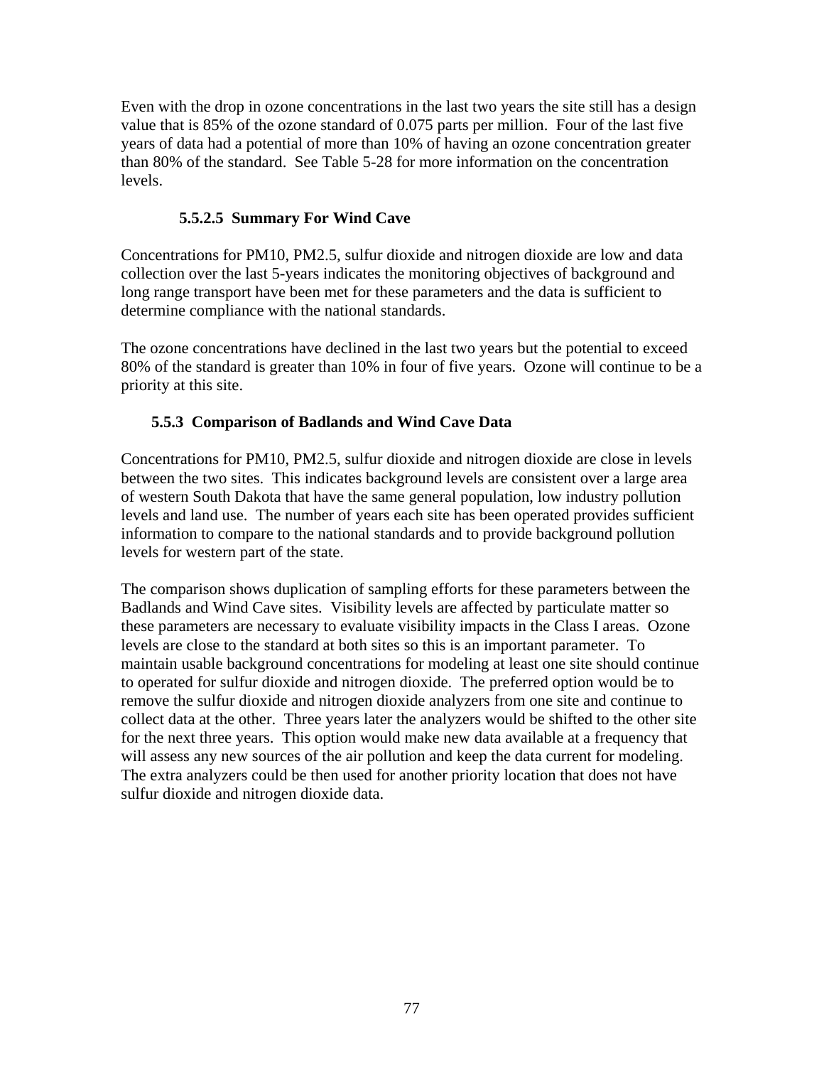Even with the drop in ozone concentrations in the last two years the site still has a design value that is 85% of the ozone standard of 0.075 parts per million. Four of the last five years of data had a potential of more than 10% of having an ozone concentration greater than 80% of the standard. See Table 5-28 for more information on the concentration levels.

#### 5.5.2.5 Summary For Wind Cave

Concentrations for PM10, PM2.5, sulfur dioxide and nitrogen dioxide are low and data collection over the last 5-years indicates the monitoring objectives of background and long range transport have been met for these parameters and the data is sufficient to determine compliance with the national standards.

The ozone concentrations have declined in the last two years but the potential to exceed 80% of the standard is greater than 10% in four of five years. Ozone will continue to be a priority at this site.

### 5.5.3 Comparison of Badlands and Wind Cave Data

Concentrations for PM10, PM2.5, sulfur dioxide and nitrogen dioxide are close in levels between the two sites. This indicates background levels are consistent over a large area of western South Dakota that have the same general population, low industry pollution levels and land use. The number of years each site has been operated provides sufficient information to compare to the national standards and to provide background pollution levels for western part of the state.

The comparison shows duplication of sampling efforts for these parameters between the Badlands and Wind Cave sites. Visibility levels are affected by particulate matter so these parameters are necessary to evaluate visibility impacts in the Class I areas. Ozone levels are close to the standard at both sites so this is an important parameter. To maintain usable background concentrations for modeling at least one site should continue to operated for sulfur dioxide and nitrogen dioxide. The preferred option would be to remove the sulfur dioxide and nitrogen dioxide analyzers from one site and continue to collect data at the other. Three years later the analyzers would be shifted to the other site for the next three years. This option would make new data available at a frequency that will assess any new sources of the air pollution and keep the data current for modeling. The extra analyzers could be then used for another priority location that does not have sulfur dioxide and nitrogen dioxide data.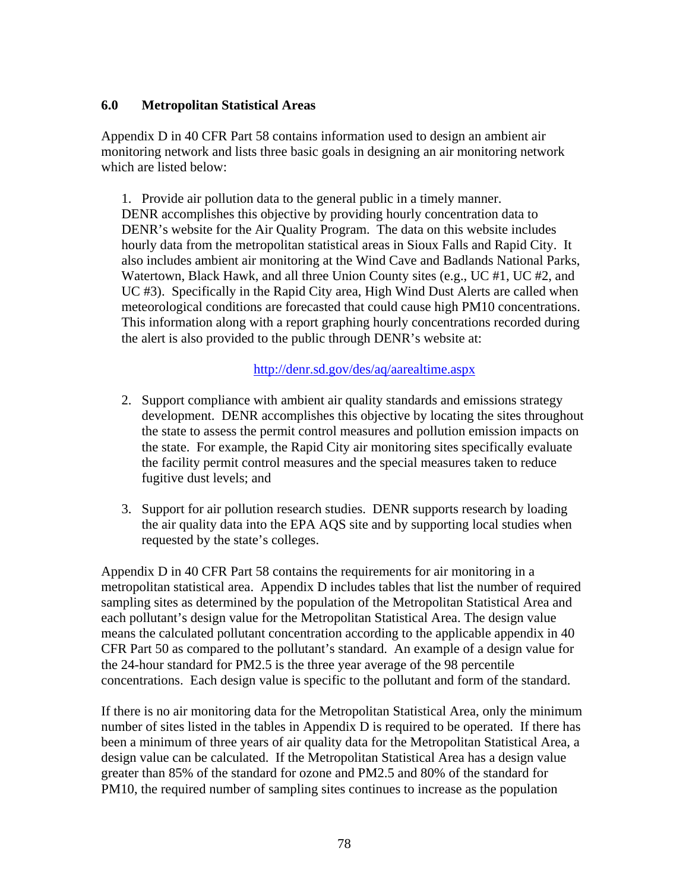## 6.0 Metropolitan Statistical Areas

Appendix D in 40 CFR Part 58 contains information used to design an ambient air monitoring network and lists three basic goals in designing an air monitoring network which are listed below:

1. Provide air pollution data to the general public in a timely manner. DENR accomplishes this objective by providing hourly concentration data to DENR's website for the Air Quality Program. The data on this website includes hourly data from the metropolitan statistical areas in Sioux Falls and Rapid City. It also includes ambient air monitoring at the Wind Cave and Badlands National Parks, Watertown, Black Hawk, and all three Union County sites (e.g., UC #1, UC #2, and UC #3). Specifically in the Rapid City area, High Wind Dust Alerts are called when meteorological conditions are forecasted that could cause high PM10 concentrations. This information along with a report graphing hourly concentrations recorded during the alert is also provided to the public through DENR's website at:

   http://denr.sd.gov/des/aq/aarealtime.aspx

2. Support compliance with ambient air quality standards and emissions strategy development. DENR accomplishes this objective by locating the sites throughout the state to assess the permit control measures and pollution emission impacts on the state. For example, the Rapid City air monitoring sites specifically evaluate the facility permit control measures and the special measures taken to reduce fugitive dust levels; and

3. Support for air pollution research studies. DENR supports research by loading the air quality data into the EPA AQS site and by supporting local studies when requested by the state's colleges.

Appendix D in 40 CFR Part 58 contains the requirements for air monitoring in a metropolitan statistical area. Appendix D includes tables that list the number of required sampling sites as determined by the population of the Metropolitan Statistical Area and each pollutant's design value for the Metropolitan Statistical Area. The design value means the calculated pollutant concentration according to the applicable appendix in 40 CFR Part 50 as compared to the pollutant's standard. An example of a design value for the 24-hour standard for PM2.5 is the three year average of the 98 percentile concentrations. Each design value is specific to the pollutant and form of the standard.

If there is no air monitoring data for the Metropolitan Statistical Area, only the minimum number of sites listed in the tables in Appendix D is required to be operated. If there has been a minimum of three years of air quality data for the Metropolitan Statistical Area, a design value can be calculated. If the Metropolitan Statistical Area has a design value greater than 85% of the standard for ozone and PM2.5 and 80% of the standard for PM10, the required number of sampling sites continues to increase as the population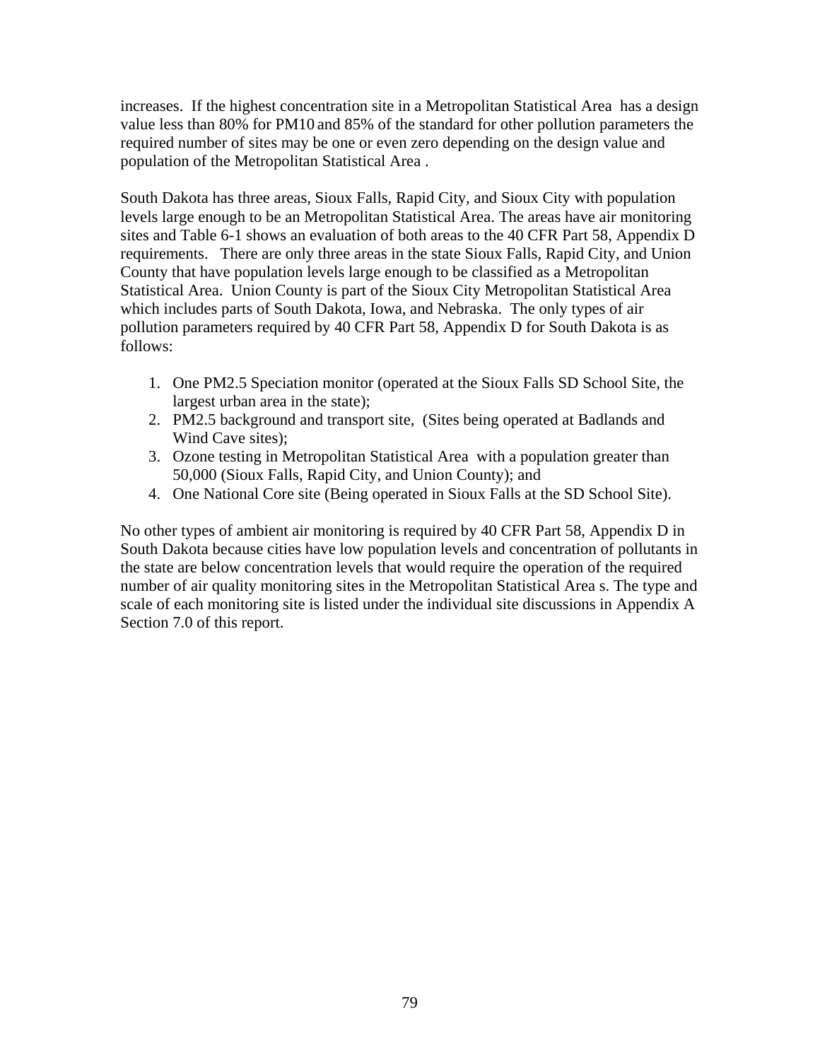increases. If the highest concentration site in a Metropolitan Statistical Area has a design value less than 80% for PM10 and 85% of the standard for other pollution parameters the required number of sites may be one or even zero depending on the design value and population of the Metropolitan Statistical Area .

South Dakota has three areas, Sioux Falls, Rapid City, and Sioux City with population levels large enough to be an Metropolitan Statistical Area. The areas have air monitoring sites and Table 6-1 shows an evaluation of both areas to the 40 CFR Part 58, Appendix D requirements. There are only three areas in the state Sioux Falls, Rapid City, and Union County that have population levels large enough to be classified as a Metropolitan Statistical Area. Union County is part of the Sioux City Metropolitan Statistical Area which includes parts of South Dakota, Iowa, and Nebraska. The only types of air pollution parameters required by 40 CFR Part 58, Appendix D for South Dakota is as follows:

1. One PM2.5 Speciation monitor (operated at the Sioux Falls SD School Site, the largest urban area in the state);
2. PM2.5 background and transport site, (Sites being operated at Badlands and Wind Cave sites);
3. Ozone testing in Metropolitan Statistical Area with a population greater than 50,000 (Sioux Falls, Rapid City, and Union County); and
4. One National Core site (Being operated in Sioux Falls at the SD School Site).

No other types of ambient air monitoring is required by 40 CFR Part 58, Appendix D in South Dakota because cities have low population levels and concentration of pollutants in the state are below concentration levels that would require the operation of the required number of air quality monitoring sites in the Metropolitan Statistical Area s. The type and scale of each monitoring site is listed under the individual site discussions in Appendix A Section 7.0 of this report.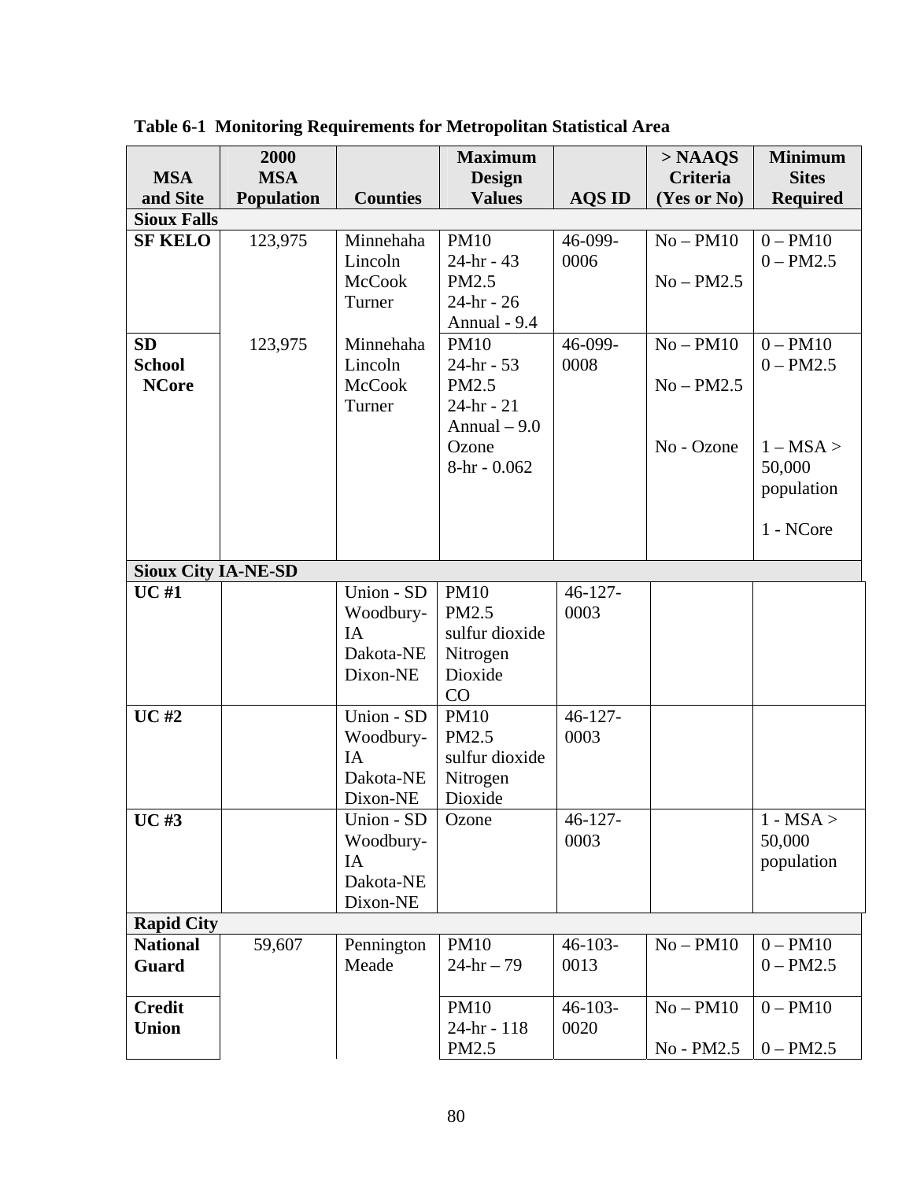**Table 6-1 Monitoring Requirements for Metropolitan Statistical Area**

| MSA and Site | 2000 MSA Population | Counties | Maximum Design Values | AQS ID | > NAAQS Criteria (Yes or No) | Minimum Sites Required |
|---|---|---|---|---|---|---|
| **Sioux Falls** | | | | | | |
| **SF KELO** | 123,975 | Minnehaha<br>Lincoln<br>McCook<br>Turner | PM10<br>24-hr - 43<br>PM2.5<br>24-hr - 26<br>Annual - 9.4 | 46-099-0006 | No – PM10<br><br>No – PM2.5 | 0 – PM10<br>0 – PM2.5 |
| **SD School NCore** | 123,975 | Minnehaha<br>Lincoln<br>McCook<br>Turner | PM10<br>24-hr - 53<br>PM2.5<br>24-hr - 21<br>Annual – 9.0<br>Ozone<br>8-hr - 0.062 | 46-099-0008 | No – PM10<br><br>No – PM2.5<br><br>No - Ozone | 0 – PM10<br>0 – PM2.5<br><br>1 – MSA > 50,000 population<br><br>1 - NCore |
| **Sioux City IA-NE-SD** | | | | | | |
| **UC #1** | | Union - SD<br>Woodbury-IA<br>Dakota-NE<br>Dixon-NE | PM10<br>PM2.5<br>sulfur dioxide<br>Nitrogen Dioxide<br>CO | 46-127-0003 | | |
| **UC #2** | | Union - SD<br>Woodbury-IA<br>Dakota-NE<br>Dixon-NE | PM10<br>PM2.5<br>sulfur dioxide<br>Nitrogen Dioxide | 46-127-0003 | | |
| **UC #3** | | Union - SD<br>Woodbury-IA<br>Dakota-NE<br>Dixon-NE | Ozone | 46-127-0003 | | 1 - MSA > 50,000 population |
| **Rapid City** | | | | | | |
| **National Guard** | 59,607 | Pennington<br>Meade | PM10<br>24-hr – 79 | 46-103-0013 | No – PM10 | 0 – PM10<br>0 – PM2.5 |
| **Credit Union** | | | PM10<br>24-hr - 118<br>PM2.5 | 46-103-0020 | No – PM10<br><br>No - PM2.5 | 0 – PM10<br><br>0 – PM2.5 |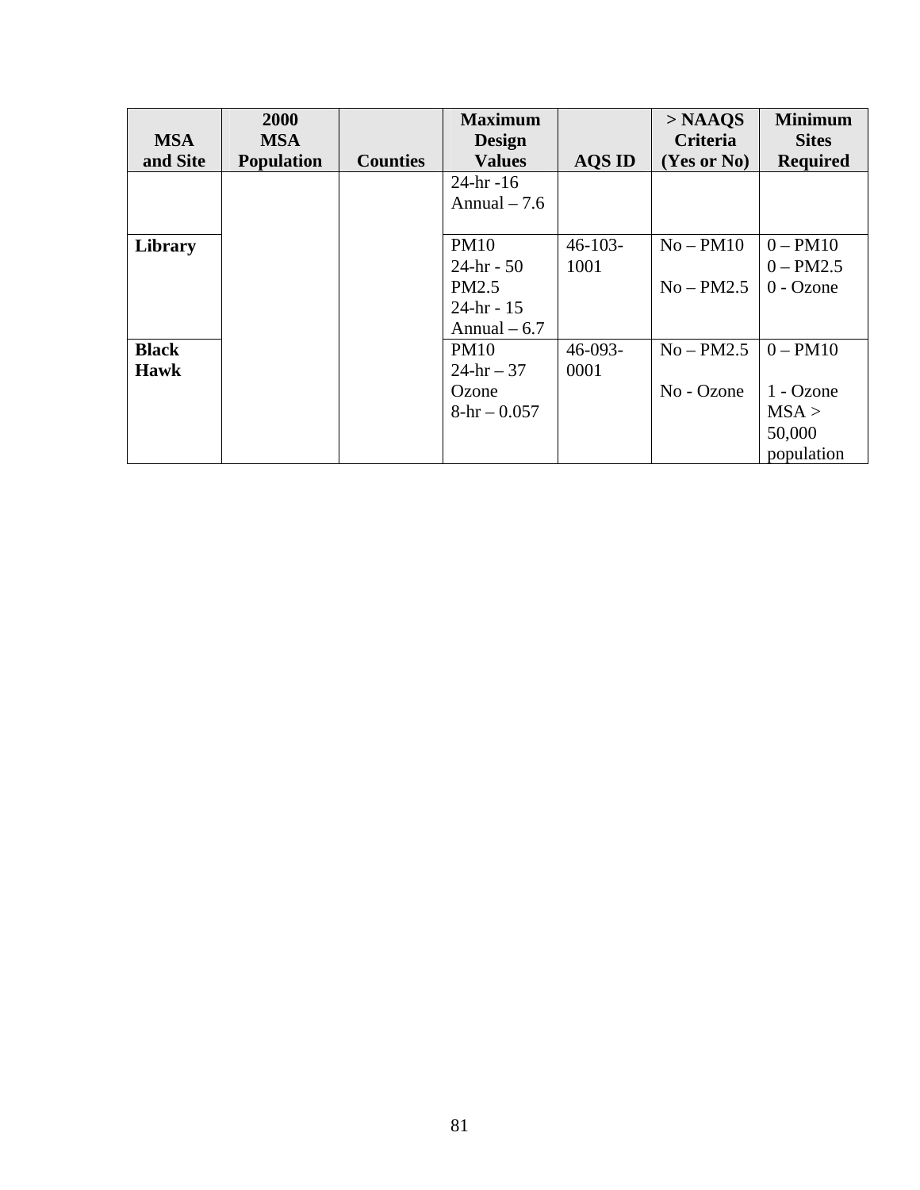| MSA and Site | 2000 MSA Population | Counties | Maximum Design Values | AQS ID | > NAAQS Criteria (Yes or No) | Minimum Sites Required |
|---|---|---|---|---|---|---|
| | | | 24-hr -16<br>Annual – 7.6 | | | |
| **Library** | | | PM10<br>24-hr - 50<br>PM2.5<br>24-hr - 15<br>Annual – 6.7 | 46-103-1001 | No – PM10<br><br>No – PM2.5 | 0 – PM10<br>0 – PM2.5<br>0 - Ozone |
| **Black Hawk** | | | PM10<br>24-hr – 37<br>Ozone<br>8-hr – 0.057 | 46-093-0001 | No – PM2.5<br><br>No - Ozone | 0 – PM10<br><br>1 - Ozone<br>MSA > 50,000 population |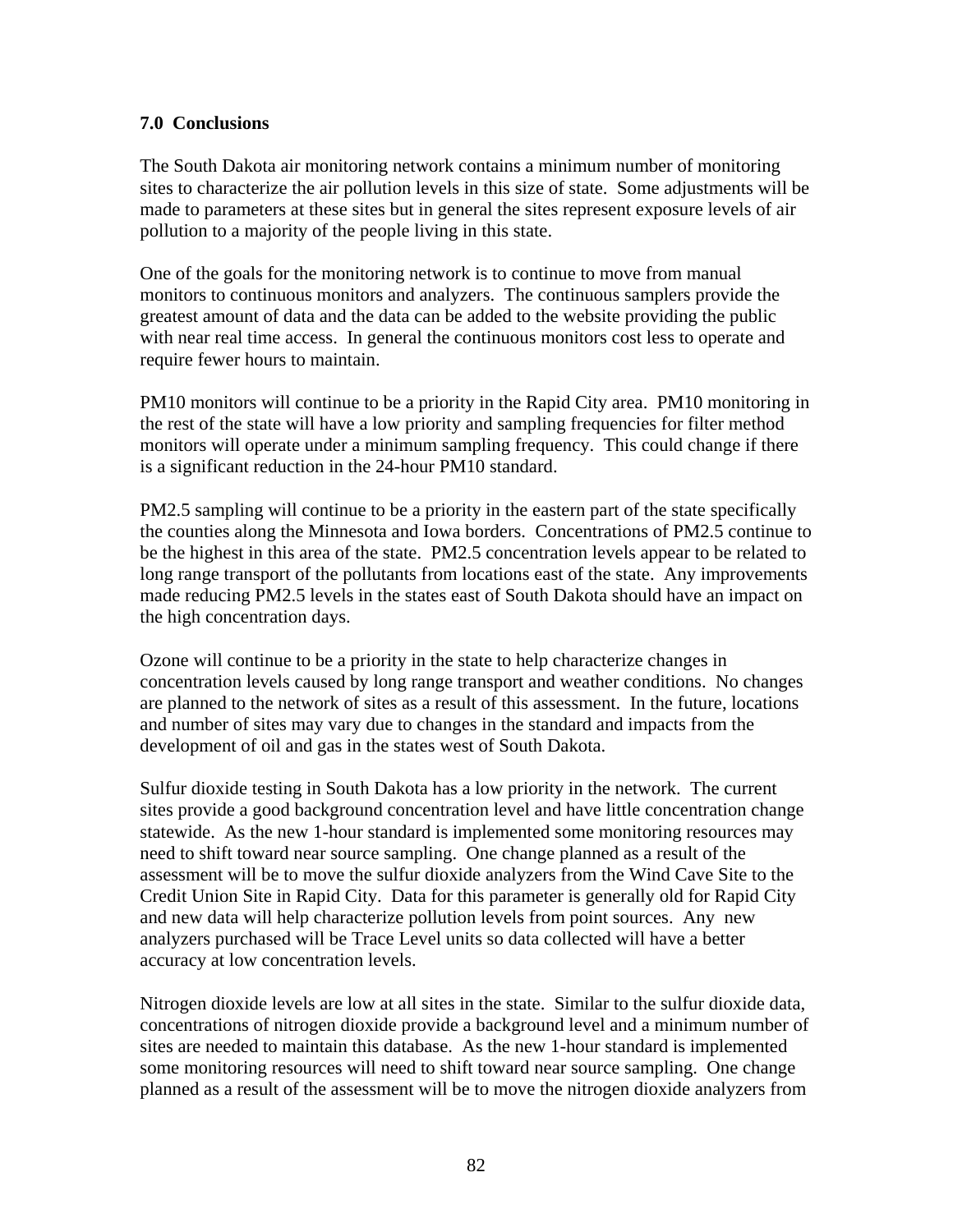## 7.0 Conclusions

The South Dakota air monitoring network contains a minimum number of monitoring sites to characterize the air pollution levels in this size of state. Some adjustments will be made to parameters at these sites but in general the sites represent exposure levels of air pollution to a majority of the people living in this state.

One of the goals for the monitoring network is to continue to move from manual monitors to continuous monitors and analyzers. The continuous samplers provide the greatest amount of data and the data can be added to the website providing the public with near real time access. In general the continuous monitors cost less to operate and require fewer hours to maintain.

PM10 monitors will continue to be a priority in the Rapid City area. PM10 monitoring in the rest of the state will have a low priority and sampling frequencies for filter method monitors will operate under a minimum sampling frequency. This could change if there is a significant reduction in the 24-hour PM10 standard.

PM2.5 sampling will continue to be a priority in the eastern part of the state specifically the counties along the Minnesota and Iowa borders. Concentrations of PM2.5 continue to be the highest in this area of the state. PM2.5 concentration levels appear to be related to long range transport of the pollutants from locations east of the state. Any improvements made reducing PM2.5 levels in the states east of South Dakota should have an impact on the high concentration days.

Ozone will continue to be a priority in the state to help characterize changes in concentration levels caused by long range transport and weather conditions. No changes are planned to the network of sites as a result of this assessment. In the future, locations and number of sites may vary due to changes in the standard and impacts from the development of oil and gas in the states west of South Dakota.

Sulfur dioxide testing in South Dakota has a low priority in the network. The current sites provide a good background concentration level and have little concentration change statewide. As the new 1-hour standard is implemented some monitoring resources may need to shift toward near source sampling. One change planned as a result of the assessment will be to move the sulfur dioxide analyzers from the Wind Cave Site to the Credit Union Site in Rapid City. Data for this parameter is generally old for Rapid City and new data will help characterize pollution levels from point sources. Any new analyzers purchased will be Trace Level units so data collected will have a better accuracy at low concentration levels.

Nitrogen dioxide levels are low at all sites in the state. Similar to the sulfur dioxide data, concentrations of nitrogen dioxide provide a background level and a minimum number of sites are needed to maintain this database. As the new 1-hour standard is implemented some monitoring resources will need to shift toward near source sampling. One change planned as a result of the assessment will be to move the nitrogen dioxide analyzers from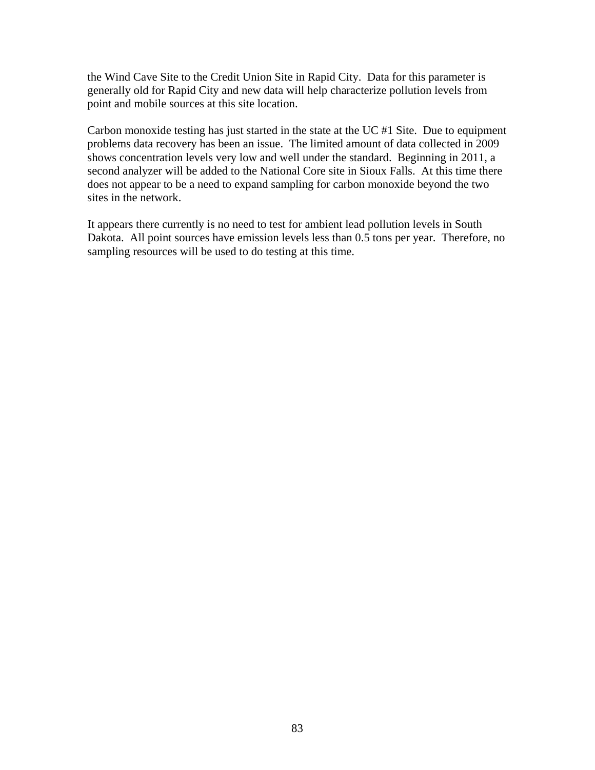the Wind Cave Site to the Credit Union Site in Rapid City. Data for this parameter is generally old for Rapid City and new data will help characterize pollution levels from point and mobile sources at this site location.

Carbon monoxide testing has just started in the state at the UC #1 Site. Due to equipment problems data recovery has been an issue. The limited amount of data collected in 2009 shows concentration levels very low and well under the standard. Beginning in 2011, a second analyzer will be added to the National Core site in Sioux Falls. At this time there does not appear to be a need to expand sampling for carbon monoxide beyond the two sites in the network.

It appears there currently is no need to test for ambient lead pollution levels in South Dakota. All point sources have emission levels less than 0.5 tons per year. Therefore, no sampling resources will be used to do testing at this time.